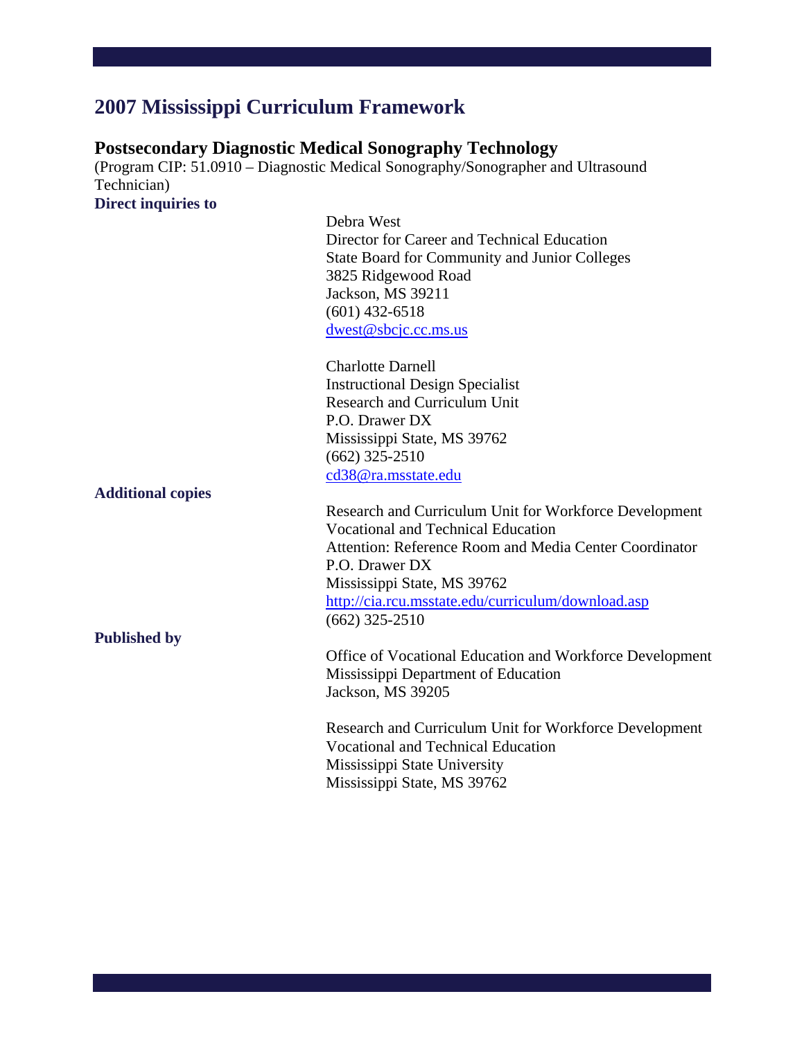# 2007 Mississippi Curriculum Framework

## Postsecondary Diagnostic Medical Sonography Technology

(Program CIP: 51.0910 – Diagnostic Medical Sonography/Sonographer and Ultrasound Technician)

**Direct inquiries to**

Debra West
Director for Career and Technical Education
State Board for Community and Junior Colleges
3825 Ridgewood Road
Jackson, MS 39211
(601) 432-6518
dwest@sbcjc.cc.ms.us

Charlotte Darnell
Instructional Design Specialist
Research and Curriculum Unit
P.O. Drawer DX
Mississippi State, MS 39762
(662) 325-2510
cd38@ra.msstate.edu

**Additional copies**

Research and Curriculum Unit for Workforce Development
Vocational and Technical Education
Attention: Reference Room and Media Center Coordinator
P.O. Drawer DX
Mississippi State, MS 39762
http://cia.rcu.msstate.edu/curriculum/download.asp
(662) 325-2510

**Published by**

Office of Vocational Education and Workforce Development
Mississippi Department of Education
Jackson, MS 39205

Research and Curriculum Unit for Workforce Development
Vocational and Technical Education
Mississippi State University
Mississippi State, MS 39762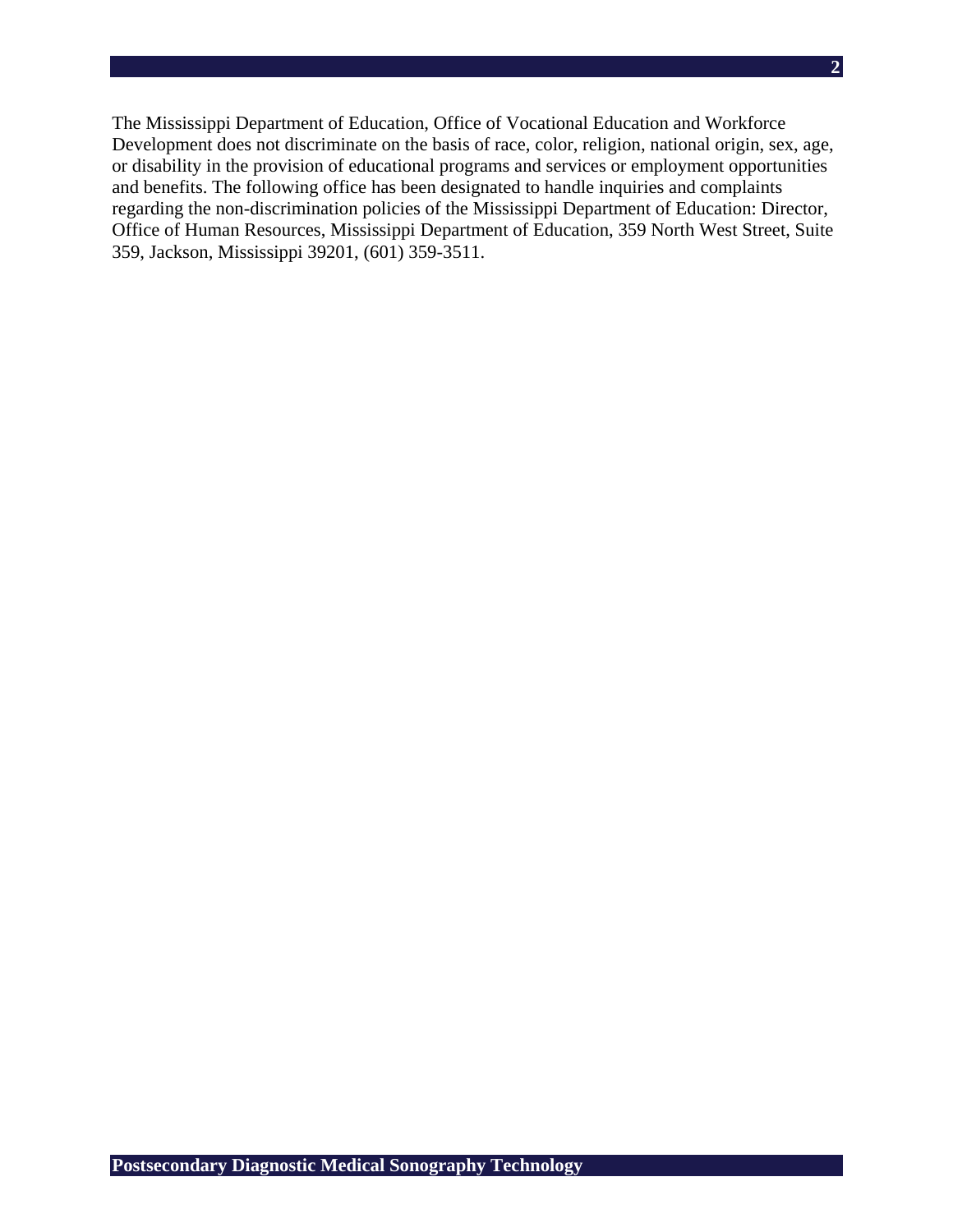The Mississippi Department of Education, Office of Vocational Education and Workforce Development does not discriminate on the basis of race, color, religion, national origin, sex, age, or disability in the provision of educational programs and services or employment opportunities and benefits. The following office has been designated to handle inquiries and complaints regarding the non-discrimination policies of the Mississippi Department of Education: Director, Office of Human Resources, Mississippi Department of Education, 359 North West Street, Suite 359, Jackson, Mississippi 39201, (601) 359-3511.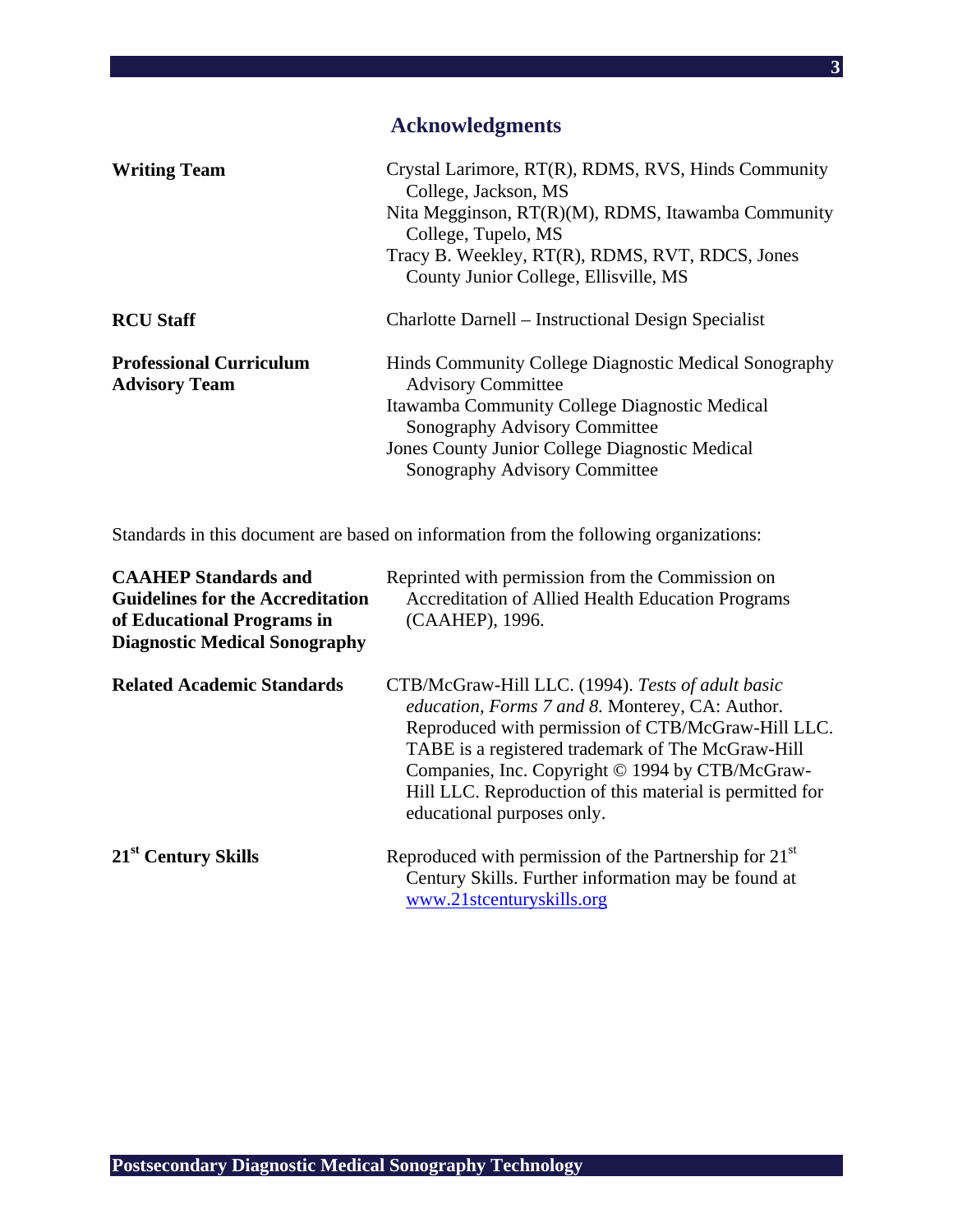## Acknowledgments

| | |
|---|---|
| **Writing Team** | Crystal Larimore, RT(R), RDMS, RVS, Hinds Community College, Jackson, MS<br>Nita Megginson, RT(R)(M), RDMS, Itawamba Community College, Tupelo, MS<br>Tracy B. Weekley, RT(R), RDMS, RVT, RDCS, Jones County Junior College, Ellisville, MS |
| **RCU Staff** | Charlotte Darnell – Instructional Design Specialist |
| **Professional Curriculum Advisory Team** | Hinds Community College Diagnostic Medical Sonography Advisory Committee<br>Itawamba Community College Diagnostic Medical Sonography Advisory Committee<br>Jones County Junior College Diagnostic Medical Sonography Advisory Committee |

Standards in this document are based on information from the following organizations:

| | |
|---|---|
| **CAAHEP Standards and Guidelines for the Accreditation of Educational Programs in Diagnostic Medical Sonography** | Reprinted with permission from the Commission on Accreditation of Allied Health Education Programs (CAAHEP), 1996. |
| **Related Academic Standards** | CTB/McGraw-Hill LLC. (1994). *Tests of adult basic education, Forms 7 and 8.* Monterey, CA: Author. Reproduced with permission of CTB/McGraw-Hill LLC. TABE is a registered trademark of The McGraw-Hill Companies, Inc. Copyright © 1994 by CTB/McGraw-Hill LLC. Reproduction of this material is permitted for educational purposes only. |
| **21st Century Skills** | Reproduced with permission of the Partnership for 21st Century Skills. Further information may be found at www.21stcenturyskills.org |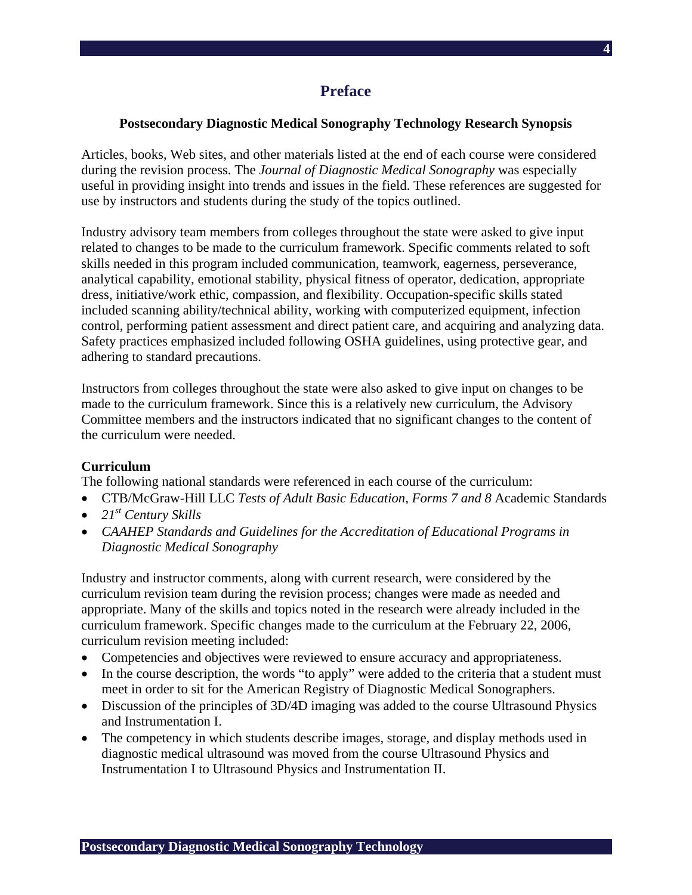# Preface

## Postsecondary Diagnostic Medical Sonography Technology Research Synopsis

Articles, books, Web sites, and other materials listed at the end of each course were considered during the revision process. The *Journal of Diagnostic Medical Sonography* was especially useful in providing insight into trends and issues in the field. These references are suggested for use by instructors and students during the study of the topics outlined.

Industry advisory team members from colleges throughout the state were asked to give input related to changes to be made to the curriculum framework. Specific comments related to soft skills needed in this program included communication, teamwork, eagerness, perseverance, analytical capability, emotional stability, physical fitness of operator, dedication, appropriate dress, initiative/work ethic, compassion, and flexibility. Occupation-specific skills stated included scanning ability/technical ability, working with computerized equipment, infection control, performing patient assessment and direct patient care, and acquiring and analyzing data. Safety practices emphasized included following OSHA guidelines, using protective gear, and adhering to standard precautions.

Instructors from colleges throughout the state were also asked to give input on changes to be made to the curriculum framework. Since this is a relatively new curriculum, the Advisory Committee members and the instructors indicated that no significant changes to the content of the curriculum were needed.

**Curriculum**

The following national standards were referenced in each course of the curriculum:

- CTB/McGraw-Hill LLC *Tests of Adult Basic Education, Forms 7 and 8* Academic Standards
- *21st Century Skills*
- *CAAHEP Standards and Guidelines for the Accreditation of Educational Programs in Diagnostic Medical Sonography*

Industry and instructor comments, along with current research, were considered by the curriculum revision team during the revision process; changes were made as needed and appropriate. Many of the skills and topics noted in the research were already included in the curriculum framework. Specific changes made to the curriculum at the February 22, 2006, curriculum revision meeting included:

- Competencies and objectives were reviewed to ensure accuracy and appropriateness.
- In the course description, the words "to apply" were added to the criteria that a student must meet in order to sit for the American Registry of Diagnostic Medical Sonographers.
- Discussion of the principles of 3D/4D imaging was added to the course Ultrasound Physics and Instrumentation I.
- The competency in which students describe images, storage, and display methods used in diagnostic medical ultrasound was moved from the course Ultrasound Physics and Instrumentation I to Ultrasound Physics and Instrumentation II.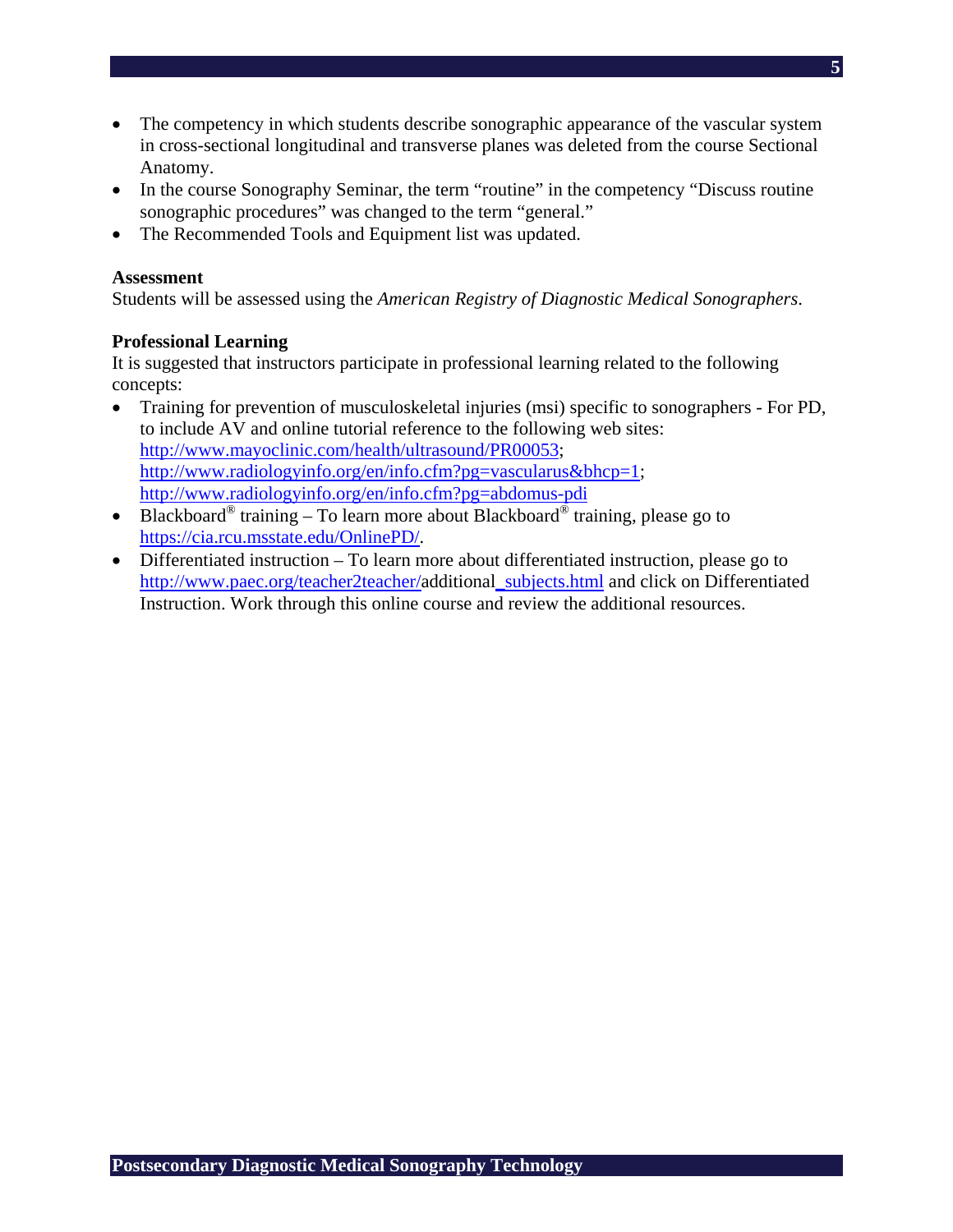- The competency in which students describe sonographic appearance of the vascular system in cross-sectional longitudinal and transverse planes was deleted from the course Sectional Anatomy.
- In the course Sonography Seminar, the term "routine" in the competency "Discuss routine sonographic procedures" was changed to the term "general."
- The Recommended Tools and Equipment list was updated.

**Assessment**
Students will be assessed using the *American Registry of Diagnostic Medical Sonographers*.

**Professional Learning**
It is suggested that instructors participate in professional learning related to the following concepts:

- Training for prevention of musculoskeletal injuries (msi) specific to sonographers - For PD, to include AV and online tutorial reference to the following web sites: http://www.mayoclinic.com/health/ultrasound/PR00053; http://www.radiologyinfo.org/en/info.cfm?pg=vascularus&bhcp=1; http://www.radiologyinfo.org/en/info.cfm?pg=abdomus-pdi
- Blackboard® training – To learn more about Blackboard® training, please go to https://cia.rcu.msstate.edu/OnlinePD/.
- Differentiated instruction – To learn more about differentiated instruction, please go to http://www.paec.org/teacher2teacher/additional_subjects.html and click on Differentiated Instruction. Work through this online course and review the additional resources.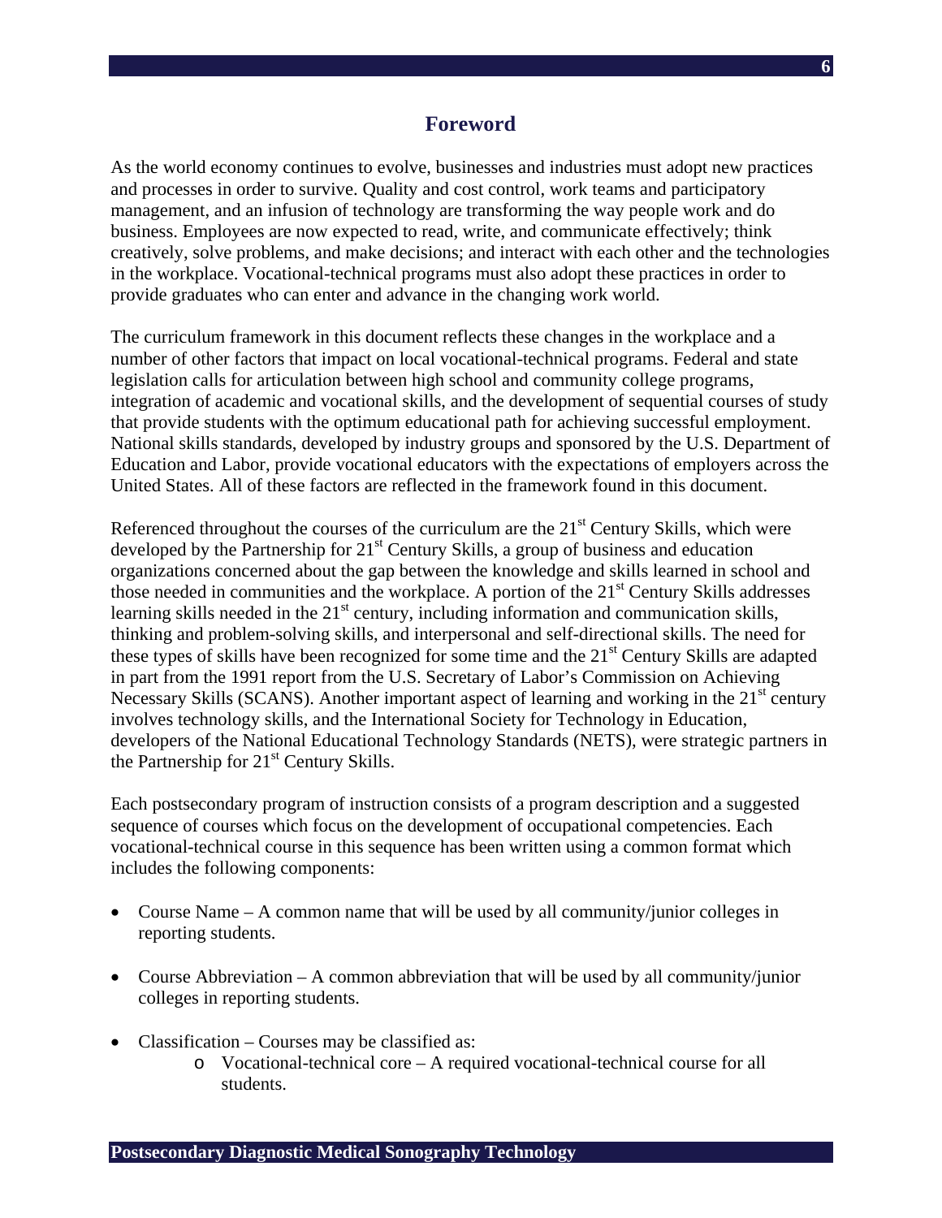# Foreword

As the world economy continues to evolve, businesses and industries must adopt new practices and processes in order to survive. Quality and cost control, work teams and participatory management, and an infusion of technology are transforming the way people work and do business. Employees are now expected to read, write, and communicate effectively; think creatively, solve problems, and make decisions; and interact with each other and the technologies in the workplace. Vocational-technical programs must also adopt these practices in order to provide graduates who can enter and advance in the changing work world.

The curriculum framework in this document reflects these changes in the workplace and a number of other factors that impact on local vocational-technical programs. Federal and state legislation calls for articulation between high school and community college programs, integration of academic and vocational skills, and the development of sequential courses of study that provide students with the optimum educational path for achieving successful employment. National skills standards, developed by industry groups and sponsored by the U.S. Department of Education and Labor, provide vocational educators with the expectations of employers across the United States. All of these factors are reflected in the framework found in this document.

Referenced throughout the courses of the curriculum are the 21st Century Skills, which were developed by the Partnership for 21st Century Skills, a group of business and education organizations concerned about the gap between the knowledge and skills learned in school and those needed in communities and the workplace. A portion of the 21st Century Skills addresses learning skills needed in the 21st century, including information and communication skills, thinking and problem-solving skills, and interpersonal and self-directional skills. The need for these types of skills have been recognized for some time and the 21st Century Skills are adapted in part from the 1991 report from the U.S. Secretary of Labor's Commission on Achieving Necessary Skills (SCANS). Another important aspect of learning and working in the 21st century involves technology skills, and the International Society for Technology in Education, developers of the National Educational Technology Standards (NETS), were strategic partners in the Partnership for 21st Century Skills.

Each postsecondary program of instruction consists of a program description and a suggested sequence of courses which focus on the development of occupational competencies. Each vocational-technical course in this sequence has been written using a common format which includes the following components:

- Course Name – A common name that will be used by all community/junior colleges in reporting students.
- Course Abbreviation – A common abbreviation that will be used by all community/junior colleges in reporting students.
- Classification – Courses may be classified as:
  - Vocational-technical core – A required vocational-technical course for all students.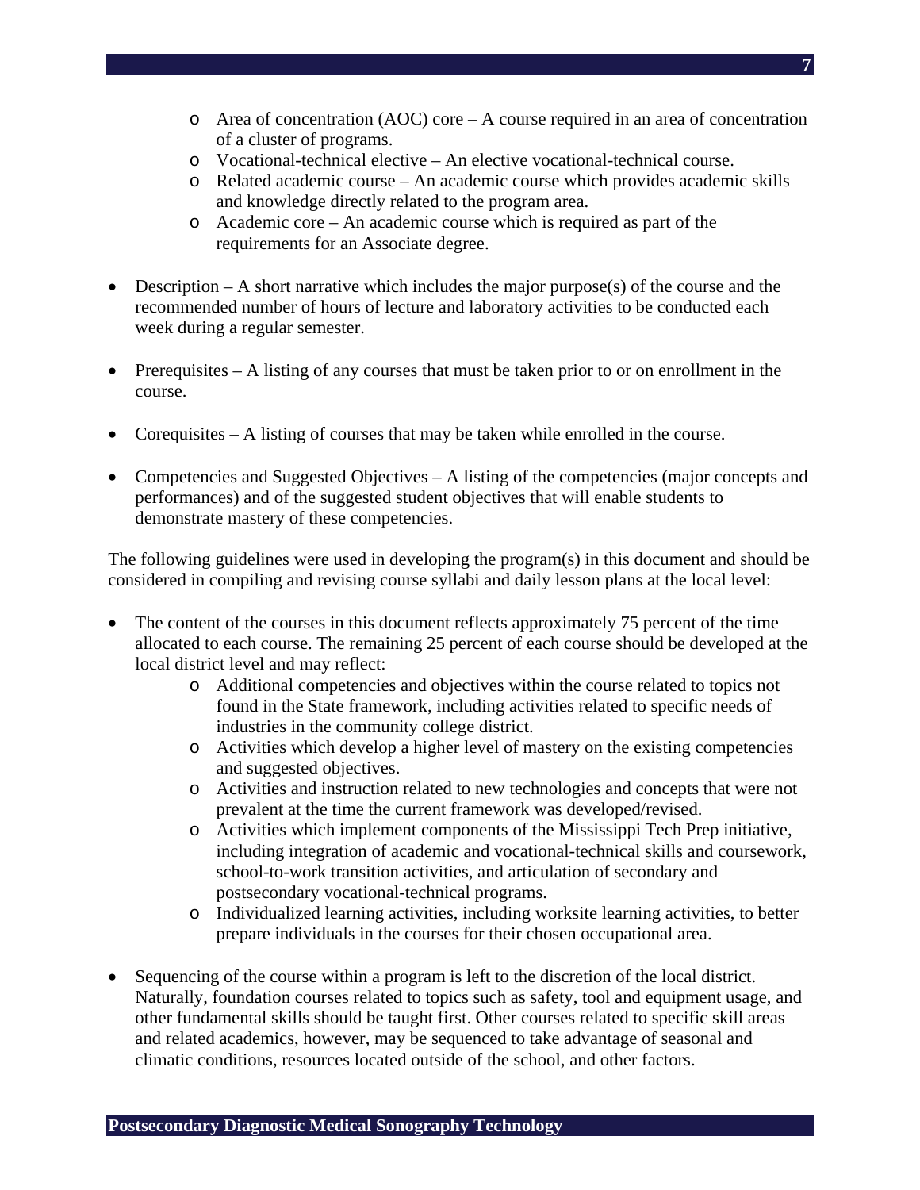- Area of concentration (AOC) core – A course required in an area of concentration of a cluster of programs.
  - Vocational-technical elective – An elective vocational-technical course.
  - Related academic course – An academic course which provides academic skills and knowledge directly related to the program area.
  - Academic core – An academic course which is required as part of the requirements for an Associate degree.

- Description – A short narrative which includes the major purpose(s) of the course and the recommended number of hours of lecture and laboratory activities to be conducted each week during a regular semester.

- Prerequisites – A listing of any courses that must be taken prior to or on enrollment in the course.

- Corequisites – A listing of courses that may be taken while enrolled in the course.

- Competencies and Suggested Objectives – A listing of the competencies (major concepts and performances) and of the suggested student objectives that will enable students to demonstrate mastery of these competencies.

The following guidelines were used in developing the program(s) in this document and should be considered in compiling and revising course syllabi and daily lesson plans at the local level:

- The content of the courses in this document reflects approximately 75 percent of the time allocated to each course. The remaining 25 percent of each course should be developed at the local district level and may reflect:
  - Additional competencies and objectives within the course related to topics not found in the State framework, including activities related to specific needs of industries in the community college district.
  - Activities which develop a higher level of mastery on the existing competencies and suggested objectives.
  - Activities and instruction related to new technologies and concepts that were not prevalent at the time the current framework was developed/revised.
  - Activities which implement components of the Mississippi Tech Prep initiative, including integration of academic and vocational-technical skills and coursework, school-to-work transition activities, and articulation of secondary and postsecondary vocational-technical programs.
  - Individualized learning activities, including worksite learning activities, to better prepare individuals in the courses for their chosen occupational area.

- Sequencing of the course within a program is left to the discretion of the local district. Naturally, foundation courses related to topics such as safety, tool and equipment usage, and other fundamental skills should be taught first. Other courses related to specific skill areas and related academics, however, may be sequenced to take advantage of seasonal and climatic conditions, resources located outside of the school, and other factors.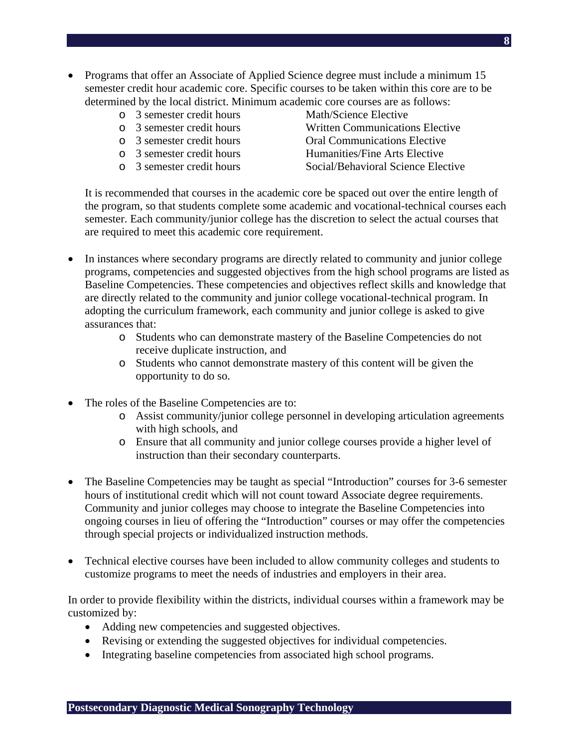- Programs that offer an Associate of Applied Science degree must include a minimum 15 semester credit hour academic core. Specific courses to be taken within this core are to be determined by the local district. Minimum academic core courses are as follows:
  - 3 semester credit hours Math/Science Elective
  - 3 semester credit hours Written Communications Elective
  - 3 semester credit hours Oral Communications Elective
  - 3 semester credit hours Humanities/Fine Arts Elective
  - 3 semester credit hours Social/Behavioral Science Elective

  It is recommended that courses in the academic core be spaced out over the entire length of the program, so that students complete some academic and vocational-technical courses each semester. Each community/junior college has the discretion to select the actual courses that are required to meet this academic core requirement.

- In instances where secondary programs are directly related to community and junior college programs, competencies and suggested objectives from the high school programs are listed as Baseline Competencies. These competencies and objectives reflect skills and knowledge that are directly related to the community and junior college vocational-technical program. In adopting the curriculum framework, each community and junior college is asked to give assurances that:
  - Students who can demonstrate mastery of the Baseline Competencies do not receive duplicate instruction, and
  - Students who cannot demonstrate mastery of this content will be given the opportunity to do so.

- The roles of the Baseline Competencies are to:
  - Assist community/junior college personnel in developing articulation agreements with high schools, and
  - Ensure that all community and junior college courses provide a higher level of instruction than their secondary counterparts.

- The Baseline Competencies may be taught as special "Introduction" courses for 3-6 semester hours of institutional credit which will not count toward Associate degree requirements. Community and junior colleges may choose to integrate the Baseline Competencies into ongoing courses in lieu of offering the "Introduction" courses or may offer the competencies through special projects or individualized instruction methods.

- Technical elective courses have been included to allow community colleges and students to customize programs to meet the needs of industries and employers in their area.

In order to provide flexibility within the districts, individual courses within a framework may be customized by:

- Adding new competencies and suggested objectives.
- Revising or extending the suggested objectives for individual competencies.
- Integrating baseline competencies from associated high school programs.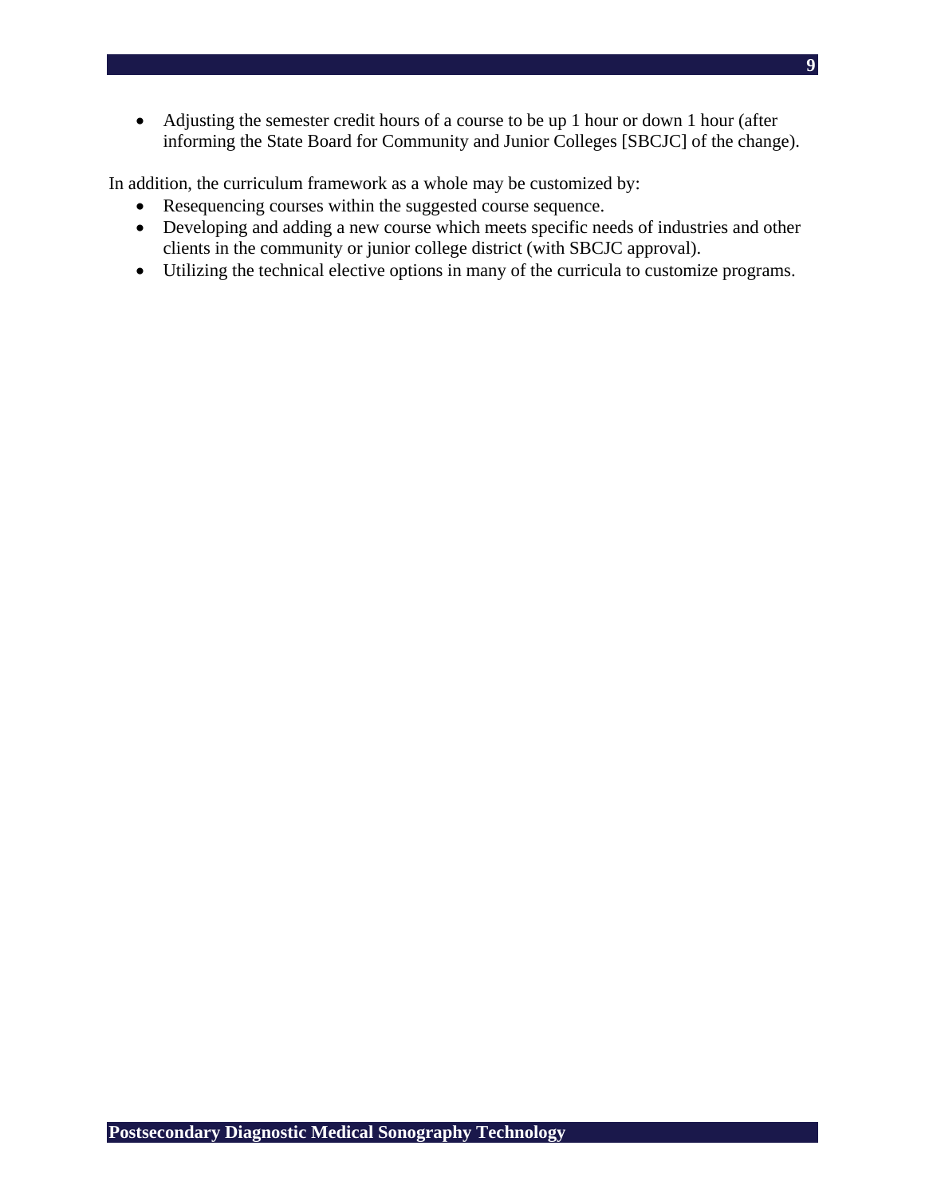- Adjusting the semester credit hours of a course to be up 1 hour or down 1 hour (after informing the State Board for Community and Junior Colleges [SBCJC] of the change).

In addition, the curriculum framework as a whole may be customized by:

- Resequencing courses within the suggested course sequence.
- Developing and adding a new course which meets specific needs of industries and other clients in the community or junior college district (with SBCJC approval).
- Utilizing the technical elective options in many of the curricula to customize programs.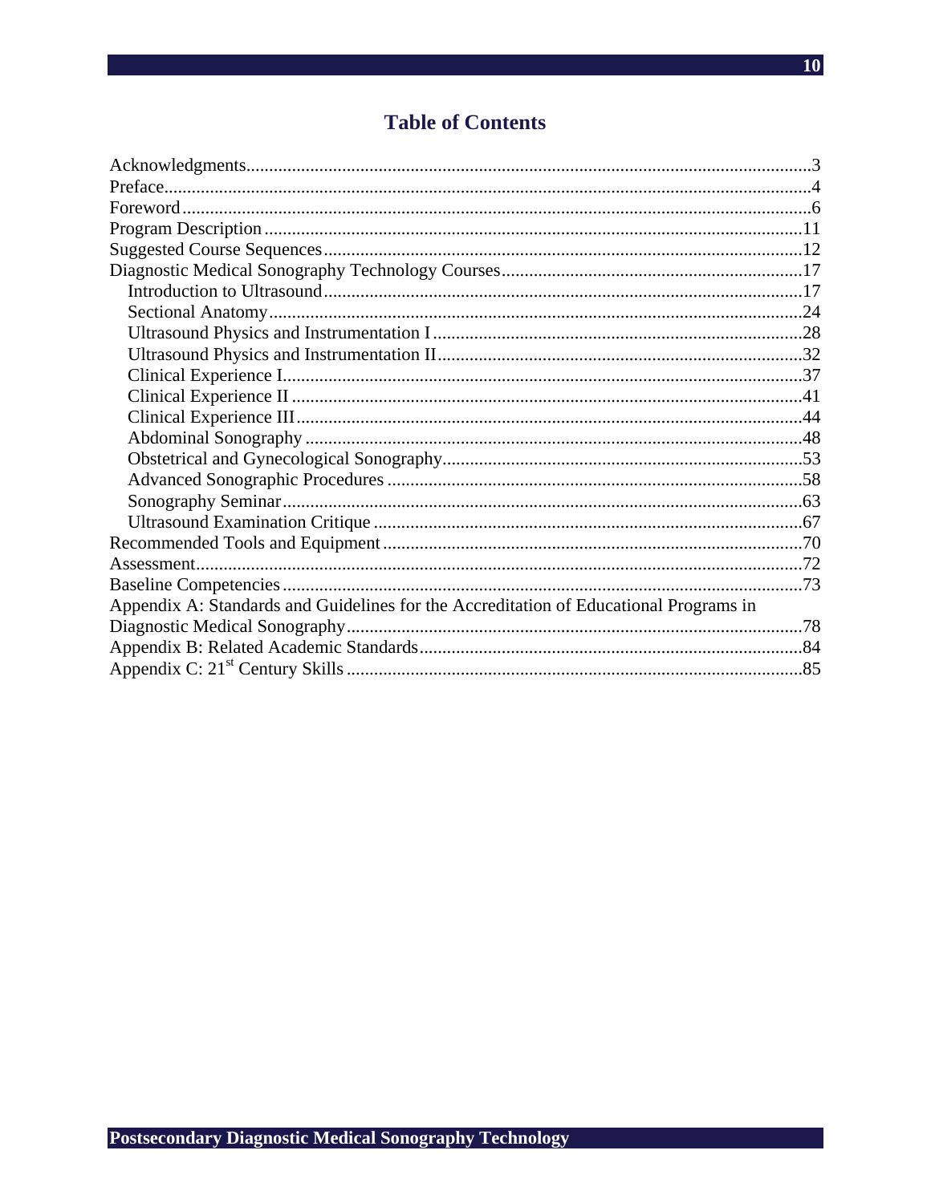# Table of Contents

Acknowledgments....................................................................................................................3
Preface.....................................................................................................................................4
Foreword.................................................................................................................................6
Program Description..............................................................................................................11
Suggested Course Sequences................................................................................................12
Diagnostic Medical Sonography Technology Courses..........................................................17
  Introduction to Ultrasound..................................................................................................17
  Sectional Anatomy...............................................................................................................24
  Ultrasound Physics and Instrumentation I...........................................................................28
  Ultrasound Physics and Instrumentation II..........................................................................32
  Clinical Experience I...........................................................................................................37
  Clinical Experience II..........................................................................................................41
  Clinical Experience III.........................................................................................................44
  Abdominal Sonography.......................................................................................................48
  Obstetrical and Gynecological Sonography........................................................................53
  Advanced Sonographic Procedures.....................................................................................58
  Sonography Seminar...........................................................................................................63
  Ultrasound Examination Critique.......................................................................................67
Recommended Tools and Equipment.....................................................................................70
Assessment.............................................................................................................................72
Baseline Competencies...........................................................................................................73
Appendix A: Standards and Guidelines for the Accreditation of Educational Programs in Diagnostic Medical Sonography.............................................................................................78
Appendix B: Related Academic Standards.............................................................................84
Appendix C: 21st Century Skills............................................................................................85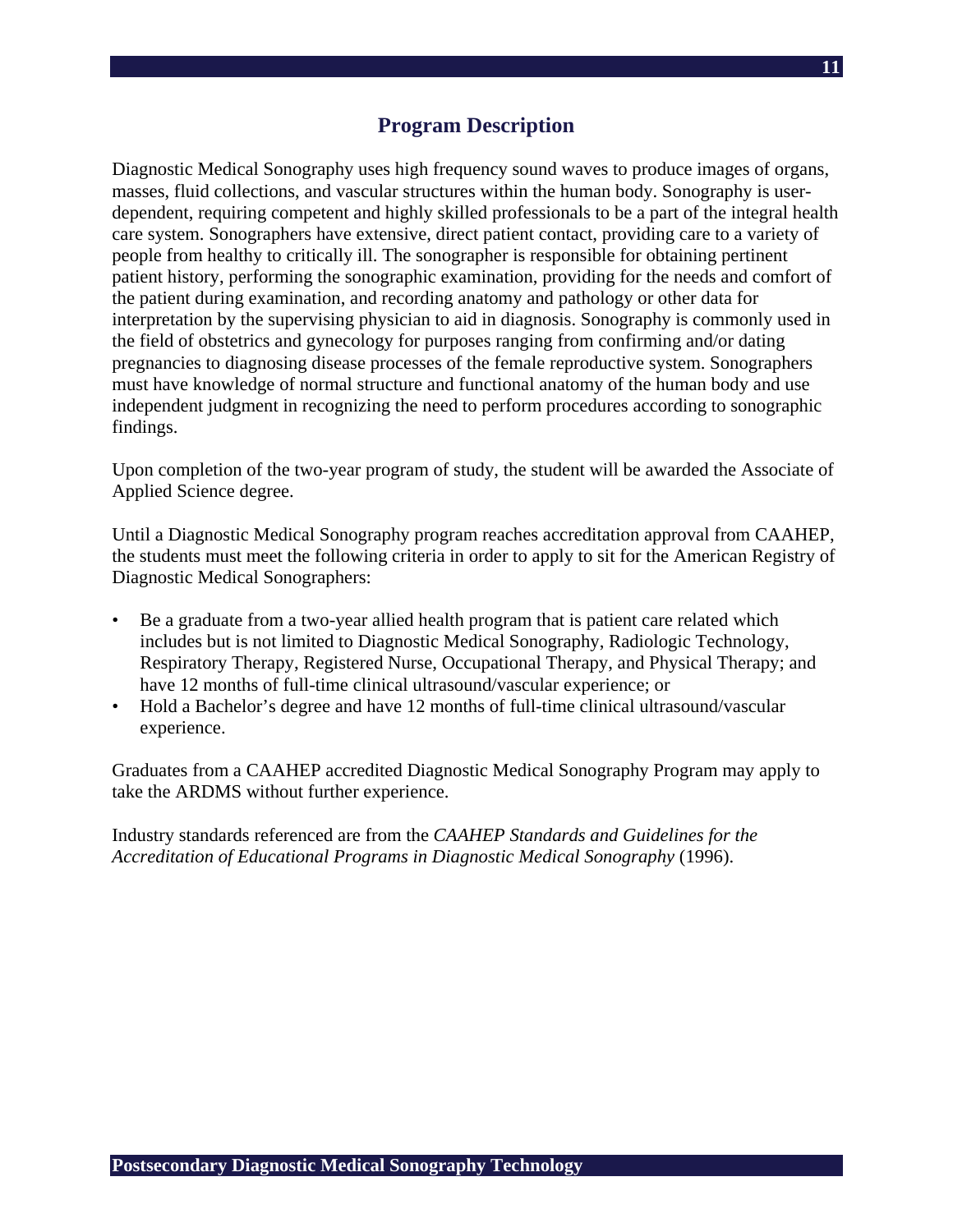## Program Description

Diagnostic Medical Sonography uses high frequency sound waves to produce images of organs, masses, fluid collections, and vascular structures within the human body. Sonography is user-dependent, requiring competent and highly skilled professionals to be a part of the integral health care system. Sonographers have extensive, direct patient contact, providing care to a variety of people from healthy to critically ill. The sonographer is responsible for obtaining pertinent patient history, performing the sonographic examination, providing for the needs and comfort of the patient during examination, and recording anatomy and pathology or other data for interpretation by the supervising physician to aid in diagnosis. Sonography is commonly used in the field of obstetrics and gynecology for purposes ranging from confirming and/or dating pregnancies to diagnosing disease processes of the female reproductive system. Sonographers must have knowledge of normal structure and functional anatomy of the human body and use independent judgment in recognizing the need to perform procedures according to sonographic findings.

Upon completion of the two-year program of study, the student will be awarded the Associate of Applied Science degree.

Until a Diagnostic Medical Sonography program reaches accreditation approval from CAAHEP, the students must meet the following criteria in order to apply to sit for the American Registry of Diagnostic Medical Sonographers:

- Be a graduate from a two-year allied health program that is patient care related which includes but is not limited to Diagnostic Medical Sonography, Radiologic Technology, Respiratory Therapy, Registered Nurse, Occupational Therapy, and Physical Therapy; and have 12 months of full-time clinical ultrasound/vascular experience; or
- Hold a Bachelor's degree and have 12 months of full-time clinical ultrasound/vascular experience.

Graduates from a CAAHEP accredited Diagnostic Medical Sonography Program may apply to take the ARDMS without further experience.

Industry standards referenced are from the *CAAHEP Standards and Guidelines for the Accreditation of Educational Programs in Diagnostic Medical Sonography* (1996).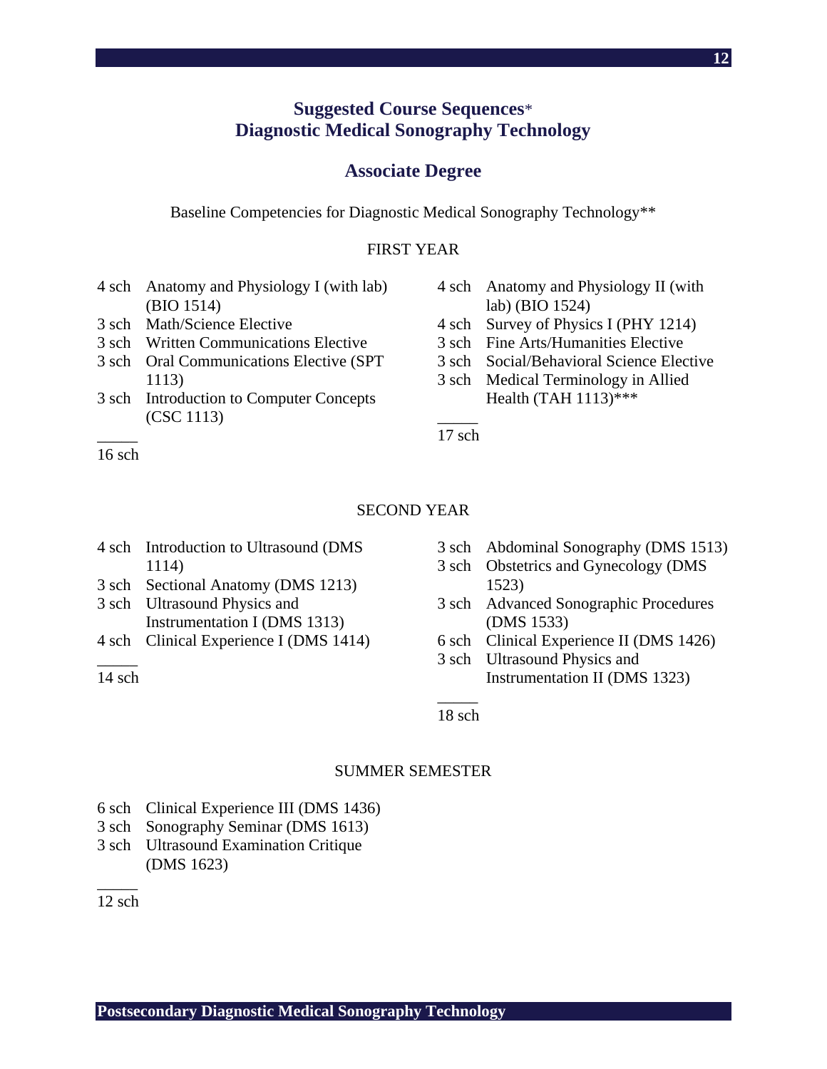## Suggested Course Sequences*
## Diagnostic Medical Sonography Technology

### Associate Degree

Baseline Competencies for Diagnostic Medical Sonography Technology**

FIRST YEAR

- 4 sch Anatomy and Physiology I (with lab) (BIO 1514)
- 3 sch Math/Science Elective
- 3 sch Written Communications Elective
- 3 sch Oral Communications Elective (SPT 1113)
- 3 sch Introduction to Computer Concepts (CSC 1113)

16 sch

- 4 sch Anatomy and Physiology II (with lab) (BIO 1524)
- 4 sch Survey of Physics I (PHY 1214)
- 3 sch Fine Arts/Humanities Elective
- 3 sch Social/Behavioral Science Elective
- 3 sch Medical Terminology in Allied Health (TAH 1113)***

17 sch

SECOND YEAR

- 4 sch Introduction to Ultrasound (DMS 1114)
- 3 sch Sectional Anatomy (DMS 1213)
- 3 sch Ultrasound Physics and Instrumentation I (DMS 1313)
- 4 sch Clinical Experience I (DMS 1414)

14 sch

- 3 sch Abdominal Sonography (DMS 1513)
- 3 sch Obstetrics and Gynecology (DMS 1523)
- 3 sch Advanced Sonographic Procedures (DMS 1533)
- 6 sch Clinical Experience II (DMS 1426)
- 3 sch Ultrasound Physics and Instrumentation II (DMS 1323)

18 sch

SUMMER SEMESTER

- 6 sch Clinical Experience III (DMS 1436)
- 3 sch Sonography Seminar (DMS 1613)
- 3 sch Ultrasound Examination Critique (DMS 1623)

12 sch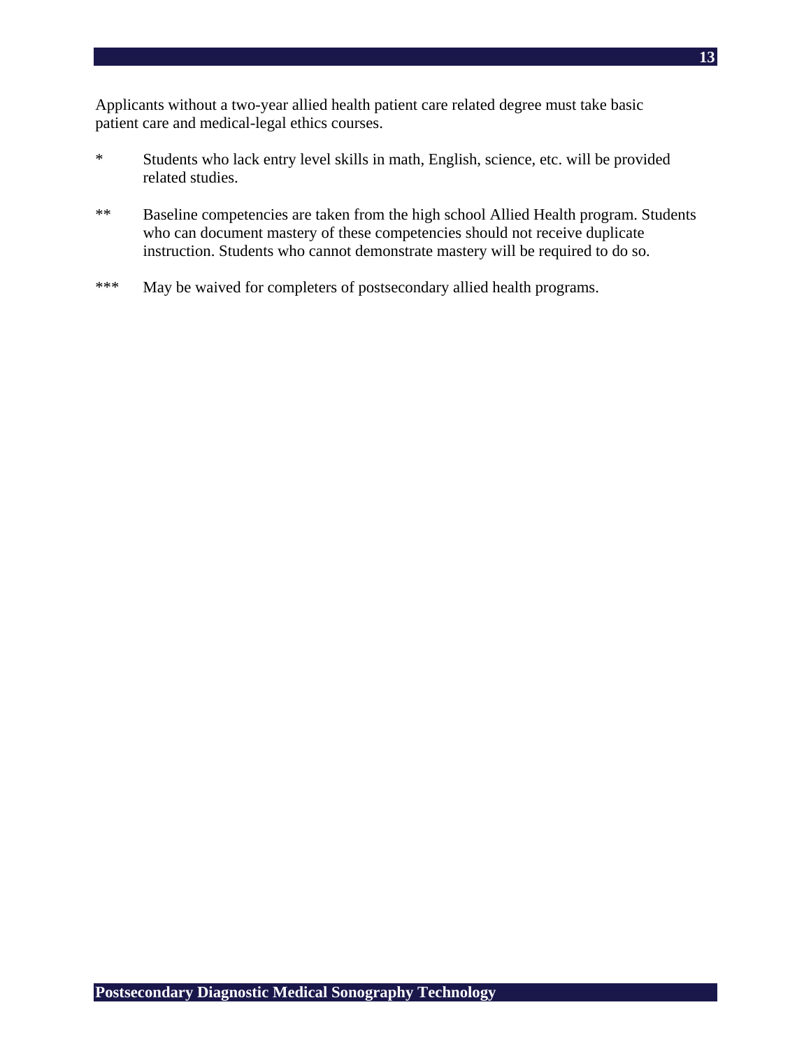Applicants without a two-year allied health patient care related degree must take basic patient care and medical-legal ethics courses.

- \* Students who lack entry level skills in math, English, science, etc. will be provided related studies.

- \*\* Baseline competencies are taken from the high school Allied Health program. Students who can document mastery of these competencies should not receive duplicate instruction. Students who cannot demonstrate mastery will be required to do so.

- \*\*\* May be waived for completers of postsecondary allied health programs.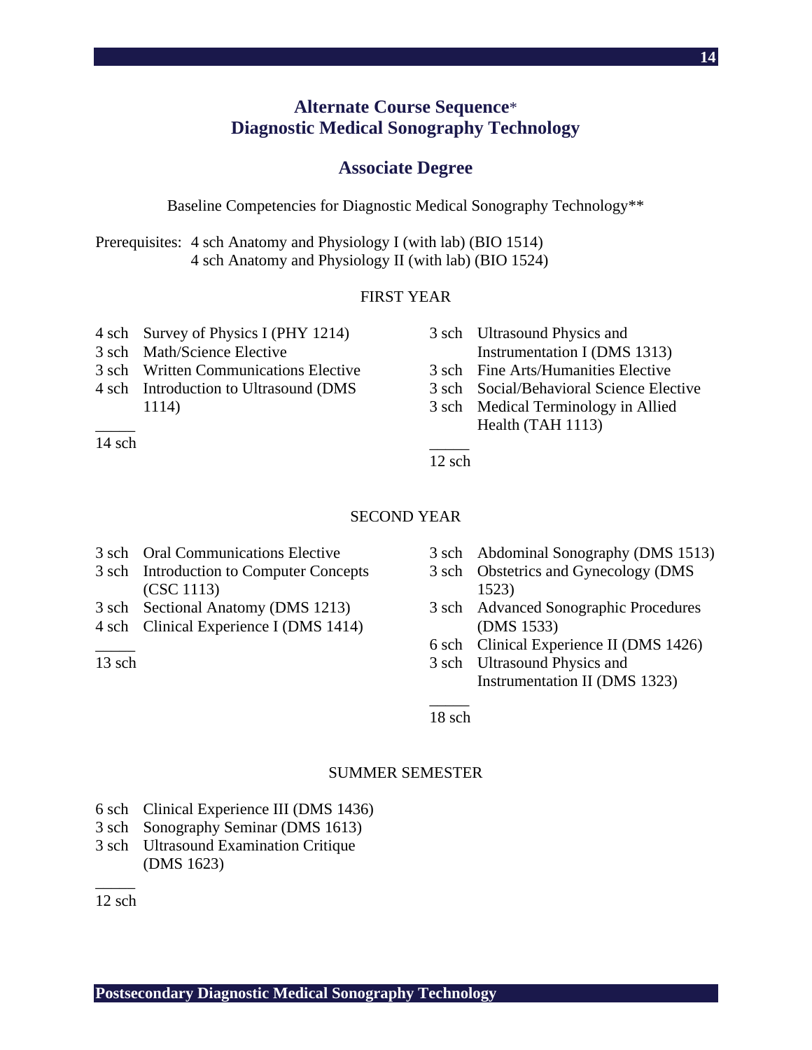## Alternate Course Sequence* Diagnostic Medical Sonography Technology

## Associate Degree

Baseline Competencies for Diagnostic Medical Sonography Technology**

Prerequisites: 4 sch Anatomy and Physiology I (with lab) (BIO 1514)
4 sch Anatomy and Physiology II (with lab) (BIO 1524)

### FIRST YEAR

4 sch Survey of Physics I (PHY 1214)
3 sch Math/Science Elective
3 sch Written Communications Elective
4 sch Introduction to Ultrasound (DMS 1114)

14 sch

3 sch Ultrasound Physics and Instrumentation I (DMS 1313)
3 sch Fine Arts/Humanities Elective
3 sch Social/Behavioral Science Elective
3 sch Medical Terminology in Allied Health (TAH 1113)

12 sch

### SECOND YEAR

3 sch Oral Communications Elective
3 sch Introduction to Computer Concepts (CSC 1113)
3 sch Sectional Anatomy (DMS 1213)
4 sch Clinical Experience I (DMS 1414)

13 sch

3 sch Abdominal Sonography (DMS 1513)
3 sch Obstetrics and Gynecology (DMS 1523)
3 sch Advanced Sonographic Procedures (DMS 1533)
6 sch Clinical Experience II (DMS 1426)
3 sch Ultrasound Physics and Instrumentation II (DMS 1323)

18 sch

### SUMMER SEMESTER

6 sch Clinical Experience III (DMS 1436)
3 sch Sonography Seminar (DMS 1613)
3 sch Ultrasound Examination Critique (DMS 1623)

12 sch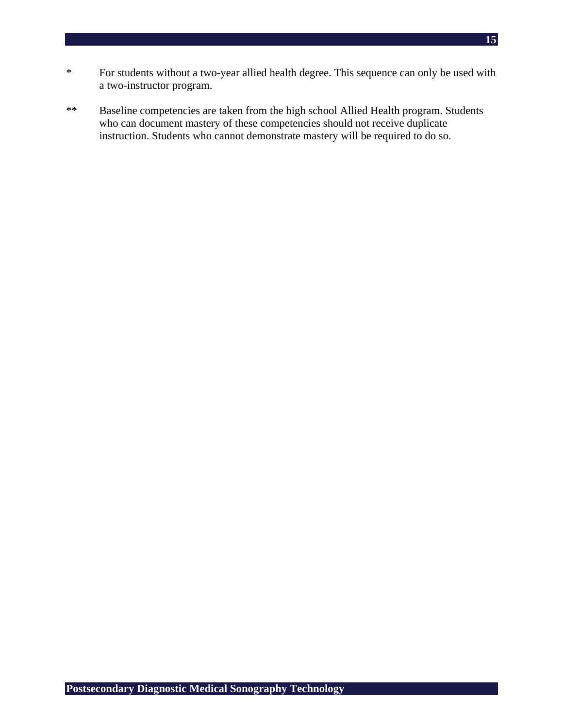* For students without a two-year allied health degree. This sequence can only be used with a two-instructor program.

** Baseline competencies are taken from the high school Allied Health program. Students who can document mastery of these competencies should not receive duplicate instruction. Students who cannot demonstrate mastery will be required to do so.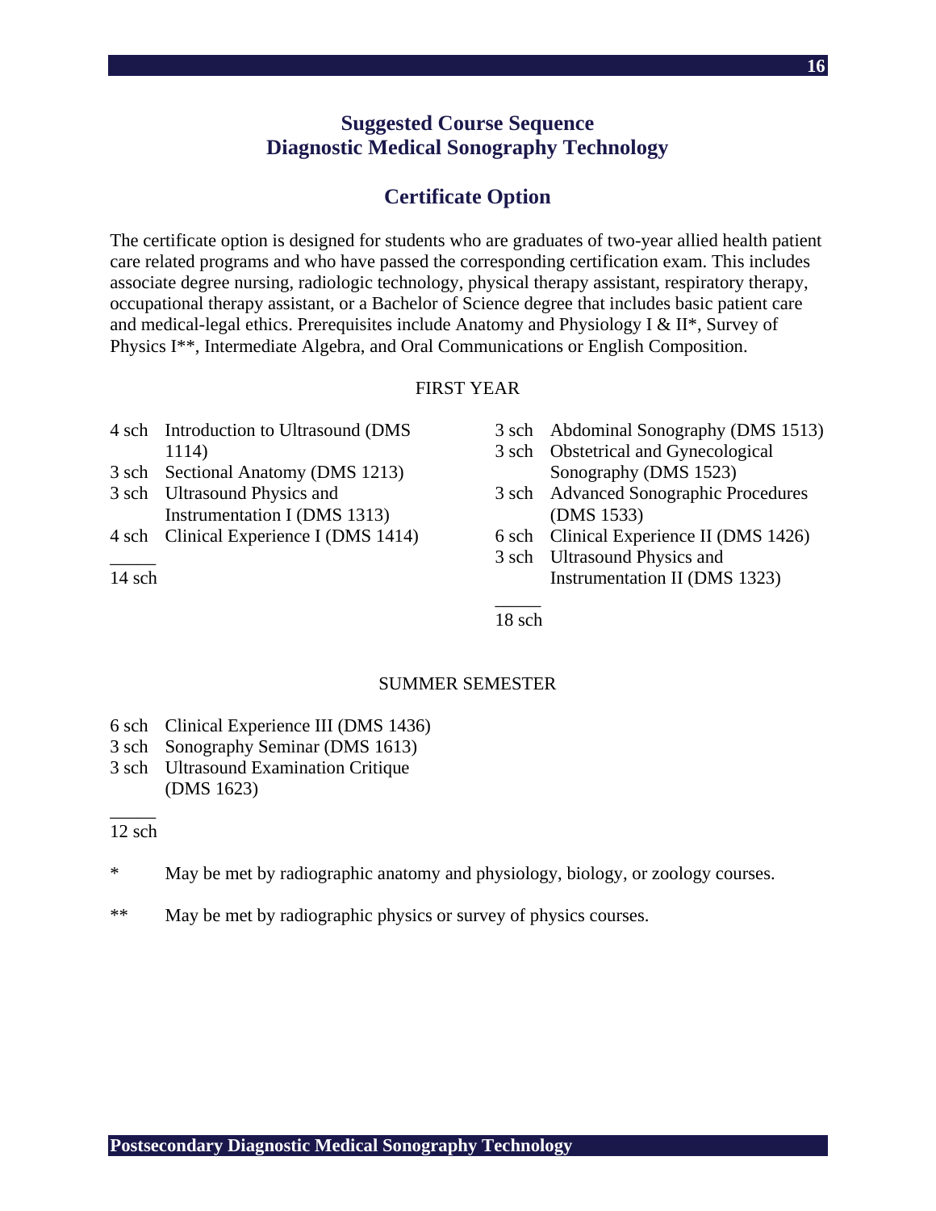## Suggested Course Sequence
## Diagnostic Medical Sonography Technology

### Certificate Option

The certificate option is designed for students who are graduates of two-year allied health patient care related programs and who have passed the corresponding certification exam. This includes associate degree nursing, radiologic technology, physical therapy assistant, respiratory therapy, occupational therapy assistant, or a Bachelor of Science degree that includes basic patient care and medical-legal ethics. Prerequisites include Anatomy and Physiology I & II*, Survey of Physics I**, Intermediate Algebra, and Oral Communications or English Composition.

FIRST YEAR

4 sch Introduction to Ultrasound (DMS 1114)
3 sch Sectional Anatomy (DMS 1213)
3 sch Ultrasound Physics and Instrumentation I (DMS 1313)
4 sch Clinical Experience I (DMS 1414)
_____
14 sch

3 sch Abdominal Sonography (DMS 1513)
3 sch Obstetrical and Gynecological Sonography (DMS 1523)
3 sch Advanced Sonographic Procedures (DMS 1533)
6 sch Clinical Experience II (DMS 1426)
3 sch Ultrasound Physics and Instrumentation II (DMS 1323)
_____
18 sch

SUMMER SEMESTER

6 sch Clinical Experience III (DMS 1436)
3 sch Sonography Seminar (DMS 1613)
3 sch Ultrasound Examination Critique (DMS 1623)
_____
12 sch

\* May be met by radiographic anatomy and physiology, biology, or zoology courses.

\*\* May be met by radiographic physics or survey of physics courses.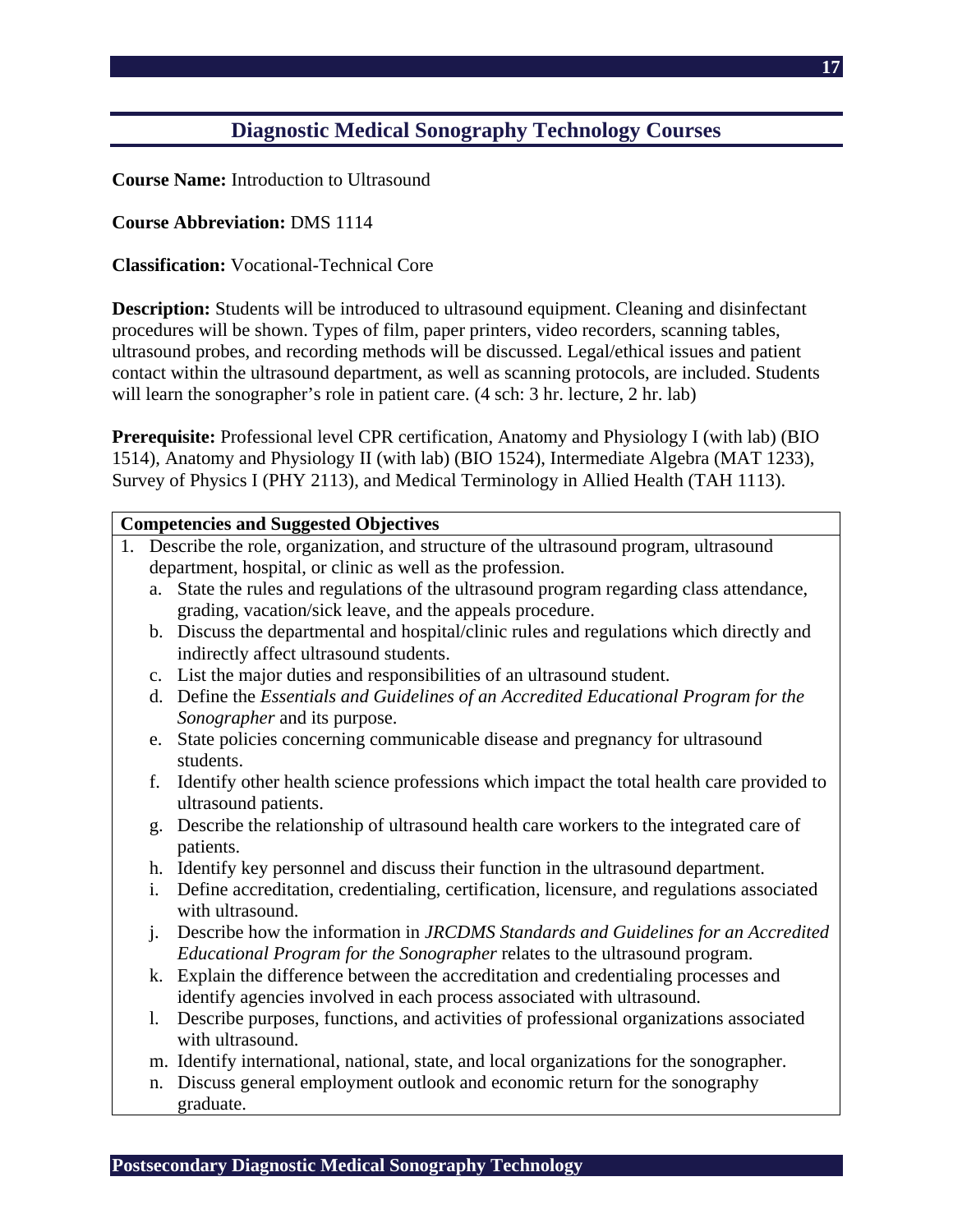## Diagnostic Medical Sonography Technology Courses

**Course Name:** Introduction to Ultrasound

**Course Abbreviation:** DMS 1114

**Classification:** Vocational-Technical Core

**Description:** Students will be introduced to ultrasound equipment. Cleaning and disinfectant procedures will be shown. Types of film, paper printers, video recorders, scanning tables, ultrasound probes, and recording methods will be discussed. Legal/ethical issues and patient contact within the ultrasound department, as well as scanning protocols, are included. Students will learn the sonographer's role in patient care. (4 sch: 3 hr. lecture, 2 hr. lab)

**Prerequisite:** Professional level CPR certification, Anatomy and Physiology I (with lab) (BIO 1514), Anatomy and Physiology II (with lab) (BIO 1524), Intermediate Algebra (MAT 1233), Survey of Physics I (PHY 2113), and Medical Terminology in Allied Health (TAH 1113).

**Competencies and Suggested Objectives**

1. Describe the role, organization, and structure of the ultrasound program, ultrasound department, hospital, or clinic as well as the profession.
   a. State the rules and regulations of the ultrasound program regarding class attendance, grading, vacation/sick leave, and the appeals procedure.
   b. Discuss the departmental and hospital/clinic rules and regulations which directly and indirectly affect ultrasound students.
   c. List the major duties and responsibilities of an ultrasound student.
   d. Define the *Essentials and Guidelines of an Accredited Educational Program for the Sonographer* and its purpose.
   e. State policies concerning communicable disease and pregnancy for ultrasound students.
   f. Identify other health science professions which impact the total health care provided to ultrasound patients.
   g. Describe the relationship of ultrasound health care workers to the integrated care of patients.
   h. Identify key personnel and discuss their function in the ultrasound department.
   i. Define accreditation, credentialing, certification, licensure, and regulations associated with ultrasound.
   j. Describe how the information in *JRCDMS Standards and Guidelines for an Accredited Educational Program for the Sonographer* relates to the ultrasound program.
   k. Explain the difference between the accreditation and credentialing processes and identify agencies involved in each process associated with ultrasound.
   l. Describe purposes, functions, and activities of professional organizations associated with ultrasound.
   m. Identify international, national, state, and local organizations for the sonographer.
   n. Discuss general employment outlook and economic return for the sonography graduate.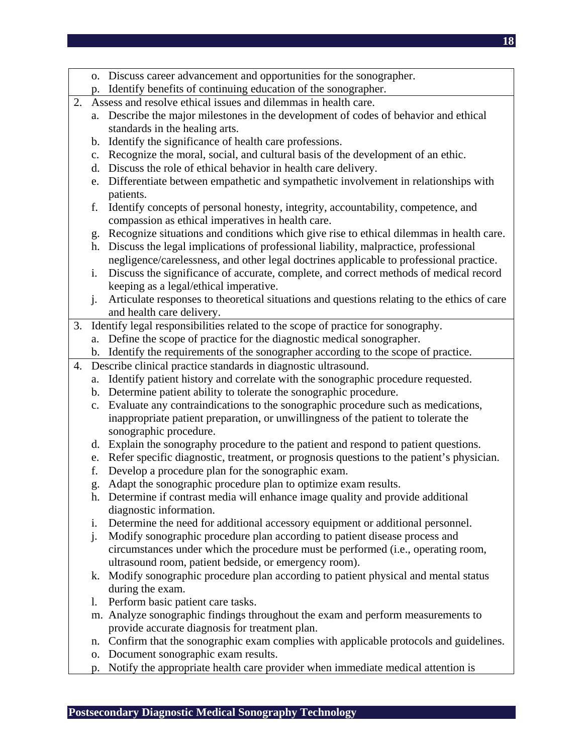o. Discuss career advancement and opportunities for the sonographer.
p. Identify benefits of continuing education of the sonographer.

2. Assess and resolve ethical issues and dilemmas in health care.
   a. Describe the major milestones in the development of codes of behavior and ethical standards in the healing arts.
   b. Identify the significance of health care professions.
   c. Recognize the moral, social, and cultural basis of the development of an ethic.
   d. Discuss the role of ethical behavior in health care delivery.
   e. Differentiate between empathetic and sympathetic involvement in relationships with patients.
   f. Identify concepts of personal honesty, integrity, accountability, competence, and compassion as ethical imperatives in health care.
   g. Recognize situations and conditions which give rise to ethical dilemmas in health care.
   h. Discuss the legal implications of professional liability, malpractice, professional negligence/carelessness, and other legal doctrines applicable to professional practice.
   i. Discuss the significance of accurate, complete, and correct methods of medical record keeping as a legal/ethical imperative.
   j. Articulate responses to theoretical situations and questions relating to the ethics of care and health care delivery.

3. Identify legal responsibilities related to the scope of practice for sonography.
   a. Define the scope of practice for the diagnostic medical sonographer.
   b. Identify the requirements of the sonographer according to the scope of practice.

4. Describe clinical practice standards in diagnostic ultrasound.
   a. Identify patient history and correlate with the sonographic procedure requested.
   b. Determine patient ability to tolerate the sonographic procedure.
   c. Evaluate any contraindications to the sonographic procedure such as medications, inappropriate patient preparation, or unwillingness of the patient to tolerate the sonographic procedure.
   d. Explain the sonography procedure to the patient and respond to patient questions.
   e. Refer specific diagnostic, treatment, or prognosis questions to the patient's physician.
   f. Develop a procedure plan for the sonographic exam.
   g. Adapt the sonographic procedure plan to optimize exam results.
   h. Determine if contrast media will enhance image quality and provide additional diagnostic information.
   i. Determine the need for additional accessory equipment or additional personnel.
   j. Modify sonographic procedure plan according to patient disease process and circumstances under which the procedure must be performed (i.e., operating room, ultrasound room, patient bedside, or emergency room).
   k. Modify sonographic procedure plan according to patient physical and mental status during the exam.
   l. Perform basic patient care tasks.
   m. Analyze sonographic findings throughout the exam and perform measurements to provide accurate diagnosis for treatment plan.
   n. Confirm that the sonographic exam complies with applicable protocols and guidelines.
   o. Document sonographic exam results.
   p. Notify the appropriate health care provider when immediate medical attention is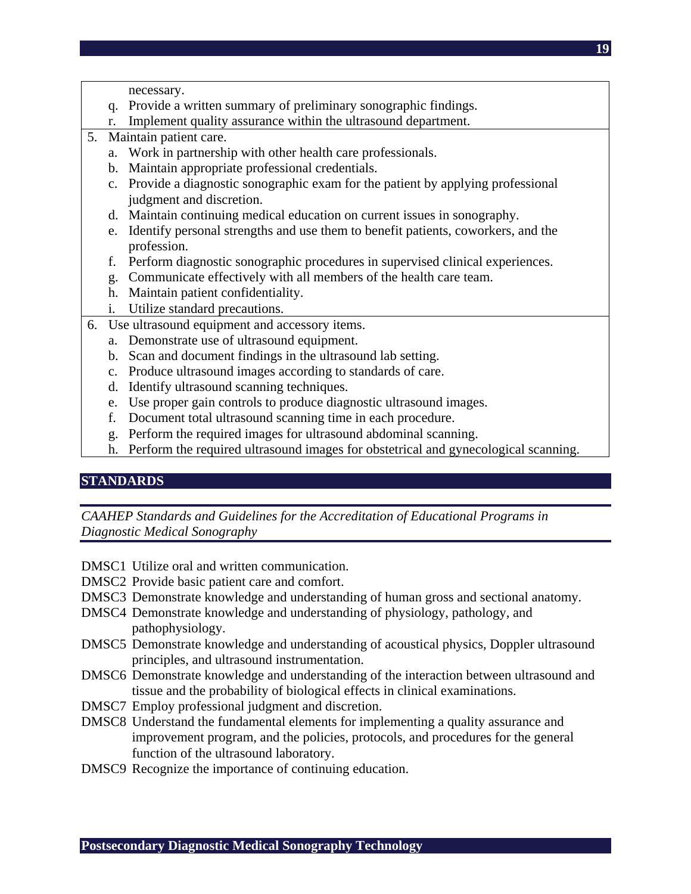necessary.

q. Provide a written summary of preliminary sonographic findings.
r. Implement quality assurance within the ultrasound department.

5. Maintain patient care.
   a. Work in partnership with other health care professionals.
   b. Maintain appropriate professional credentials.
   c. Provide a diagnostic sonographic exam for the patient by applying professional judgment and discretion.
   d. Maintain continuing medical education on current issues in sonography.
   e. Identify personal strengths and use them to benefit patients, coworkers, and the profession.
   f. Perform diagnostic sonographic procedures in supervised clinical experiences.
   g. Communicate effectively with all members of the health care team.
   h. Maintain patient confidentiality.
   i. Utilize standard precautions.
6. Use ultrasound equipment and accessory items.
   a. Demonstrate use of ultrasound equipment.
   b. Scan and document findings in the ultrasound lab setting.
   c. Produce ultrasound images according to standards of care.
   d. Identify ultrasound scanning techniques.
   e. Use proper gain controls to produce diagnostic ultrasound images.
   f. Document total ultrasound scanning time in each procedure.
   g. Perform the required images for ultrasound abdominal scanning.
   h. Perform the required ultrasound images for obstetrical and gynecological scanning.

## STANDARDS

*CAAHEP Standards and Guidelines for the Accreditation of Educational Programs in Diagnostic Medical Sonography*

DMSC1 Utilize oral and written communication.
DMSC2 Provide basic patient care and comfort.
DMSC3 Demonstrate knowledge and understanding of human gross and sectional anatomy.
DMSC4 Demonstrate knowledge and understanding of physiology, pathology, and pathophysiology.
DMSC5 Demonstrate knowledge and understanding of acoustical physics, Doppler ultrasound principles, and ultrasound instrumentation.
DMSC6 Demonstrate knowledge and understanding of the interaction between ultrasound and tissue and the probability of biological effects in clinical examinations.
DMSC7 Employ professional judgment and discretion.
DMSC8 Understand the fundamental elements for implementing a quality assurance and improvement program, and the policies, protocols, and procedures for the general function of the ultrasound laboratory.
DMSC9 Recognize the importance of continuing education.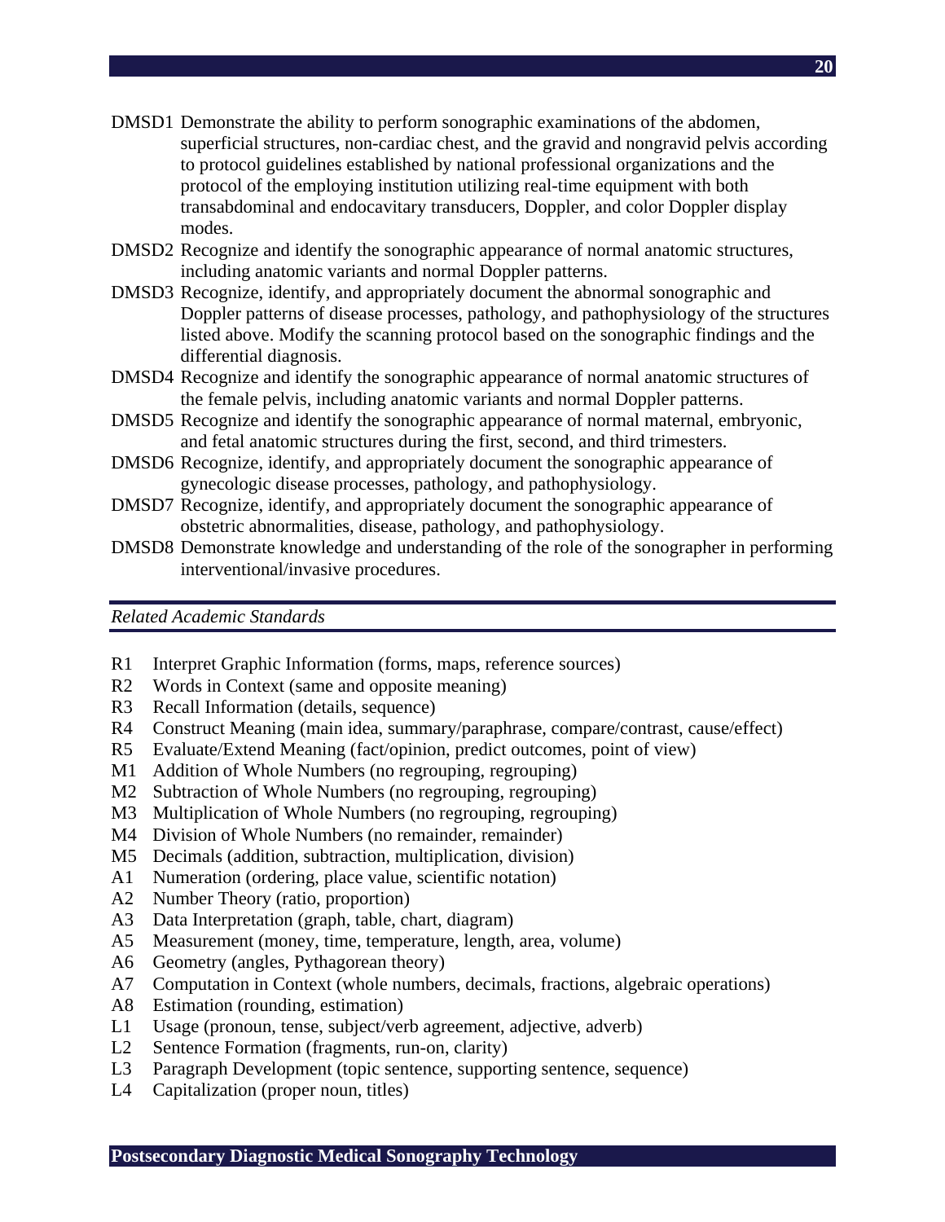DMSD1 Demonstrate the ability to perform sonographic examinations of the abdomen, superficial structures, non-cardiac chest, and the gravid and nongravid pelvis according to protocol guidelines established by national professional organizations and the protocol of the employing institution utilizing real-time equipment with both transabdominal and endocavitary transducers, Doppler, and color Doppler display modes.

DMSD2 Recognize and identify the sonographic appearance of normal anatomic structures, including anatomic variants and normal Doppler patterns.

DMSD3 Recognize, identify, and appropriately document the abnormal sonographic and Doppler patterns of disease processes, pathology, and pathophysiology of the structures listed above. Modify the scanning protocol based on the sonographic findings and the differential diagnosis.

DMSD4 Recognize and identify the sonographic appearance of normal anatomic structures of the female pelvis, including anatomic variants and normal Doppler patterns.

DMSD5 Recognize and identify the sonographic appearance of normal maternal, embryonic, and fetal anatomic structures during the first, second, and third trimesters.

DMSD6 Recognize, identify, and appropriately document the sonographic appearance of gynecologic disease processes, pathology, and pathophysiology.

DMSD7 Recognize, identify, and appropriately document the sonographic appearance of obstetric abnormalities, disease, pathology, and pathophysiology.

DMSD8 Demonstrate knowledge and understanding of the role of the sonographer in performing interventional/invasive procedures.

*Related Academic Standards*

R1 Interpret Graphic Information (forms, maps, reference sources)
R2 Words in Context (same and opposite meaning)
R3 Recall Information (details, sequence)
R4 Construct Meaning (main idea, summary/paraphrase, compare/contrast, cause/effect)
R5 Evaluate/Extend Meaning (fact/opinion, predict outcomes, point of view)
M1 Addition of Whole Numbers (no regrouping, regrouping)
M2 Subtraction of Whole Numbers (no regrouping, regrouping)
M3 Multiplication of Whole Numbers (no regrouping, regrouping)
M4 Division of Whole Numbers (no remainder, remainder)
M5 Decimals (addition, subtraction, multiplication, division)
A1 Numeration (ordering, place value, scientific notation)
A2 Number Theory (ratio, proportion)
A3 Data Interpretation (graph, table, chart, diagram)
A5 Measurement (money, time, temperature, length, area, volume)
A6 Geometry (angles, Pythagorean theory)
A7 Computation in Context (whole numbers, decimals, fractions, algebraic operations)
A8 Estimation (rounding, estimation)
L1 Usage (pronoun, tense, subject/verb agreement, adjective, adverb)
L2 Sentence Formation (fragments, run-on, clarity)
L3 Paragraph Development (topic sentence, supporting sentence, sequence)
L4 Capitalization (proper noun, titles)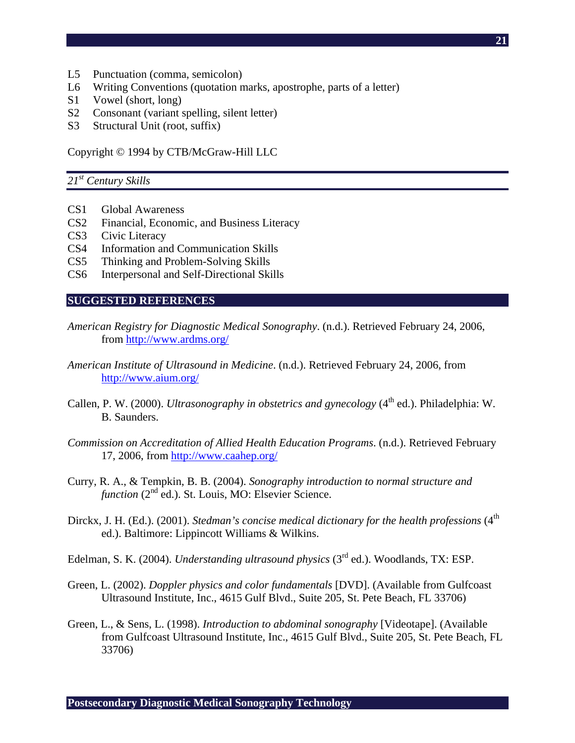L5 Punctuation (comma, semicolon)
L6 Writing Conventions (quotation marks, apostrophe, parts of a letter)
S1 Vowel (short, long)
S2 Consonant (variant spelling, silent letter)
S3 Structural Unit (root, suffix)

Copyright © 1994 by CTB/McGraw-Hill LLC

### *21st Century Skills*

CS1 Global Awareness
CS2 Financial, Economic, and Business Literacy
CS3 Civic Literacy
CS4 Information and Communication Skills
CS5 Thinking and Problem-Solving Skills
CS6 Interpersonal and Self-Directional Skills

## SUGGESTED REFERENCES

*American Registry for Diagnostic Medical Sonography*. (n.d.). Retrieved February 24, 2006, from http://www.ardms.org/

*American Institute of Ultrasound in Medicine*. (n.d.). Retrieved February 24, 2006, from http://www.aium.org/

Callen, P. W. (2000). *Ultrasonography in obstetrics and gynecology* (4th ed.). Philadelphia: W. B. Saunders.

*Commission on Accreditation of Allied Health Education Programs*. (n.d.). Retrieved February 17, 2006, from http://www.caahep.org/

Curry, R. A., & Tempkin, B. B. (2004). *Sonography introduction to normal structure and function* (2nd ed.). St. Louis, MO: Elsevier Science.

Dirckx, J. H. (Ed.). (2001). *Stedman's concise medical dictionary for the health professions* (4th ed.). Baltimore: Lippincott Williams & Wilkins.

Edelman, S. K. (2004). *Understanding ultrasound physics* (3rd ed.). Woodlands, TX: ESP.

Green, L. (2002). *Doppler physics and color fundamentals* [DVD]. (Available from Gulfcoast Ultrasound Institute, Inc., 4615 Gulf Blvd., Suite 205, St. Pete Beach, FL 33706)

Green, L., & Sens, L. (1998). *Introduction to abdominal sonography* [Videotape]. (Available from Gulfcoast Ultrasound Institute, Inc., 4615 Gulf Blvd., Suite 205, St. Pete Beach, FL 33706)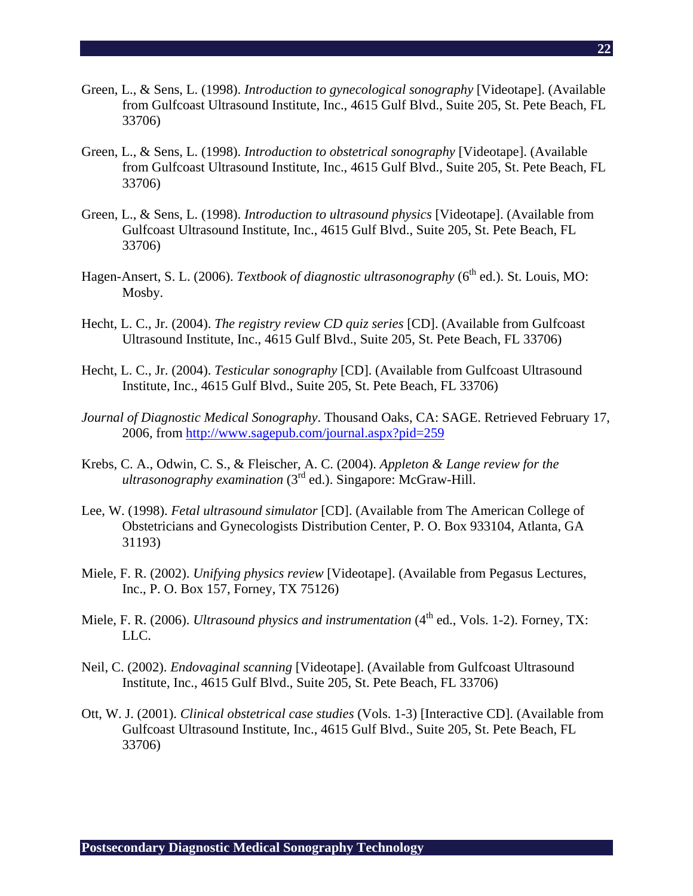Green, L., & Sens, L. (1998). *Introduction to gynecological sonography* [Videotape]. (Available from Gulfcoast Ultrasound Institute, Inc., 4615 Gulf Blvd., Suite 205, St. Pete Beach, FL 33706)

Green, L., & Sens, L. (1998). *Introduction to obstetrical sonography* [Videotape]. (Available from Gulfcoast Ultrasound Institute, Inc., 4615 Gulf Blvd., Suite 205, St. Pete Beach, FL 33706)

Green, L., & Sens, L. (1998). *Introduction to ultrasound physics* [Videotape]. (Available from Gulfcoast Ultrasound Institute, Inc., 4615 Gulf Blvd., Suite 205, St. Pete Beach, FL 33706)

Hagen-Ansert, S. L. (2006). *Textbook of diagnostic ultrasonography* (6th ed.). St. Louis, MO: Mosby.

Hecht, L. C., Jr. (2004). *The registry review CD quiz series* [CD]. (Available from Gulfcoast Ultrasound Institute, Inc., 4615 Gulf Blvd., Suite 205, St. Pete Beach, FL 33706)

Hecht, L. C., Jr. (2004). *Testicular sonography* [CD]. (Available from Gulfcoast Ultrasound Institute, Inc., 4615 Gulf Blvd., Suite 205, St. Pete Beach, FL 33706)

*Journal of Diagnostic Medical Sonography*. Thousand Oaks, CA: SAGE. Retrieved February 17, 2006, from http://www.sagepub.com/journal.aspx?pid=259

Krebs, C. A., Odwin, C. S., & Fleischer, A. C. (2004). *Appleton & Lange review for the ultrasonography examination* (3rd ed.). Singapore: McGraw-Hill.

Lee, W. (1998). *Fetal ultrasound simulator* [CD]. (Available from The American College of Obstetricians and Gynecologists Distribution Center, P. O. Box 933104, Atlanta, GA 31193)

Miele, F. R. (2002). *Unifying physics review* [Videotape]. (Available from Pegasus Lectures, Inc., P. O. Box 157, Forney, TX 75126)

Miele, F. R. (2006). *Ultrasound physics and instrumentation* (4th ed., Vols. 1-2). Forney, TX: LLC.

Neil, C. (2002). *Endovaginal scanning* [Videotape]. (Available from Gulfcoast Ultrasound Institute, Inc., 4615 Gulf Blvd., Suite 205, St. Pete Beach, FL 33706)

Ott, W. J. (2001). *Clinical obstetrical case studies* (Vols. 1-3) [Interactive CD]. (Available from Gulfcoast Ultrasound Institute, Inc., 4615 Gulf Blvd., Suite 205, St. Pete Beach, FL 33706)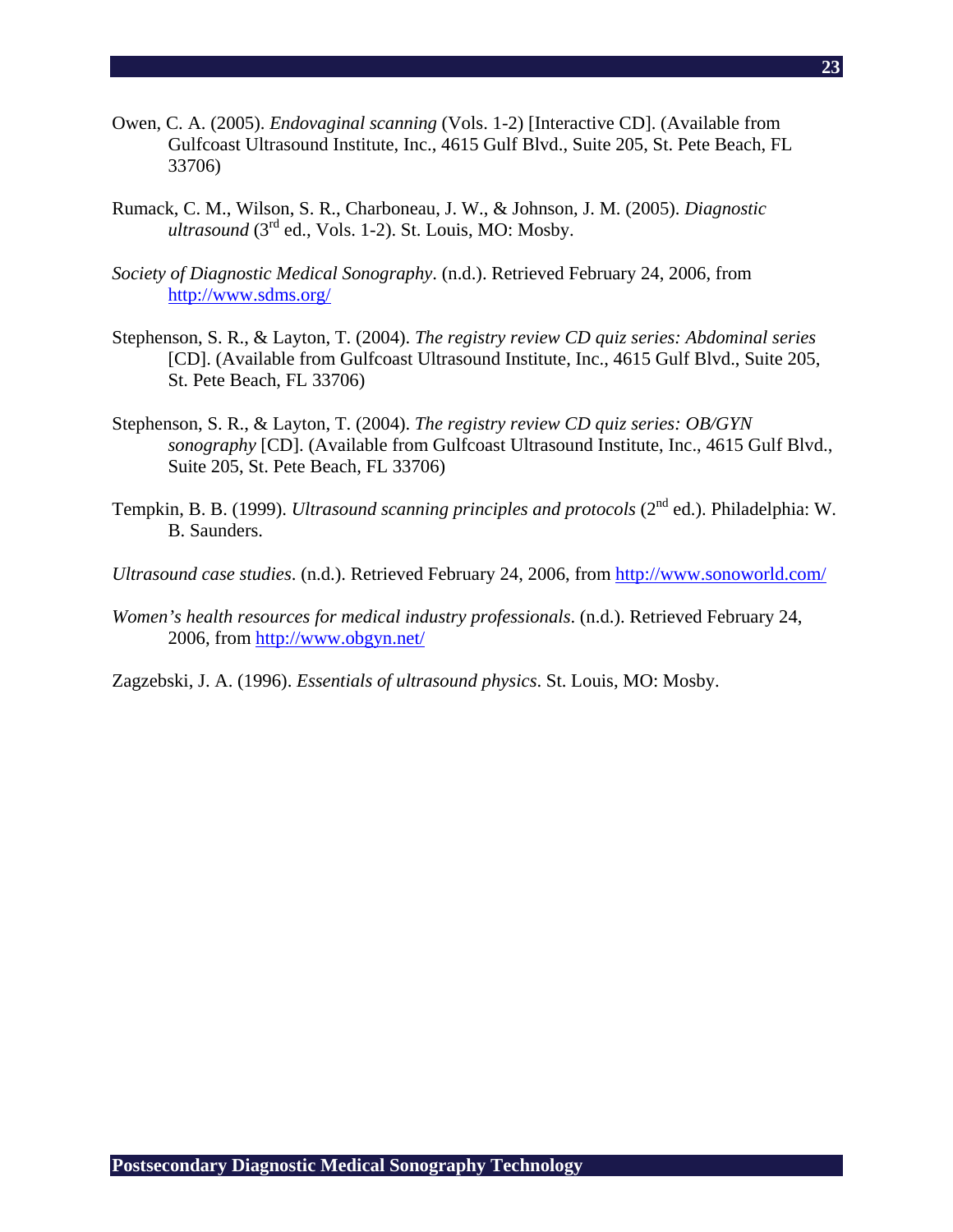Owen, C. A. (2005). *Endovaginal scanning* (Vols. 1-2) [Interactive CD]. (Available from Gulfcoast Ultrasound Institute, Inc., 4615 Gulf Blvd., Suite 205, St. Pete Beach, FL 33706)

Rumack, C. M., Wilson, S. R., Charboneau, J. W., & Johnson, J. M. (2005). *Diagnostic ultrasound* (3rd ed., Vols. 1-2). St. Louis, MO: Mosby.

*Society of Diagnostic Medical Sonography*. (n.d.). Retrieved February 24, 2006, from http://www.sdms.org/

Stephenson, S. R., & Layton, T. (2004). *The registry review CD quiz series: Abdominal series* [CD]. (Available from Gulfcoast Ultrasound Institute, Inc., 4615 Gulf Blvd., Suite 205, St. Pete Beach, FL 33706)

Stephenson, S. R., & Layton, T. (2004). *The registry review CD quiz series: OB/GYN sonography* [CD]. (Available from Gulfcoast Ultrasound Institute, Inc., 4615 Gulf Blvd., Suite 205, St. Pete Beach, FL 33706)

Tempkin, B. B. (1999). *Ultrasound scanning principles and protocols* (2nd ed.). Philadelphia: W. B. Saunders.

*Ultrasound case studies*. (n.d.). Retrieved February 24, 2006, from http://www.sonoworld.com/

*Women's health resources for medical industry professionals*. (n.d.). Retrieved February 24, 2006, from http://www.obgyn.net/

Zagzebski, J. A. (1996). *Essentials of ultrasound physics*. St. Louis, MO: Mosby.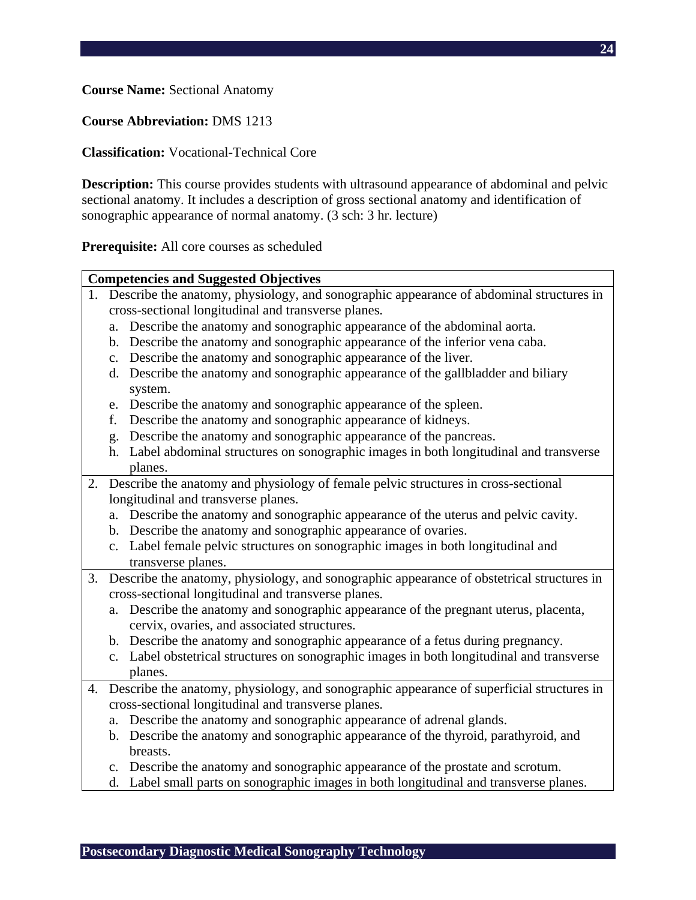**Course Name:** Sectional Anatomy

**Course Abbreviation:** DMS 1213

**Classification:** Vocational-Technical Core

**Description:** This course provides students with ultrasound appearance of abdominal and pelvic sectional anatomy. It includes a description of gross sectional anatomy and identification of sonographic appearance of normal anatomy. (3 sch: 3 hr. lecture)

**Prerequisite:** All core courses as scheduled

| **Competencies and Suggested Objectives** |
|---|
| 1. Describe the anatomy, physiology, and sonographic appearance of abdominal structures in cross-sectional longitudinal and transverse planes.<br>a. Describe the anatomy and sonographic appearance of the abdominal aorta.<br>b. Describe the anatomy and sonographic appearance of the inferior vena caba.<br>c. Describe the anatomy and sonographic appearance of the liver.<br>d. Describe the anatomy and sonographic appearance of the gallbladder and biliary system.<br>e. Describe the anatomy and sonographic appearance of the spleen.<br>f. Describe the anatomy and sonographic appearance of kidneys.<br>g. Describe the anatomy and sonographic appearance of the pancreas.<br>h. Label abdominal structures on sonographic images in both longitudinal and transverse planes. |
| 2. Describe the anatomy and physiology of female pelvic structures in cross-sectional longitudinal and transverse planes.<br>a. Describe the anatomy and sonographic appearance of the uterus and pelvic cavity.<br>b. Describe the anatomy and sonographic appearance of ovaries.<br>c. Label female pelvic structures on sonographic images in both longitudinal and transverse planes. |
| 3. Describe the anatomy, physiology, and sonographic appearance of obstetrical structures in cross-sectional longitudinal and transverse planes.<br>a. Describe the anatomy and sonographic appearance of the pregnant uterus, placenta, cervix, ovaries, and associated structures.<br>b. Describe the anatomy and sonographic appearance of a fetus during pregnancy.<br>c. Label obstetrical structures on sonographic images in both longitudinal and transverse planes. |
| 4. Describe the anatomy, physiology, and sonographic appearance of superficial structures in cross-sectional longitudinal and transverse planes.<br>a. Describe the anatomy and sonographic appearance of adrenal glands.<br>b. Describe the anatomy and sonographic appearance of the thyroid, parathyroid, and breasts.<br>c. Describe the anatomy and sonographic appearance of the prostate and scrotum.<br>d. Label small parts on sonographic images in both longitudinal and transverse planes. |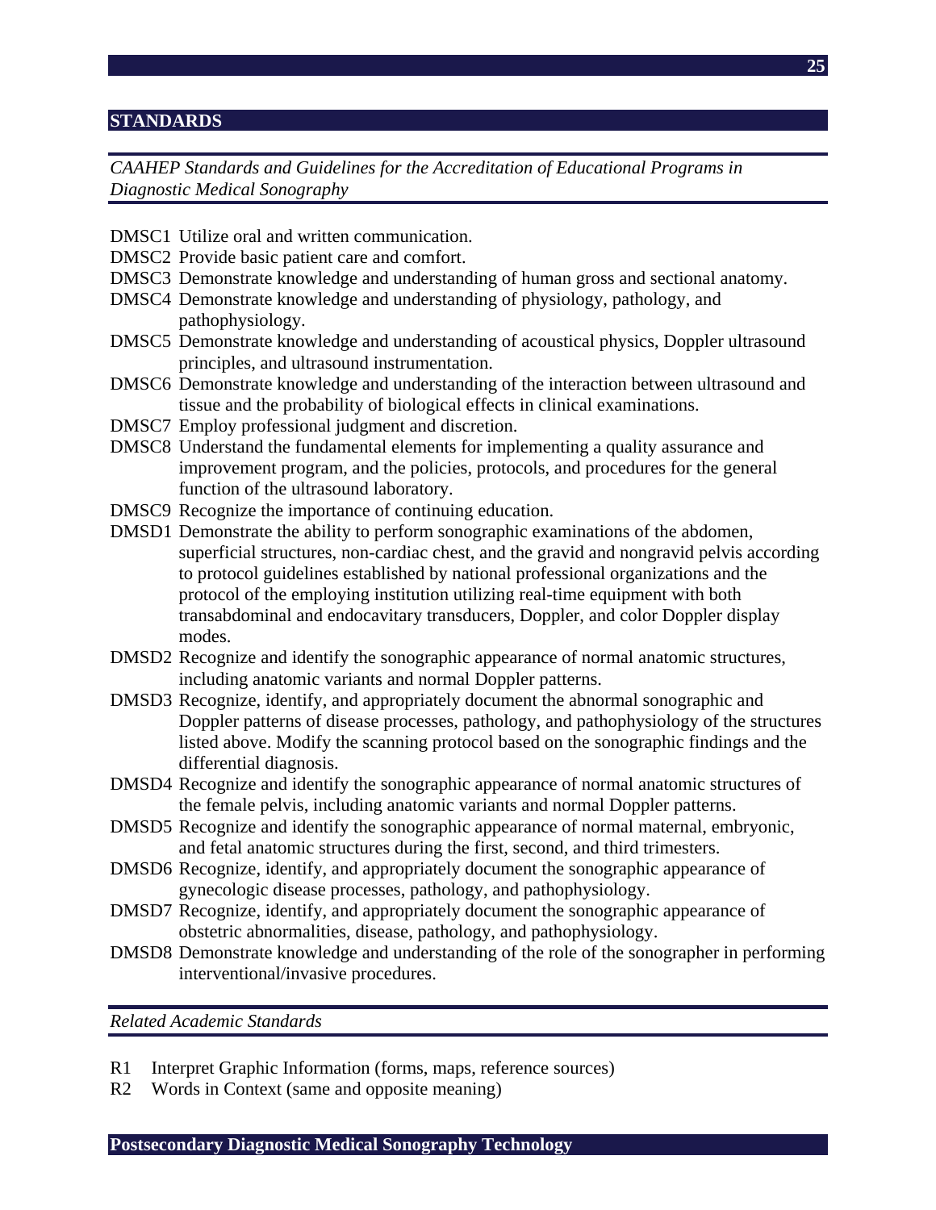## STANDARDS

*CAAHEP Standards and Guidelines for the Accreditation of Educational Programs in Diagnostic Medical Sonography*

- DMSC1 Utilize oral and written communication.
- DMSC2 Provide basic patient care and comfort.
- DMSC3 Demonstrate knowledge and understanding of human gross and sectional anatomy.
- DMSC4 Demonstrate knowledge and understanding of physiology, pathology, and pathophysiology.
- DMSC5 Demonstrate knowledge and understanding of acoustical physics, Doppler ultrasound principles, and ultrasound instrumentation.
- DMSC6 Demonstrate knowledge and understanding of the interaction between ultrasound and tissue and the probability of biological effects in clinical examinations.
- DMSC7 Employ professional judgment and discretion.
- DMSC8 Understand the fundamental elements for implementing a quality assurance and improvement program, and the policies, protocols, and procedures for the general function of the ultrasound laboratory.
- DMSC9 Recognize the importance of continuing education.
- DMSD1 Demonstrate the ability to perform sonographic examinations of the abdomen, superficial structures, non-cardiac chest, and the gravid and nongravid pelvis according to protocol guidelines established by national professional organizations and the protocol of the employing institution utilizing real-time equipment with both transabdominal and endocavitary transducers, Doppler, and color Doppler display modes.
- DMSD2 Recognize and identify the sonographic appearance of normal anatomic structures, including anatomic variants and normal Doppler patterns.
- DMSD3 Recognize, identify, and appropriately document the abnormal sonographic and Doppler patterns of disease processes, pathology, and pathophysiology of the structures listed above. Modify the scanning protocol based on the sonographic findings and the differential diagnosis.
- DMSD4 Recognize and identify the sonographic appearance of normal anatomic structures of the female pelvis, including anatomic variants and normal Doppler patterns.
- DMSD5 Recognize and identify the sonographic appearance of normal maternal, embryonic, and fetal anatomic structures during the first, second, and third trimesters.
- DMSD6 Recognize, identify, and appropriately document the sonographic appearance of gynecologic disease processes, pathology, and pathophysiology.
- DMSD7 Recognize, identify, and appropriately document the sonographic appearance of obstetric abnormalities, disease, pathology, and pathophysiology.
- DMSD8 Demonstrate knowledge and understanding of the role of the sonographer in performing interventional/invasive procedures.

*Related Academic Standards*

- R1 Interpret Graphic Information (forms, maps, reference sources)
- R2 Words in Context (same and opposite meaning)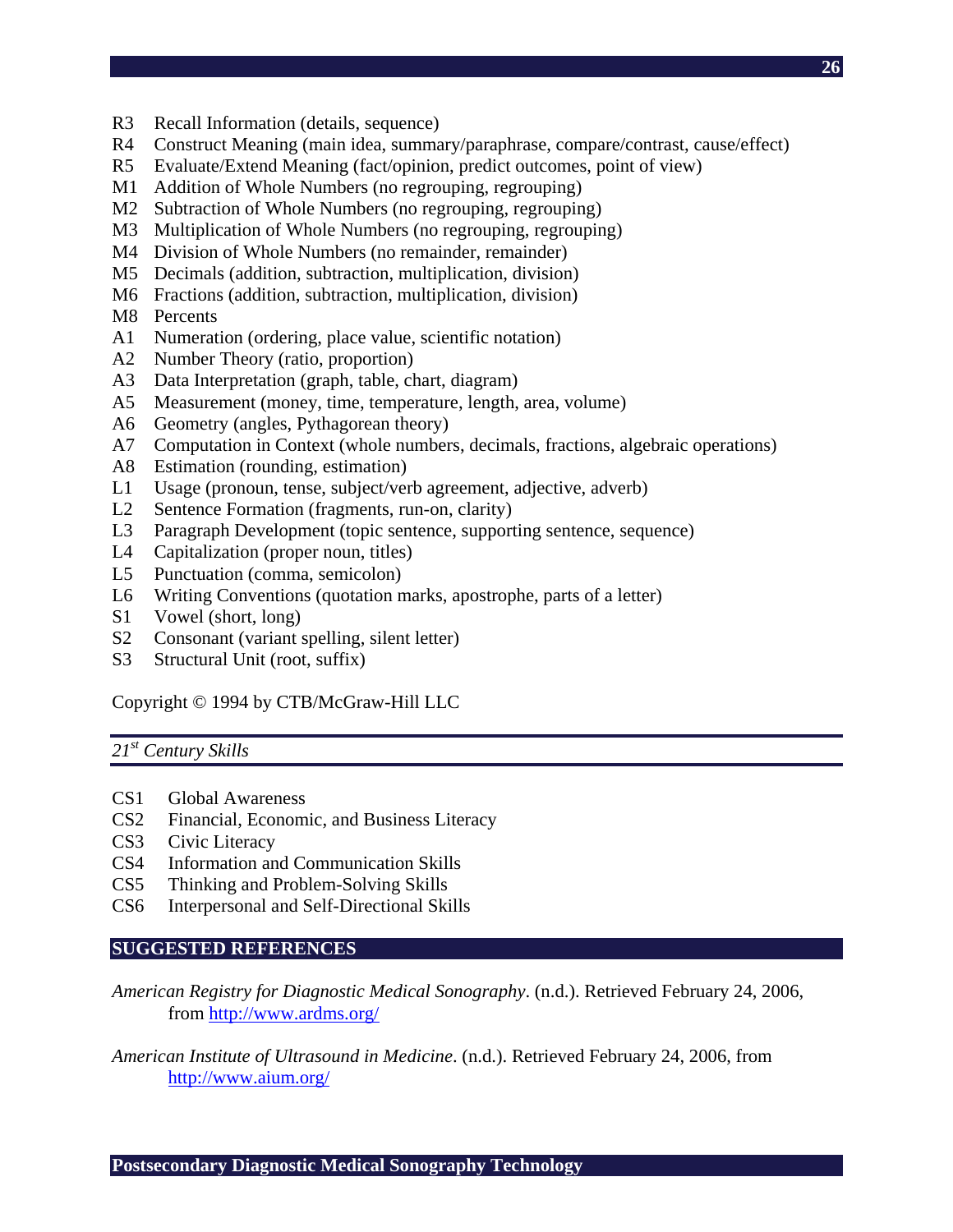R3 Recall Information (details, sequence)
R4 Construct Meaning (main idea, summary/paraphrase, compare/contrast, cause/effect)
R5 Evaluate/Extend Meaning (fact/opinion, predict outcomes, point of view)
M1 Addition of Whole Numbers (no regrouping, regrouping)
M2 Subtraction of Whole Numbers (no regrouping, regrouping)
M3 Multiplication of Whole Numbers (no regrouping, regrouping)
M4 Division of Whole Numbers (no remainder, remainder)
M5 Decimals (addition, subtraction, multiplication, division)
M6 Fractions (addition, subtraction, multiplication, division)
M8 Percents
A1 Numeration (ordering, place value, scientific notation)
A2 Number Theory (ratio, proportion)
A3 Data Interpretation (graph, table, chart, diagram)
A5 Measurement (money, time, temperature, length, area, volume)
A6 Geometry (angles, Pythagorean theory)
A7 Computation in Context (whole numbers, decimals, fractions, algebraic operations)
A8 Estimation (rounding, estimation)
L1 Usage (pronoun, tense, subject/verb agreement, adjective, adverb)
L2 Sentence Formation (fragments, run-on, clarity)
L3 Paragraph Development (topic sentence, supporting sentence, sequence)
L4 Capitalization (proper noun, titles)
L5 Punctuation (comma, semicolon)
L6 Writing Conventions (quotation marks, apostrophe, parts of a letter)
S1 Vowel (short, long)
S2 Consonant (variant spelling, silent letter)
S3 Structural Unit (root, suffix)

Copyright © 1994 by CTB/McGraw-Hill LLC

### *21st Century Skills*

CS1 Global Awareness
CS2 Financial, Economic, and Business Literacy
CS3 Civic Literacy
CS4 Information and Communication Skills
CS5 Thinking and Problem-Solving Skills
CS6 Interpersonal and Self-Directional Skills

## SUGGESTED REFERENCES

*American Registry for Diagnostic Medical Sonography*. (n.d.). Retrieved February 24, 2006, from http://www.ardms.org/

*American Institute of Ultrasound in Medicine*. (n.d.). Retrieved February 24, 2006, from http://www.aium.org/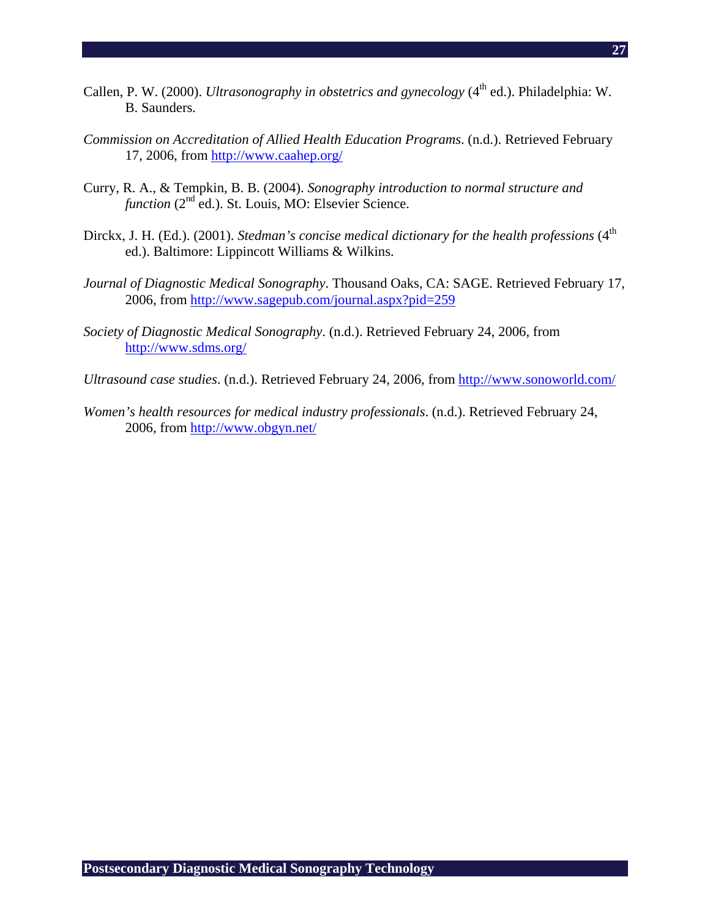Callen, P. W. (2000). *Ultrasonography in obstetrics and gynecology* (4th ed.). Philadelphia: W. B. Saunders.

*Commission on Accreditation of Allied Health Education Programs*. (n.d.). Retrieved February 17, 2006, from http://www.caahep.org/

Curry, R. A., & Tempkin, B. B. (2004). *Sonography introduction to normal structure and function* (2nd ed.). St. Louis, MO: Elsevier Science.

Dirckx, J. H. (Ed.). (2001). *Stedman's concise medical dictionary for the health professions* (4th ed.). Baltimore: Lippincott Williams & Wilkins.

*Journal of Diagnostic Medical Sonography*. Thousand Oaks, CA: SAGE. Retrieved February 17, 2006, from http://www.sagepub.com/journal.aspx?pid=259

*Society of Diagnostic Medical Sonography*. (n.d.). Retrieved February 24, 2006, from http://www.sdms.org/

*Ultrasound case studies*. (n.d.). Retrieved February 24, 2006, from http://www.sonoworld.com/

*Women's health resources for medical industry professionals*. (n.d.). Retrieved February 24, 2006, from http://www.obgyn.net/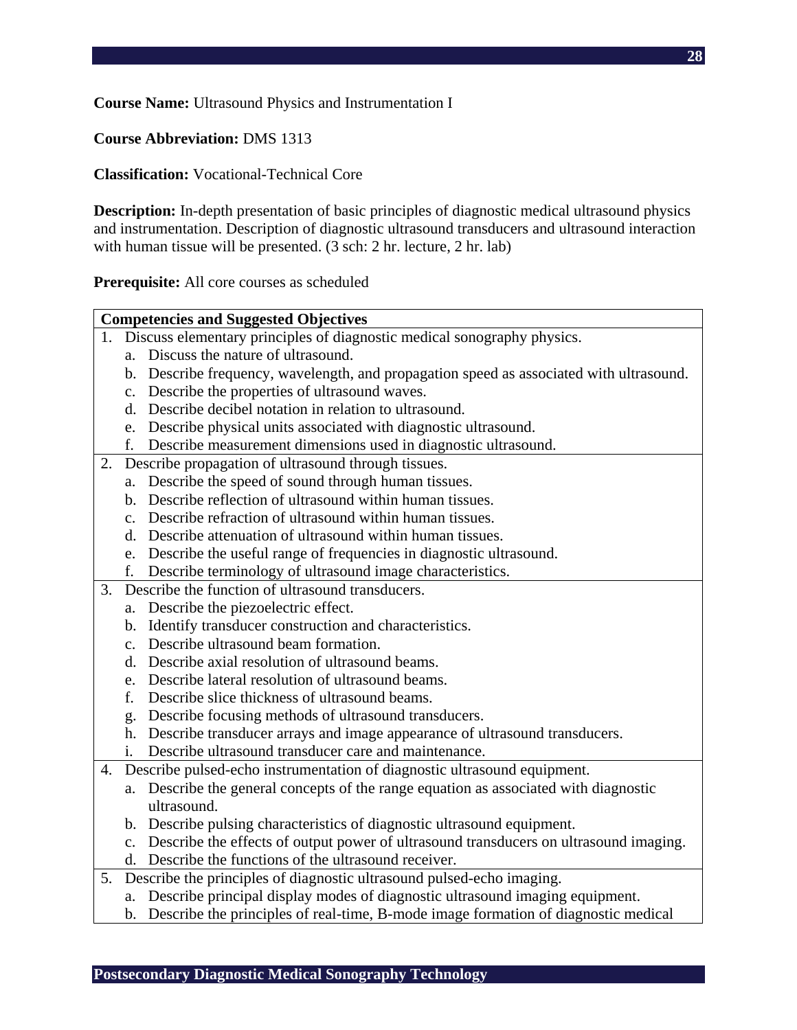**Course Name:** Ultrasound Physics and Instrumentation I

**Course Abbreviation:** DMS 1313

**Classification:** Vocational-Technical Core

**Description:** In-depth presentation of basic principles of diagnostic medical ultrasound physics and instrumentation. Description of diagnostic ultrasound transducers and ultrasound interaction with human tissue will be presented. (3 sch: 2 hr. lecture, 2 hr. lab)

**Prerequisite:** All core courses as scheduled

| **Competencies and Suggested Objectives** |
|---|
| 1. Discuss elementary principles of diagnostic medical sonography physics.<br>a. Discuss the nature of ultrasound.<br>b. Describe frequency, wavelength, and propagation speed as associated with ultrasound.<br>c. Describe the properties of ultrasound waves.<br>d. Describe decibel notation in relation to ultrasound.<br>e. Describe physical units associated with diagnostic ultrasound.<br>f. Describe measurement dimensions used in diagnostic ultrasound. |
| 2. Describe propagation of ultrasound through tissues.<br>a. Describe the speed of sound through human tissues.<br>b. Describe reflection of ultrasound within human tissues.<br>c. Describe refraction of ultrasound within human tissues.<br>d. Describe attenuation of ultrasound within human tissues.<br>e. Describe the useful range of frequencies in diagnostic ultrasound.<br>f. Describe terminology of ultrasound image characteristics. |
| 3. Describe the function of ultrasound transducers.<br>a. Describe the piezoelectric effect.<br>b. Identify transducer construction and characteristics.<br>c. Describe ultrasound beam formation.<br>d. Describe axial resolution of ultrasound beams.<br>e. Describe lateral resolution of ultrasound beams.<br>f. Describe slice thickness of ultrasound beams.<br>g. Describe focusing methods of ultrasound transducers.<br>h. Describe transducer arrays and image appearance of ultrasound transducers.<br>i. Describe ultrasound transducer care and maintenance. |
| 4. Describe pulsed-echo instrumentation of diagnostic ultrasound equipment.<br>a. Describe the general concepts of the range equation as associated with diagnostic ultrasound.<br>b. Describe pulsing characteristics of diagnostic ultrasound equipment.<br>c. Describe the effects of output power of ultrasound transducers on ultrasound imaging.<br>d. Describe the functions of the ultrasound receiver. |
| 5. Describe the principles of diagnostic ultrasound pulsed-echo imaging.<br>a. Describe principal display modes of diagnostic ultrasound imaging equipment.<br>b. Describe the principles of real-time, B-mode image formation of diagnostic medical |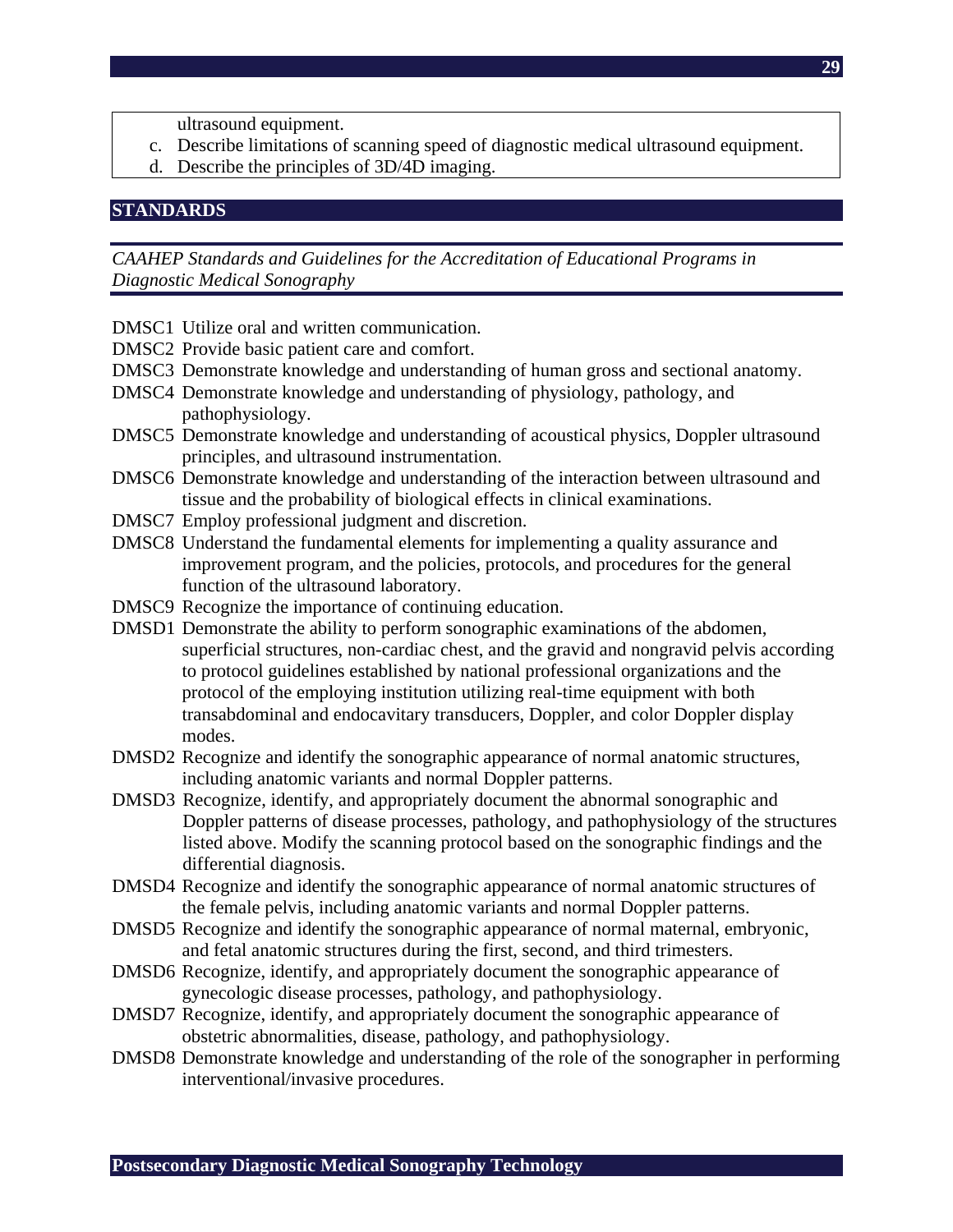ultrasound equipment.

c. Describe limitations of scanning speed of diagnostic medical ultrasound equipment.
d. Describe the principles of 3D/4D imaging.

## STANDARDS

*CAAHEP Standards and Guidelines for the Accreditation of Educational Programs in Diagnostic Medical Sonography*

DMSC1 Utilize oral and written communication.
DMSC2 Provide basic patient care and comfort.
DMSC3 Demonstrate knowledge and understanding of human gross and sectional anatomy.
DMSC4 Demonstrate knowledge and understanding of physiology, pathology, and pathophysiology.
DMSC5 Demonstrate knowledge and understanding of acoustical physics, Doppler ultrasound principles, and ultrasound instrumentation.
DMSC6 Demonstrate knowledge and understanding of the interaction between ultrasound and tissue and the probability of biological effects in clinical examinations.
DMSC7 Employ professional judgment and discretion.
DMSC8 Understand the fundamental elements for implementing a quality assurance and improvement program, and the policies, protocols, and procedures for the general function of the ultrasound laboratory.
DMSC9 Recognize the importance of continuing education.
DMSD1 Demonstrate the ability to perform sonographic examinations of the abdomen, superficial structures, non-cardiac chest, and the gravid and nongravid pelvis according to protocol guidelines established by national professional organizations and the protocol of the employing institution utilizing real-time equipment with both transabdominal and endocavitary transducers, Doppler, and color Doppler display modes.
DMSD2 Recognize and identify the sonographic appearance of normal anatomic structures, including anatomic variants and normal Doppler patterns.
DMSD3 Recognize, identify, and appropriately document the abnormal sonographic and Doppler patterns of disease processes, pathology, and pathophysiology of the structures listed above. Modify the scanning protocol based on the sonographic findings and the differential diagnosis.
DMSD4 Recognize and identify the sonographic appearance of normal anatomic structures of the female pelvis, including anatomic variants and normal Doppler patterns.
DMSD5 Recognize and identify the sonographic appearance of normal maternal, embryonic, and fetal anatomic structures during the first, second, and third trimesters.
DMSD6 Recognize, identify, and appropriately document the sonographic appearance of gynecologic disease processes, pathology, and pathophysiology.
DMSD7 Recognize, identify, and appropriately document the sonographic appearance of obstetric abnormalities, disease, pathology, and pathophysiology.
DMSD8 Demonstrate knowledge and understanding of the role of the sonographer in performing interventional/invasive procedures.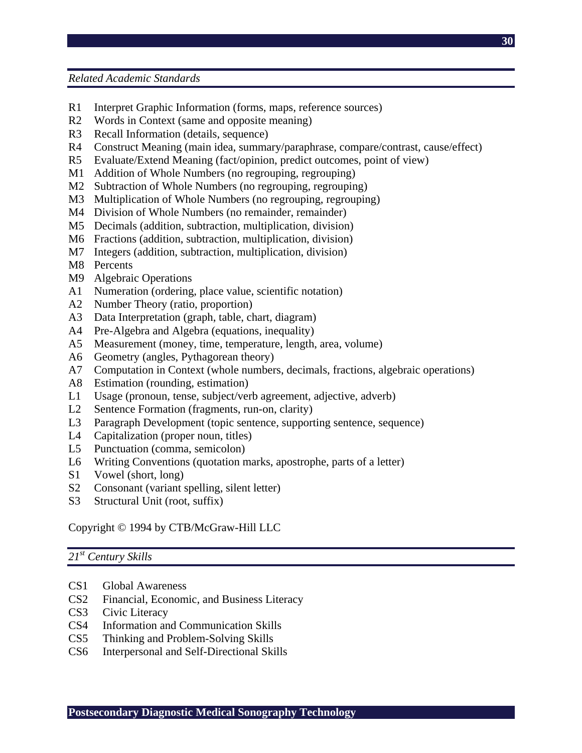*Related Academic Standards*

R1 Interpret Graphic Information (forms, maps, reference sources)
R2 Words in Context (same and opposite meaning)
R3 Recall Information (details, sequence)
R4 Construct Meaning (main idea, summary/paraphrase, compare/contrast, cause/effect)
R5 Evaluate/Extend Meaning (fact/opinion, predict outcomes, point of view)
M1 Addition of Whole Numbers (no regrouping, regrouping)
M2 Subtraction of Whole Numbers (no regrouping, regrouping)
M3 Multiplication of Whole Numbers (no regrouping, regrouping)
M4 Division of Whole Numbers (no remainder, remainder)
M5 Decimals (addition, subtraction, multiplication, division)
M6 Fractions (addition, subtraction, multiplication, division)
M7 Integers (addition, subtraction, multiplication, division)
M8 Percents
M9 Algebraic Operations
A1 Numeration (ordering, place value, scientific notation)
A2 Number Theory (ratio, proportion)
A3 Data Interpretation (graph, table, chart, diagram)
A4 Pre-Algebra and Algebra (equations, inequality)
A5 Measurement (money, time, temperature, length, area, volume)
A6 Geometry (angles, Pythagorean theory)
A7 Computation in Context (whole numbers, decimals, fractions, algebraic operations)
A8 Estimation (rounding, estimation)
L1 Usage (pronoun, tense, subject/verb agreement, adjective, adverb)
L2 Sentence Formation (fragments, run-on, clarity)
L3 Paragraph Development (topic sentence, supporting sentence, sequence)
L4 Capitalization (proper noun, titles)
L5 Punctuation (comma, semicolon)
L6 Writing Conventions (quotation marks, apostrophe, parts of a letter)
S1 Vowel (short, long)
S2 Consonant (variant spelling, silent letter)
S3 Structural Unit (root, suffix)

Copyright © 1994 by CTB/McGraw-Hill LLC

*21st Century Skills*

CS1 Global Awareness
CS2 Financial, Economic, and Business Literacy
CS3 Civic Literacy
CS4 Information and Communication Skills
CS5 Thinking and Problem-Solving Skills
CS6 Interpersonal and Self-Directional Skills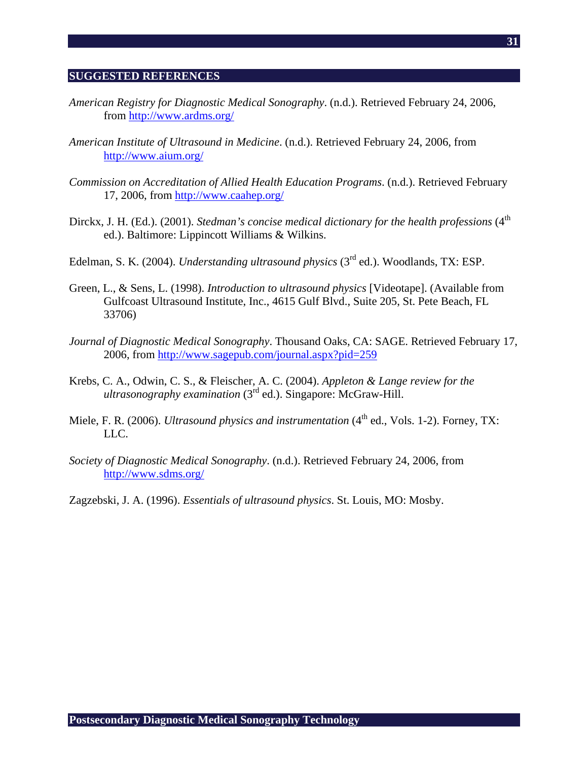## SUGGESTED REFERENCES

*American Registry for Diagnostic Medical Sonography*. (n.d.). Retrieved February 24, 2006, from http://www.ardms.org/

*American Institute of Ultrasound in Medicine*. (n.d.). Retrieved February 24, 2006, from http://www.aium.org/

*Commission on Accreditation of Allied Health Education Programs*. (n.d.). Retrieved February 17, 2006, from http://www.caahep.org/

Dirckx, J. H. (Ed.). (2001). *Stedman's concise medical dictionary for the health professions* (4th ed.). Baltimore: Lippincott Williams & Wilkins.

Edelman, S. K. (2004). *Understanding ultrasound physics* (3rd ed.). Woodlands, TX: ESP.

Green, L., & Sens, L. (1998). *Introduction to ultrasound physics* [Videotape]. (Available from Gulfcoast Ultrasound Institute, Inc., 4615 Gulf Blvd., Suite 205, St. Pete Beach, FL 33706)

*Journal of Diagnostic Medical Sonography*. Thousand Oaks, CA: SAGE. Retrieved February 17, 2006, from http://www.sagepub.com/journal.aspx?pid=259

Krebs, C. A., Odwin, C. S., & Fleischer, A. C. (2004). *Appleton & Lange review for the ultrasonography examination* (3rd ed.). Singapore: McGraw-Hill.

Miele, F. R. (2006). *Ultrasound physics and instrumentation* (4th ed., Vols. 1-2). Forney, TX: LLC.

*Society of Diagnostic Medical Sonography*. (n.d.). Retrieved February 24, 2006, from http://www.sdms.org/

Zagzebski, J. A. (1996). *Essentials of ultrasound physics*. St. Louis, MO: Mosby.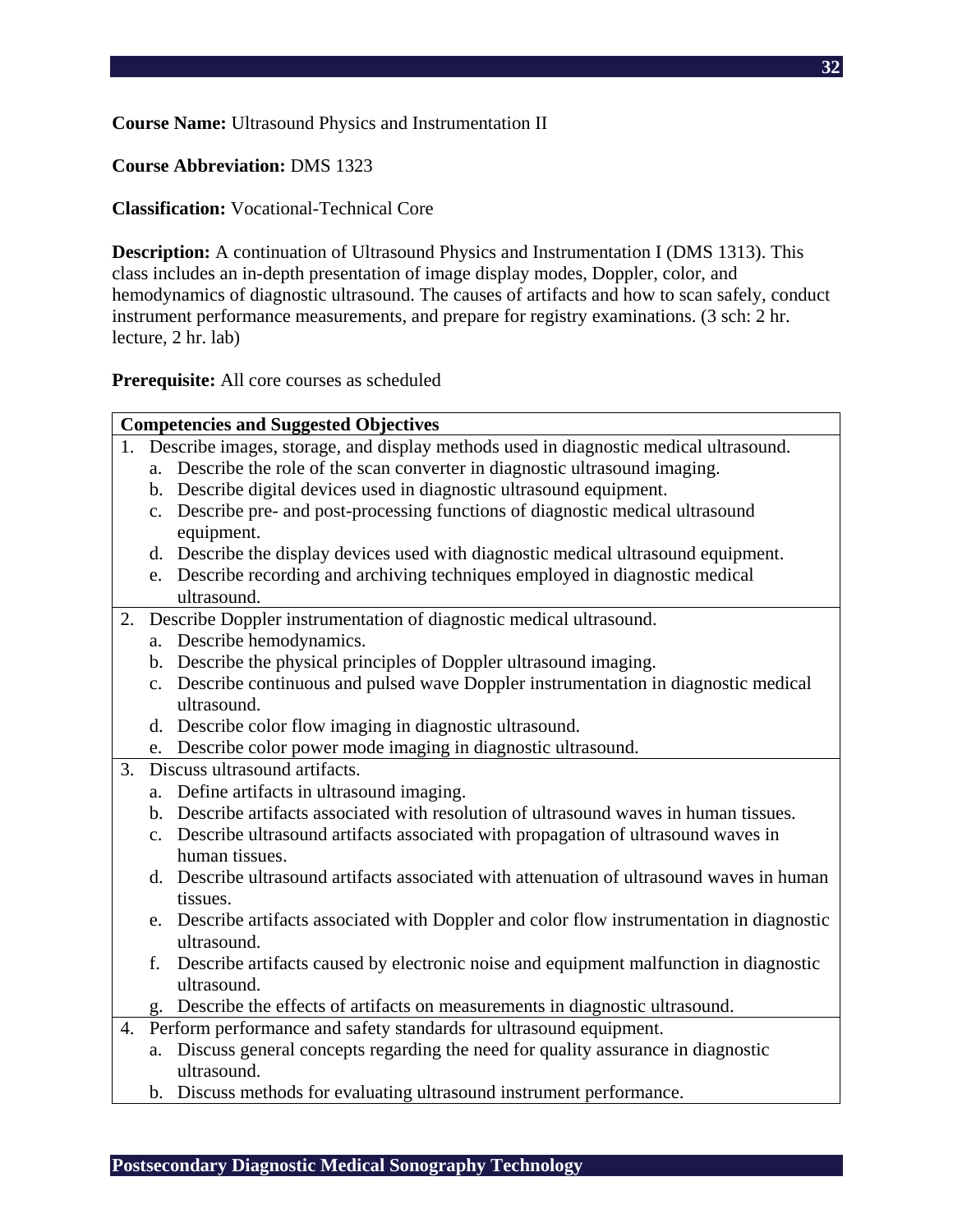**Course Name:** Ultrasound Physics and Instrumentation II

**Course Abbreviation:** DMS 1323

**Classification:** Vocational-Technical Core

**Description:** A continuation of Ultrasound Physics and Instrumentation I (DMS 1313). This class includes an in-depth presentation of image display modes, Doppler, color, and hemodynamics of diagnostic ultrasound. The causes of artifacts and how to scan safely, conduct instrument performance measurements, and prepare for registry examinations. (3 sch: 2 hr. lecture, 2 hr. lab)

**Prerequisite:** All core courses as scheduled

| **Competencies and Suggested Objectives** |
|---|
| 1. Describe images, storage, and display methods used in diagnostic medical ultrasound.<br>a. Describe the role of the scan converter in diagnostic ultrasound imaging.<br>b. Describe digital devices used in diagnostic ultrasound equipment.<br>c. Describe pre- and post-processing functions of diagnostic medical ultrasound equipment.<br>d. Describe the display devices used with diagnostic medical ultrasound equipment.<br>e. Describe recording and archiving techniques employed in diagnostic medical ultrasound. |
| 2. Describe Doppler instrumentation of diagnostic medical ultrasound.<br>a. Describe hemodynamics.<br>b. Describe the physical principles of Doppler ultrasound imaging.<br>c. Describe continuous and pulsed wave Doppler instrumentation in diagnostic medical ultrasound.<br>d. Describe color flow imaging in diagnostic ultrasound.<br>e. Describe color power mode imaging in diagnostic ultrasound. |
| 3. Discuss ultrasound artifacts.<br>a. Define artifacts in ultrasound imaging.<br>b. Describe artifacts associated with resolution of ultrasound waves in human tissues.<br>c. Describe ultrasound artifacts associated with propagation of ultrasound waves in human tissues.<br>d. Describe ultrasound artifacts associated with attenuation of ultrasound waves in human tissues.<br>e. Describe artifacts associated with Doppler and color flow instrumentation in diagnostic ultrasound.<br>f. Describe artifacts caused by electronic noise and equipment malfunction in diagnostic ultrasound.<br>g. Describe the effects of artifacts on measurements in diagnostic ultrasound. |
| 4. Perform performance and safety standards for ultrasound equipment.<br>a. Discuss general concepts regarding the need for quality assurance in diagnostic ultrasound.<br>b. Discuss methods for evaluating ultrasound instrument performance. |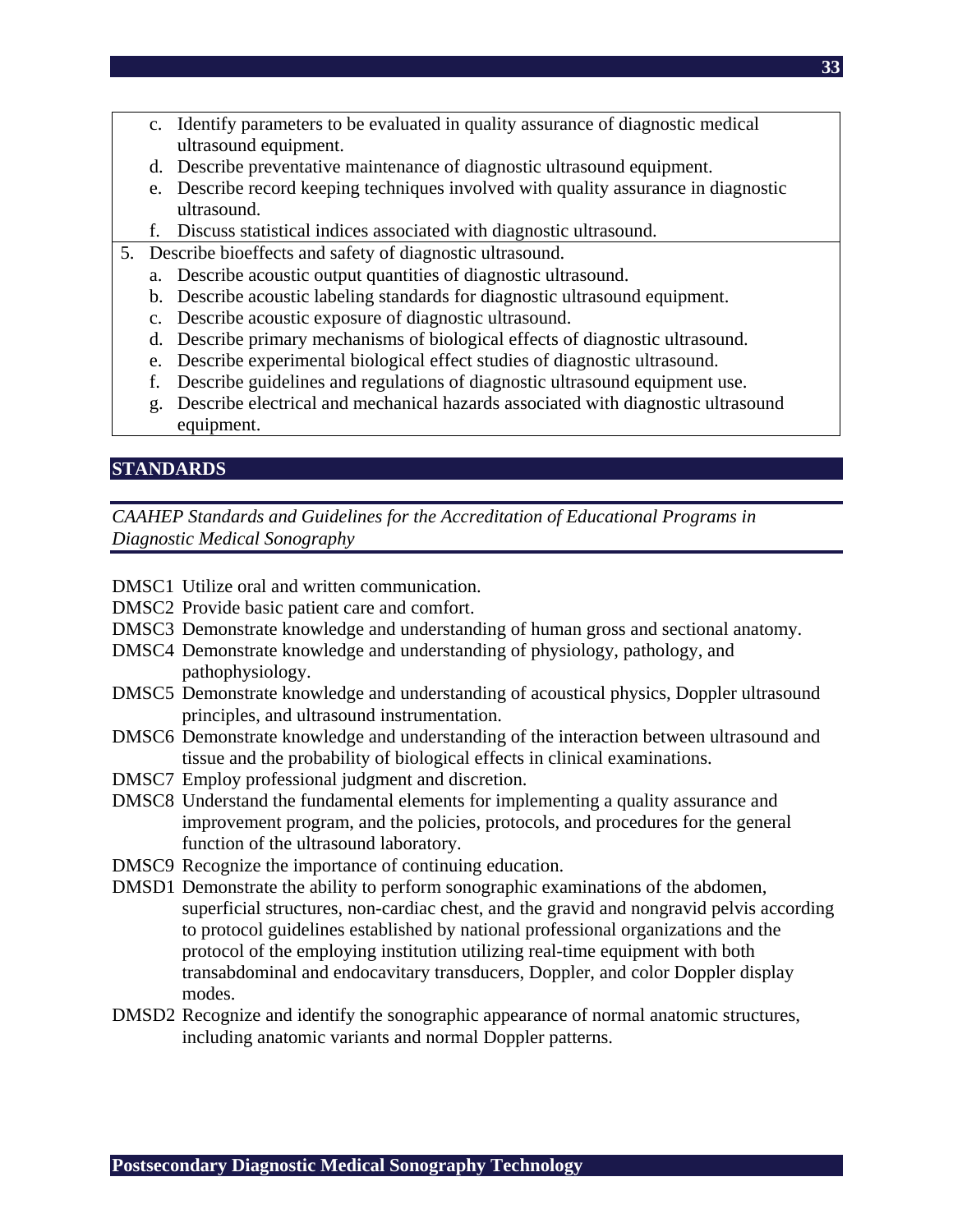c. Identify parameters to be evaluated in quality assurance of diagnostic medical ultrasound equipment.
   d. Describe preventative maintenance of diagnostic ultrasound equipment.
   e. Describe record keeping techniques involved with quality assurance in diagnostic ultrasound.
   f. Discuss statistical indices associated with diagnostic ultrasound.

5. Describe bioeffects and safety of diagnostic ultrasound.
   a. Describe acoustic output quantities of diagnostic ultrasound.
   b. Describe acoustic labeling standards for diagnostic ultrasound equipment.
   c. Describe acoustic exposure of diagnostic ultrasound.
   d. Describe primary mechanisms of biological effects of diagnostic ultrasound.
   e. Describe experimental biological effect studies of diagnostic ultrasound.
   f. Describe guidelines and regulations of diagnostic ultrasound equipment use.
   g. Describe electrical and mechanical hazards associated with diagnostic ultrasound equipment.

## STANDARDS

*CAAHEP Standards and Guidelines for the Accreditation of Educational Programs in Diagnostic Medical Sonography*

DMSC1 Utilize oral and written communication.

DMSC2 Provide basic patient care and comfort.

DMSC3 Demonstrate knowledge and understanding of human gross and sectional anatomy.

DMSC4 Demonstrate knowledge and understanding of physiology, pathology, and pathophysiology.

DMSC5 Demonstrate knowledge and understanding of acoustical physics, Doppler ultrasound principles, and ultrasound instrumentation.

DMSC6 Demonstrate knowledge and understanding of the interaction between ultrasound and tissue and the probability of biological effects in clinical examinations.

DMSC7 Employ professional judgment and discretion.

DMSC8 Understand the fundamental elements for implementing a quality assurance and improvement program, and the policies, protocols, and procedures for the general function of the ultrasound laboratory.

DMSC9 Recognize the importance of continuing education.

DMSD1 Demonstrate the ability to perform sonographic examinations of the abdomen, superficial structures, non-cardiac chest, and the gravid and nongravid pelvis according to protocol guidelines established by national professional organizations and the protocol of the employing institution utilizing real-time equipment with both transabdominal and endocavitary transducers, Doppler, and color Doppler display modes.

DMSD2 Recognize and identify the sonographic appearance of normal anatomic structures, including anatomic variants and normal Doppler patterns.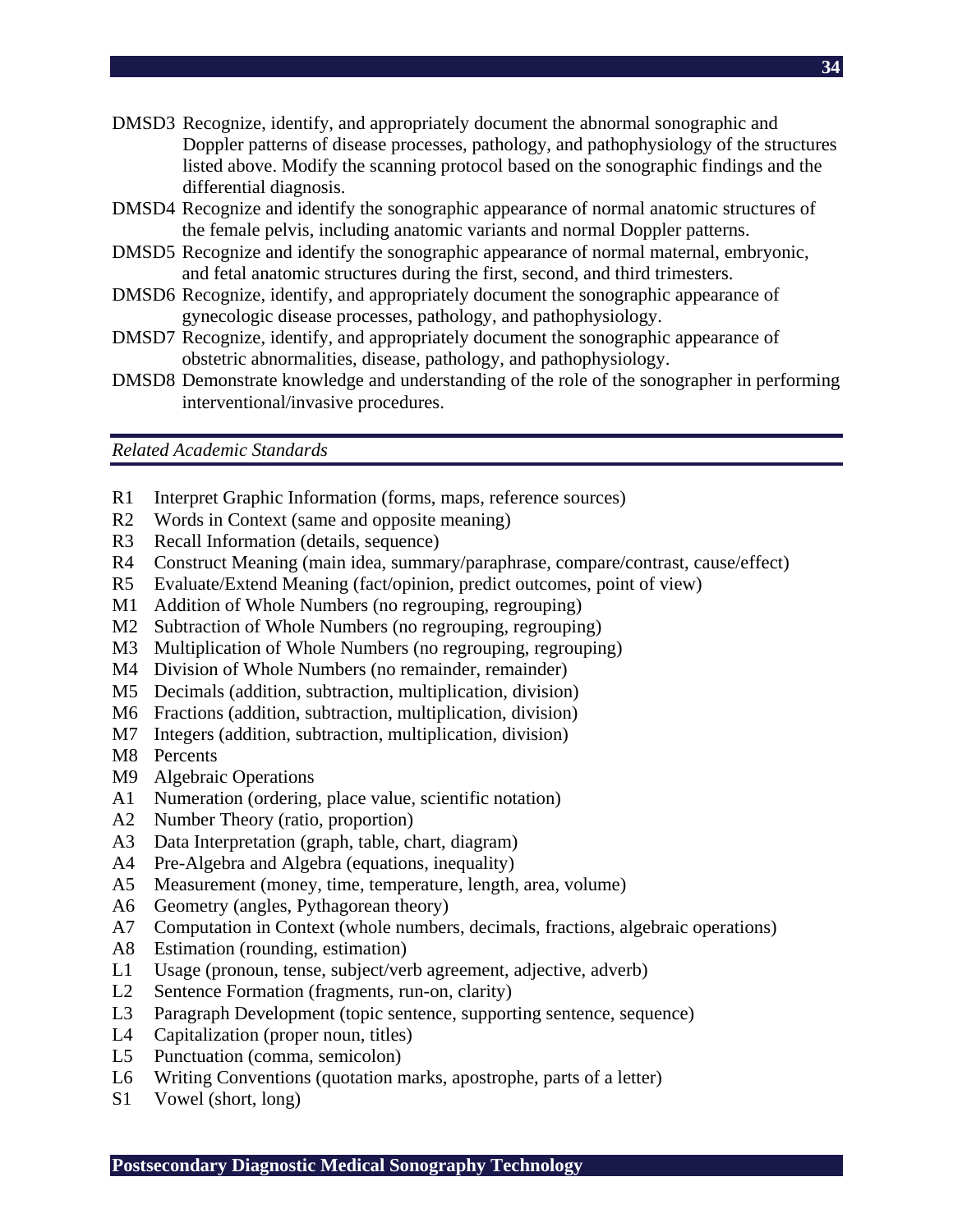DMSD3 Recognize, identify, and appropriately document the abnormal sonographic and Doppler patterns of disease processes, pathology, and pathophysiology of the structures listed above. Modify the scanning protocol based on the sonographic findings and the differential diagnosis.

DMSD4 Recognize and identify the sonographic appearance of normal anatomic structures of the female pelvis, including anatomic variants and normal Doppler patterns.

DMSD5 Recognize and identify the sonographic appearance of normal maternal, embryonic, and fetal anatomic structures during the first, second, and third trimesters.

DMSD6 Recognize, identify, and appropriately document the sonographic appearance of gynecologic disease processes, pathology, and pathophysiology.

DMSD7 Recognize, identify, and appropriately document the sonographic appearance of obstetric abnormalities, disease, pathology, and pathophysiology.

DMSD8 Demonstrate knowledge and understanding of the role of the sonographer in performing interventional/invasive procedures.

*Related Academic Standards*

R1 Interpret Graphic Information (forms, maps, reference sources)
R2 Words in Context (same and opposite meaning)
R3 Recall Information (details, sequence)
R4 Construct Meaning (main idea, summary/paraphrase, compare/contrast, cause/effect)
R5 Evaluate/Extend Meaning (fact/opinion, predict outcomes, point of view)
M1 Addition of Whole Numbers (no regrouping, regrouping)
M2 Subtraction of Whole Numbers (no regrouping, regrouping)
M3 Multiplication of Whole Numbers (no regrouping, regrouping)
M4 Division of Whole Numbers (no remainder, remainder)
M5 Decimals (addition, subtraction, multiplication, division)
M6 Fractions (addition, subtraction, multiplication, division)
M7 Integers (addition, subtraction, multiplication, division)
M8 Percents
M9 Algebraic Operations
A1 Numeration (ordering, place value, scientific notation)
A2 Number Theory (ratio, proportion)
A3 Data Interpretation (graph, table, chart, diagram)
A4 Pre-Algebra and Algebra (equations, inequality)
A5 Measurement (money, time, temperature, length, area, volume)
A6 Geometry (angles, Pythagorean theory)
A7 Computation in Context (whole numbers, decimals, fractions, algebraic operations)
A8 Estimation (rounding, estimation)
L1 Usage (pronoun, tense, subject/verb agreement, adjective, adverb)
L2 Sentence Formation (fragments, run-on, clarity)
L3 Paragraph Development (topic sentence, supporting sentence, sequence)
L4 Capitalization (proper noun, titles)
L5 Punctuation (comma, semicolon)
L6 Writing Conventions (quotation marks, apostrophe, parts of a letter)
S1 Vowel (short, long)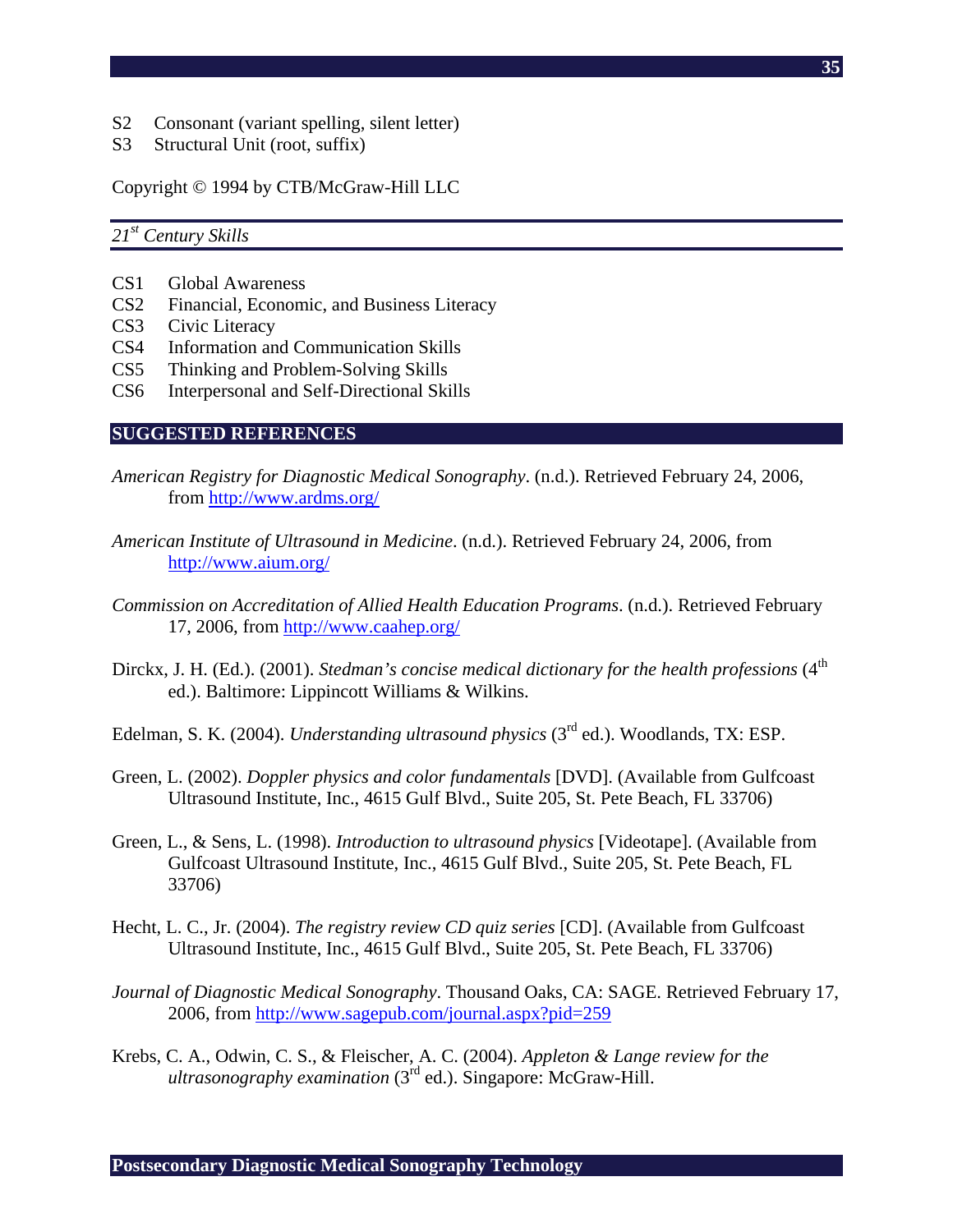S2 Consonant (variant spelling, silent letter)
S3 Structural Unit (root, suffix)

Copyright © 1994 by CTB/McGraw-Hill LLC

*21st Century Skills*

CS1 Global Awareness
CS2 Financial, Economic, and Business Literacy
CS3 Civic Literacy
CS4 Information and Communication Skills
CS5 Thinking and Problem-Solving Skills
CS6 Interpersonal and Self-Directional Skills

## SUGGESTED REFERENCES

*American Registry for Diagnostic Medical Sonography*. (n.d.). Retrieved February 24, 2006, from http://www.ardms.org/

*American Institute of Ultrasound in Medicine*. (n.d.). Retrieved February 24, 2006, from http://www.aium.org/

*Commission on Accreditation of Allied Health Education Programs*. (n.d.). Retrieved February 17, 2006, from http://www.caahep.org/

Dirckx, J. H. (Ed.). (2001). *Stedman's concise medical dictionary for the health professions* (4th ed.). Baltimore: Lippincott Williams & Wilkins.

Edelman, S. K. (2004). *Understanding ultrasound physics* (3rd ed.). Woodlands, TX: ESP.

Green, L. (2002). *Doppler physics and color fundamentals* [DVD]. (Available from Gulfcoast Ultrasound Institute, Inc., 4615 Gulf Blvd., Suite 205, St. Pete Beach, FL 33706)

Green, L., & Sens, L. (1998). *Introduction to ultrasound physics* [Videotape]. (Available from Gulfcoast Ultrasound Institute, Inc., 4615 Gulf Blvd., Suite 205, St. Pete Beach, FL 33706)

Hecht, L. C., Jr. (2004). *The registry review CD quiz series* [CD]. (Available from Gulfcoast Ultrasound Institute, Inc., 4615 Gulf Blvd., Suite 205, St. Pete Beach, FL 33706)

*Journal of Diagnostic Medical Sonography*. Thousand Oaks, CA: SAGE. Retrieved February 17, 2006, from http://www.sagepub.com/journal.aspx?pid=259

Krebs, C. A., Odwin, C. S., & Fleischer, A. C. (2004). *Appleton & Lange review for the ultrasonography examination* (3rd ed.). Singapore: McGraw-Hill.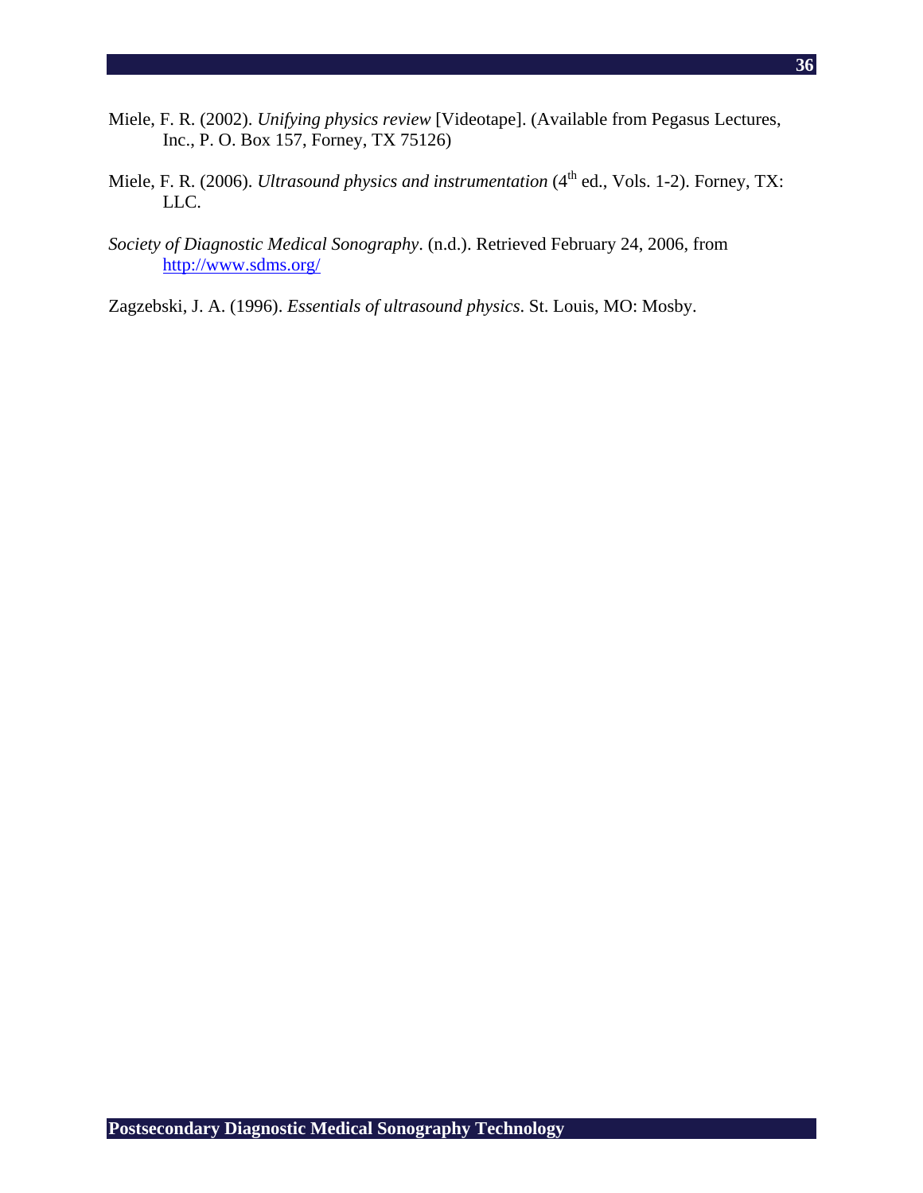Miele, F. R. (2002). *Unifying physics review* [Videotape]. (Available from Pegasus Lectures, Inc., P. O. Box 157, Forney, TX 75126)

Miele, F. R. (2006). *Ultrasound physics and instrumentation* ($4^{th}$ ed., Vols. 1-2). Forney, TX: LLC.

*Society of Diagnostic Medical Sonography*. (n.d.). Retrieved February 24, 2006, from http://www.sdms.org/

Zagzebski, J. A. (1996). *Essentials of ultrasound physics*. St. Louis, MO: Mosby.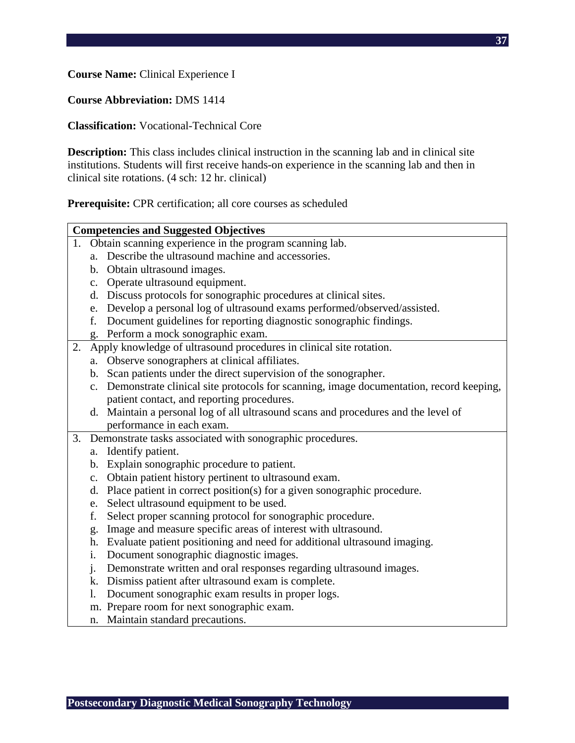**Course Name:** Clinical Experience I

**Course Abbreviation:** DMS 1414

**Classification:** Vocational-Technical Core

**Description:** This class includes clinical instruction in the scanning lab and in clinical site institutions. Students will first receive hands-on experience in the scanning lab and then in clinical site rotations. (4 sch: 12 hr. clinical)

**Prerequisite:** CPR certification; all core courses as scheduled

| Competencies and Suggested Objectives |
|---|
| 1. Obtain scanning experience in the program scanning lab.<br>a. Describe the ultrasound machine and accessories.<br>b. Obtain ultrasound images.<br>c. Operate ultrasound equipment.<br>d. Discuss protocols for sonographic procedures at clinical sites.<br>e. Develop a personal log of ultrasound exams performed/observed/assisted.<br>f. Document guidelines for reporting diagnostic sonographic findings.<br>g. Perform a mock sonographic exam. |
| 2. Apply knowledge of ultrasound procedures in clinical site rotation.<br>a. Observe sonographers at clinical affiliates.<br>b. Scan patients under the direct supervision of the sonographer.<br>c. Demonstrate clinical site protocols for scanning, image documentation, record keeping, patient contact, and reporting procedures.<br>d. Maintain a personal log of all ultrasound scans and procedures and the level of performance in each exam. |
| 3. Demonstrate tasks associated with sonographic procedures.<br>a. Identify patient.<br>b. Explain sonographic procedure to patient.<br>c. Obtain patient history pertinent to ultrasound exam.<br>d. Place patient in correct position(s) for a given sonographic procedure.<br>e. Select ultrasound equipment to be used.<br>f. Select proper scanning protocol for sonographic procedure.<br>g. Image and measure specific areas of interest with ultrasound.<br>h. Evaluate patient positioning and need for additional ultrasound imaging.<br>i. Document sonographic diagnostic images.<br>j. Demonstrate written and oral responses regarding ultrasound images.<br>k. Dismiss patient after ultrasound exam is complete.<br>l. Document sonographic exam results in proper logs.<br>m. Prepare room for next sonographic exam.<br>n. Maintain standard precautions. |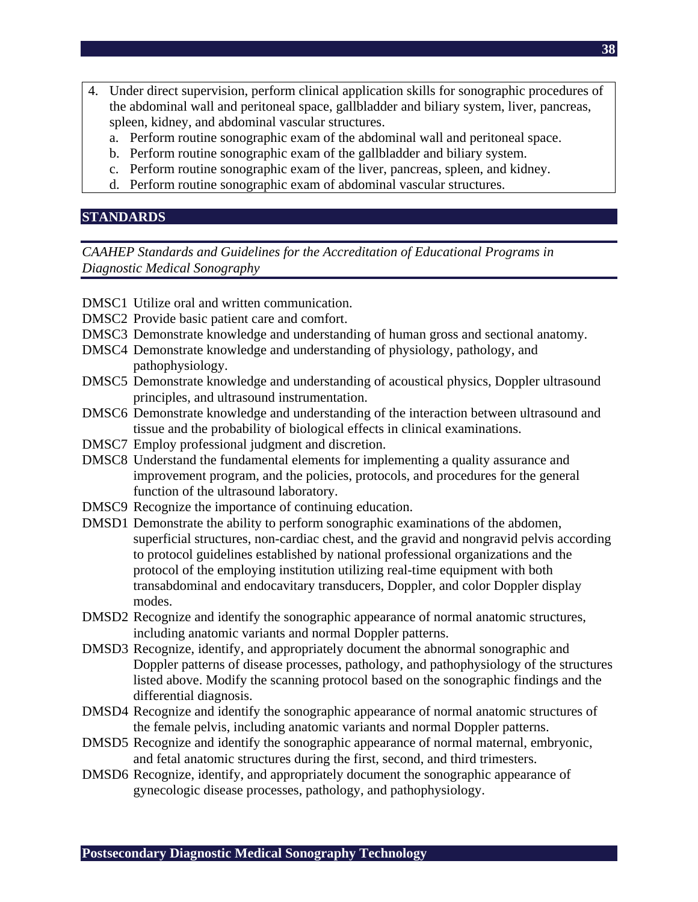4. Under direct supervision, perform clinical application skills for sonographic procedures of the abdominal wall and peritoneal space, gallbladder and biliary system, liver, pancreas, spleen, kidney, and abdominal vascular structures.
   a. Perform routine sonographic exam of the abdominal wall and peritoneal space.
   b. Perform routine sonographic exam of the gallbladder and biliary system.
   c. Perform routine sonographic exam of the liver, pancreas, spleen, and kidney.
   d. Perform routine sonographic exam of abdominal vascular structures.

## STANDARDS

*CAAHEP Standards and Guidelines for the Accreditation of Educational Programs in Diagnostic Medical Sonography*

DMSC1 Utilize oral and written communication.
DMSC2 Provide basic patient care and comfort.
DMSC3 Demonstrate knowledge and understanding of human gross and sectional anatomy.
DMSC4 Demonstrate knowledge and understanding of physiology, pathology, and pathophysiology.
DMSC5 Demonstrate knowledge and understanding of acoustical physics, Doppler ultrasound principles, and ultrasound instrumentation.
DMSC6 Demonstrate knowledge and understanding of the interaction between ultrasound and tissue and the probability of biological effects in clinical examinations.
DMSC7 Employ professional judgment and discretion.
DMSC8 Understand the fundamental elements for implementing a quality assurance and improvement program, and the policies, protocols, and procedures for the general function of the ultrasound laboratory.
DMSC9 Recognize the importance of continuing education.
DMSD1 Demonstrate the ability to perform sonographic examinations of the abdomen, superficial structures, non-cardiac chest, and the gravid and nongravid pelvis according to protocol guidelines established by national professional organizations and the protocol of the employing institution utilizing real-time equipment with both transabdominal and endocavitary transducers, Doppler, and color Doppler display modes.
DMSD2 Recognize and identify the sonographic appearance of normal anatomic structures, including anatomic variants and normal Doppler patterns.
DMSD3 Recognize, identify, and appropriately document the abnormal sonographic and Doppler patterns of disease processes, pathology, and pathophysiology of the structures listed above. Modify the scanning protocol based on the sonographic findings and the differential diagnosis.
DMSD4 Recognize and identify the sonographic appearance of normal anatomic structures of the female pelvis, including anatomic variants and normal Doppler patterns.
DMSD5 Recognize and identify the sonographic appearance of normal maternal, embryonic, and fetal anatomic structures during the first, second, and third trimesters.
DMSD6 Recognize, identify, and appropriately document the sonographic appearance of gynecologic disease processes, pathology, and pathophysiology.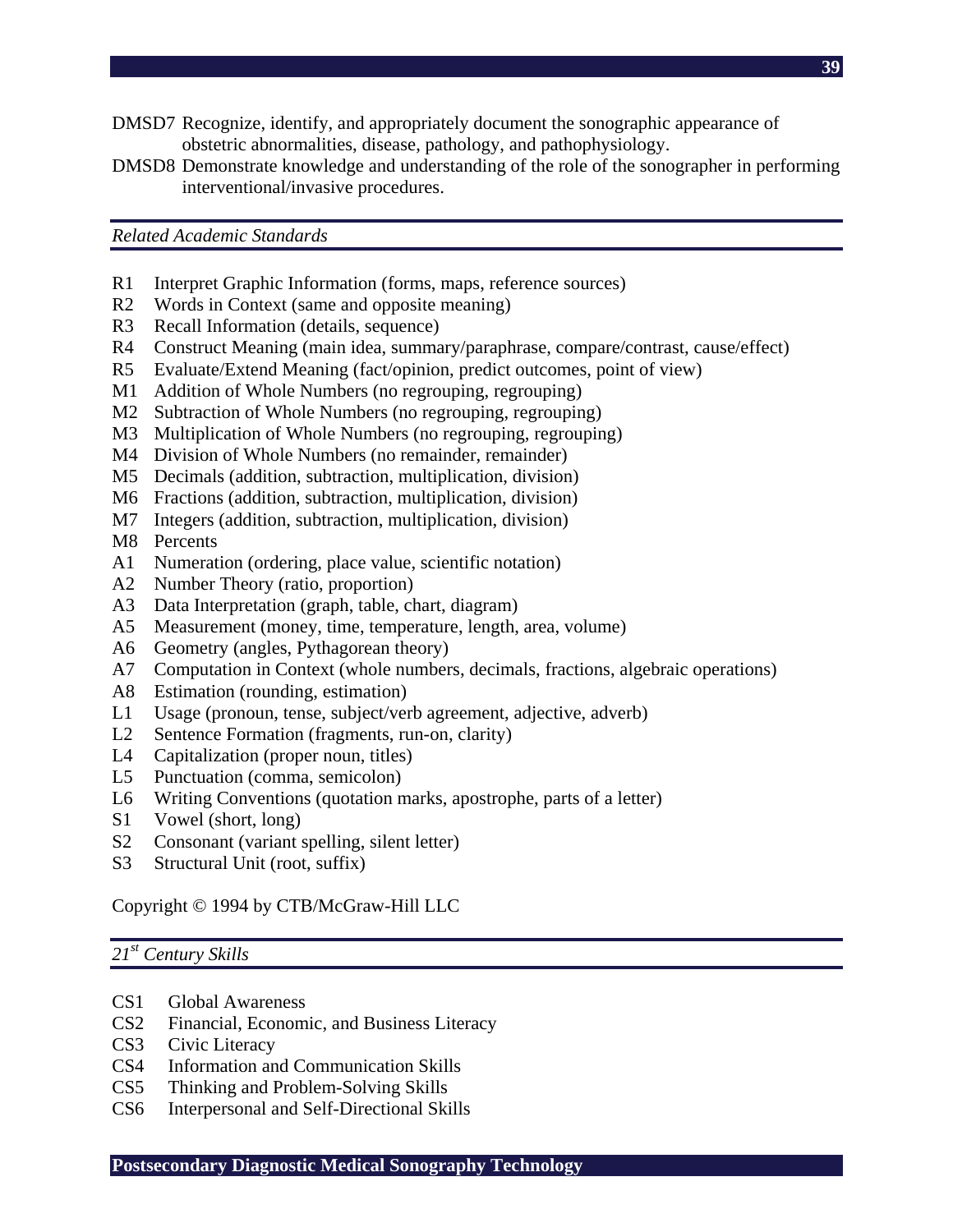DMSD7 Recognize, identify, and appropriately document the sonographic appearance of obstetric abnormalities, disease, pathology, and pathophysiology.

DMSD8 Demonstrate knowledge and understanding of the role of the sonographer in performing interventional/invasive procedures.

*Related Academic Standards*

R1 Interpret Graphic Information (forms, maps, reference sources)
R2 Words in Context (same and opposite meaning)
R3 Recall Information (details, sequence)
R4 Construct Meaning (main idea, summary/paraphrase, compare/contrast, cause/effect)
R5 Evaluate/Extend Meaning (fact/opinion, predict outcomes, point of view)
M1 Addition of Whole Numbers (no regrouping, regrouping)
M2 Subtraction of Whole Numbers (no regrouping, regrouping)
M3 Multiplication of Whole Numbers (no regrouping, regrouping)
M4 Division of Whole Numbers (no remainder, remainder)
M5 Decimals (addition, subtraction, multiplication, division)
M6 Fractions (addition, subtraction, multiplication, division)
M7 Integers (addition, subtraction, multiplication, division)
M8 Percents
A1 Numeration (ordering, place value, scientific notation)
A2 Number Theory (ratio, proportion)
A3 Data Interpretation (graph, table, chart, diagram)
A5 Measurement (money, time, temperature, length, area, volume)
A6 Geometry (angles, Pythagorean theory)
A7 Computation in Context (whole numbers, decimals, fractions, algebraic operations)
A8 Estimation (rounding, estimation)
L1 Usage (pronoun, tense, subject/verb agreement, adjective, adverb)
L2 Sentence Formation (fragments, run-on, clarity)
L4 Capitalization (proper noun, titles)
L5 Punctuation (comma, semicolon)
L6 Writing Conventions (quotation marks, apostrophe, parts of a letter)
S1 Vowel (short, long)
S2 Consonant (variant spelling, silent letter)
S3 Structural Unit (root, suffix)

Copyright © 1994 by CTB/McGraw-Hill LLC

*21st Century Skills*

CS1 Global Awareness
CS2 Financial, Economic, and Business Literacy
CS3 Civic Literacy
CS4 Information and Communication Skills
CS5 Thinking and Problem-Solving Skills
CS6 Interpersonal and Self-Directional Skills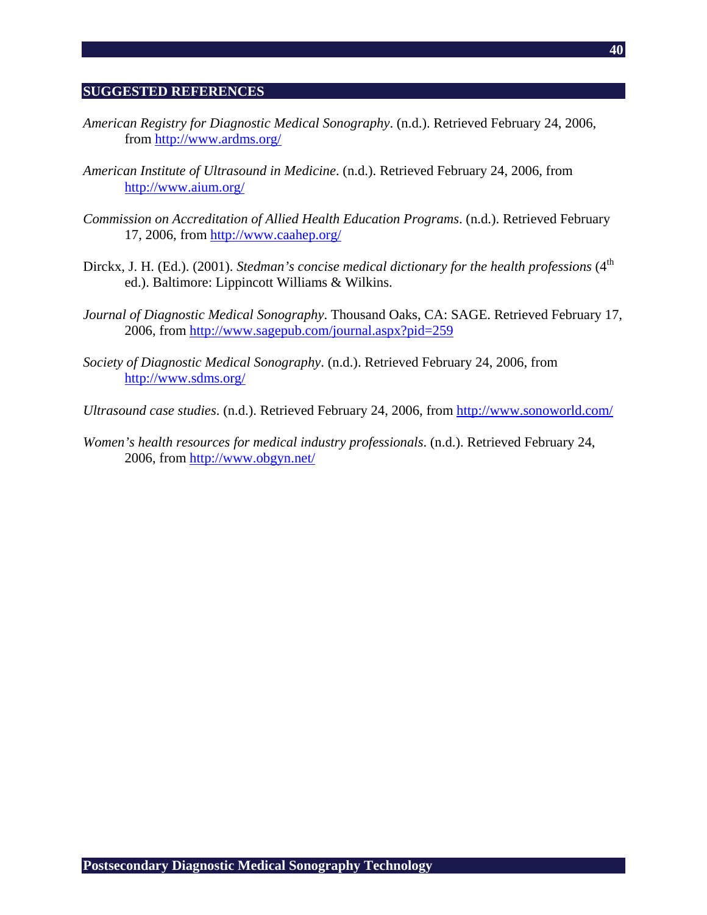## SUGGESTED REFERENCES

*American Registry for Diagnostic Medical Sonography*. (n.d.). Retrieved February 24, 2006, from http://www.ardms.org/

*American Institute of Ultrasound in Medicine*. (n.d.). Retrieved February 24, 2006, from http://www.aium.org/

*Commission on Accreditation of Allied Health Education Programs*. (n.d.). Retrieved February 17, 2006, from http://www.caahep.org/

Dirckx, J. H. (Ed.). (2001). *Stedman's concise medical dictionary for the health professions* (4th ed.). Baltimore: Lippincott Williams & Wilkins.

*Journal of Diagnostic Medical Sonography*. Thousand Oaks, CA: SAGE. Retrieved February 17, 2006, from http://www.sagepub.com/journal.aspx?pid=259

*Society of Diagnostic Medical Sonography*. (n.d.). Retrieved February 24, 2006, from http://www.sdms.org/

*Ultrasound case studies*. (n.d.). Retrieved February 24, 2006, from http://www.sonoworld.com/

*Women's health resources for medical industry professionals*. (n.d.). Retrieved February 24, 2006, from http://www.obgyn.net/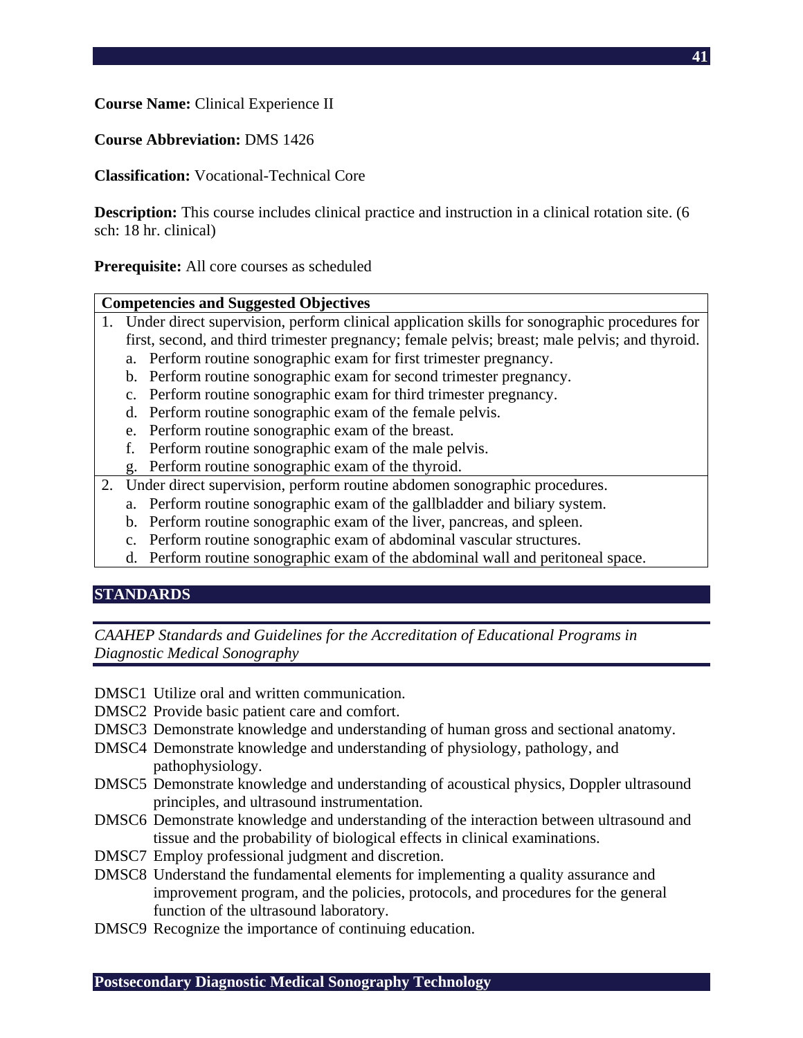**Course Name:** Clinical Experience II

**Course Abbreviation:** DMS 1426

**Classification:** Vocational-Technical Core

**Description:** This course includes clinical practice and instruction in a clinical rotation site. (6 sch: 18 hr. clinical)

**Prerequisite:** All core courses as scheduled

| **Competencies and Suggested Objectives** |
|---|
| 1. Under direct supervision, perform clinical application skills for sonographic procedures for first, second, and third trimester pregnancy; female pelvis; breast; male pelvis; and thyroid.<br>a. Perform routine sonographic exam for first trimester pregnancy.<br>b. Perform routine sonographic exam for second trimester pregnancy.<br>c. Perform routine sonographic exam for third trimester pregnancy.<br>d. Perform routine sonographic exam of the female pelvis.<br>e. Perform routine sonographic exam of the breast.<br>f. Perform routine sonographic exam of the male pelvis.<br>g. Perform routine sonographic exam of the thyroid. |
| 2. Under direct supervision, perform routine abdomen sonographic procedures.<br>a. Perform routine sonographic exam of the gallbladder and biliary system.<br>b. Perform routine sonographic exam of the liver, pancreas, and spleen.<br>c. Perform routine sonographic exam of abdominal vascular structures.<br>d. Perform routine sonographic exam of the abdominal wall and peritoneal space. |

## STANDARDS

*CAAHEP Standards and Guidelines for the Accreditation of Educational Programs in Diagnostic Medical Sonography*

- DMSC1 Utilize oral and written communication.
- DMSC2 Provide basic patient care and comfort.
- DMSC3 Demonstrate knowledge and understanding of human gross and sectional anatomy.
- DMSC4 Demonstrate knowledge and understanding of physiology, pathology, and pathophysiology.
- DMSC5 Demonstrate knowledge and understanding of acoustical physics, Doppler ultrasound principles, and ultrasound instrumentation.
- DMSC6 Demonstrate knowledge and understanding of the interaction between ultrasound and tissue and the probability of biological effects in clinical examinations.
- DMSC7 Employ professional judgment and discretion.
- DMSC8 Understand the fundamental elements for implementing a quality assurance and improvement program, and the policies, protocols, and procedures for the general function of the ultrasound laboratory.
- DMSC9 Recognize the importance of continuing education.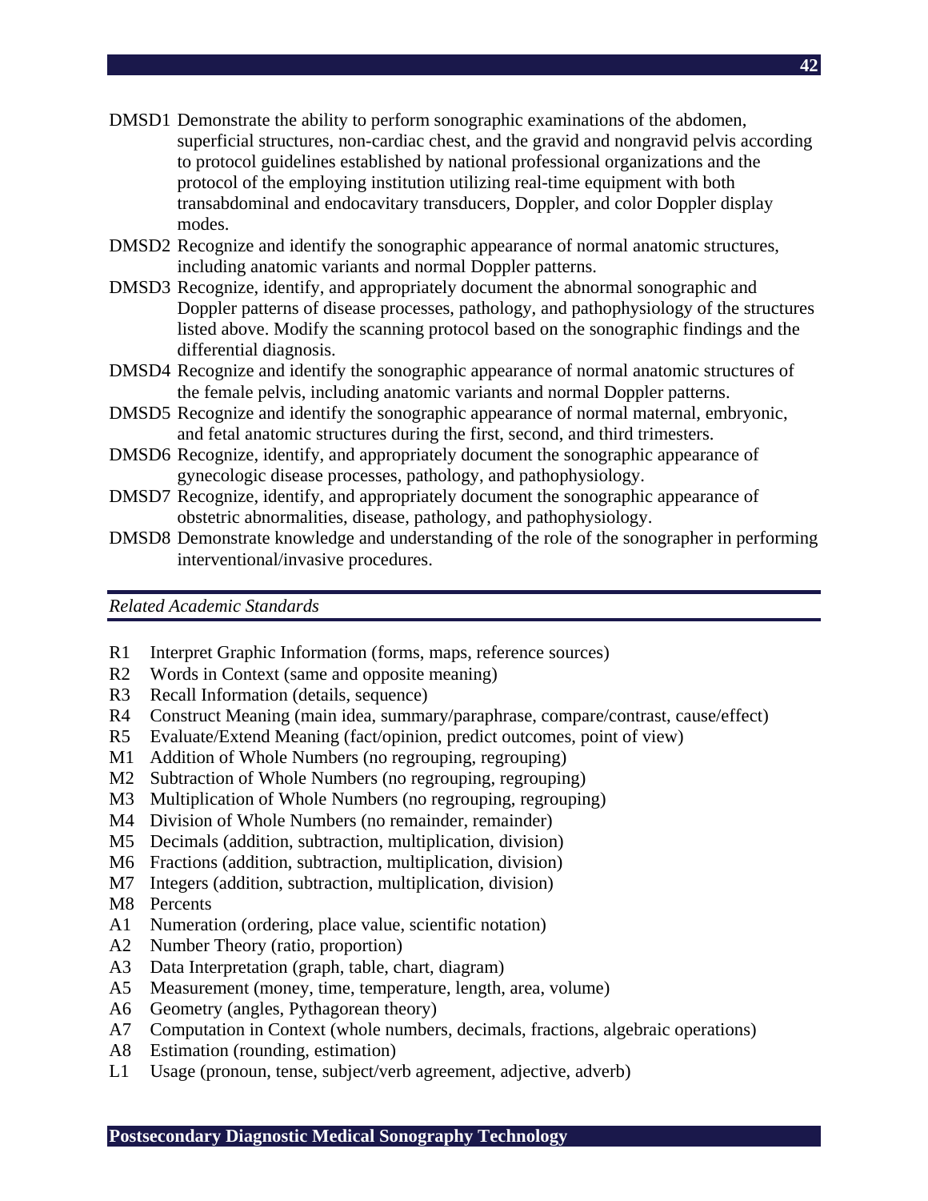DMSD1 Demonstrate the ability to perform sonographic examinations of the abdomen, superficial structures, non-cardiac chest, and the gravid and nongravid pelvis according to protocol guidelines established by national professional organizations and the protocol of the employing institution utilizing real-time equipment with both transabdominal and endocavitary transducers, Doppler, and color Doppler display modes.

DMSD2 Recognize and identify the sonographic appearance of normal anatomic structures, including anatomic variants and normal Doppler patterns.

DMSD3 Recognize, identify, and appropriately document the abnormal sonographic and Doppler patterns of disease processes, pathology, and pathophysiology of the structures listed above. Modify the scanning protocol based on the sonographic findings and the differential diagnosis.

DMSD4 Recognize and identify the sonographic appearance of normal anatomic structures of the female pelvis, including anatomic variants and normal Doppler patterns.

DMSD5 Recognize and identify the sonographic appearance of normal maternal, embryonic, and fetal anatomic structures during the first, second, and third trimesters.

DMSD6 Recognize, identify, and appropriately document the sonographic appearance of gynecologic disease processes, pathology, and pathophysiology.

DMSD7 Recognize, identify, and appropriately document the sonographic appearance of obstetric abnormalities, disease, pathology, and pathophysiology.

DMSD8 Demonstrate knowledge and understanding of the role of the sonographer in performing interventional/invasive procedures.

*Related Academic Standards*

R1 Interpret Graphic Information (forms, maps, reference sources)
R2 Words in Context (same and opposite meaning)
R3 Recall Information (details, sequence)
R4 Construct Meaning (main idea, summary/paraphrase, compare/contrast, cause/effect)
R5 Evaluate/Extend Meaning (fact/opinion, predict outcomes, point of view)
M1 Addition of Whole Numbers (no regrouping, regrouping)
M2 Subtraction of Whole Numbers (no regrouping, regrouping)
M3 Multiplication of Whole Numbers (no regrouping, regrouping)
M4 Division of Whole Numbers (no remainder, remainder)
M5 Decimals (addition, subtraction, multiplication, division)
M6 Fractions (addition, subtraction, multiplication, division)
M7 Integers (addition, subtraction, multiplication, division)
M8 Percents
A1 Numeration (ordering, place value, scientific notation)
A2 Number Theory (ratio, proportion)
A3 Data Interpretation (graph, table, chart, diagram)
A5 Measurement (money, time, temperature, length, area, volume)
A6 Geometry (angles, Pythagorean theory)
A7 Computation in Context (whole numbers, decimals, fractions, algebraic operations)
A8 Estimation (rounding, estimation)
L1 Usage (pronoun, tense, subject/verb agreement, adjective, adverb)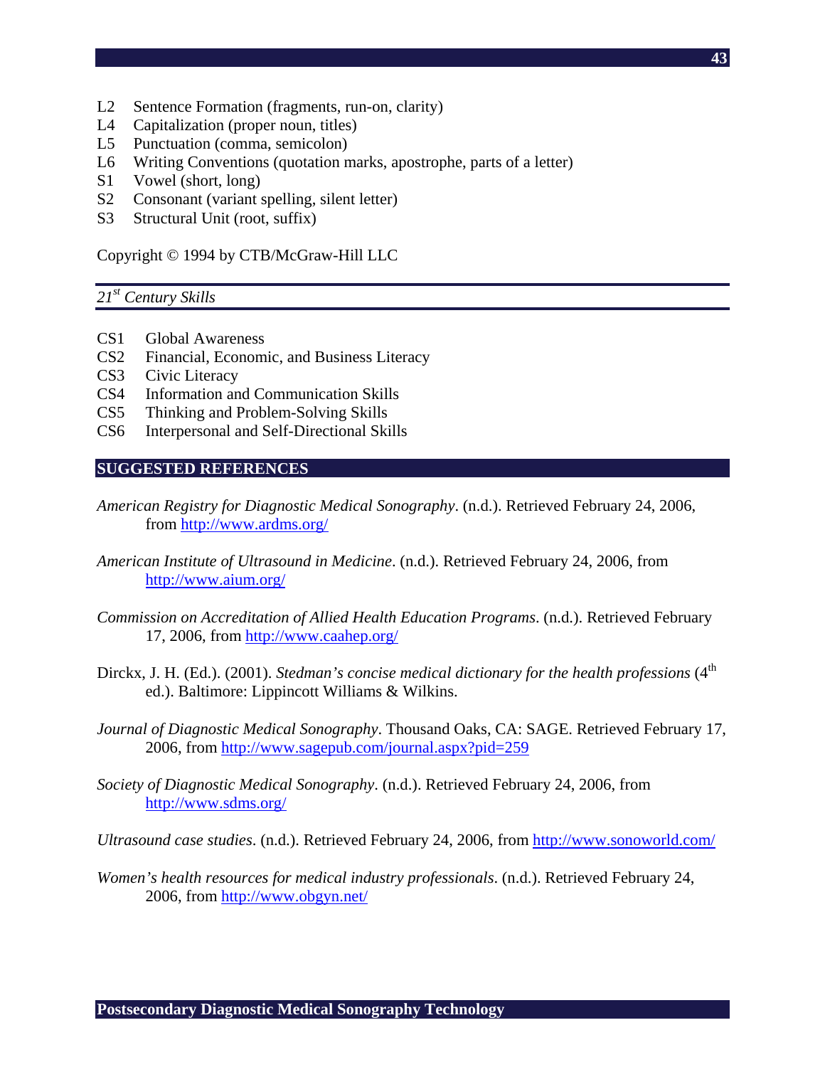L2 Sentence Formation (fragments, run-on, clarity)
L4 Capitalization (proper noun, titles)
L5 Punctuation (comma, semicolon)
L6 Writing Conventions (quotation marks, apostrophe, parts of a letter)
S1 Vowel (short, long)
S2 Consonant (variant spelling, silent letter)
S3 Structural Unit (root, suffix)

Copyright © 1994 by CTB/McGraw-Hill LLC

### *21st Century Skills*

CS1 Global Awareness
CS2 Financial, Economic, and Business Literacy
CS3 Civic Literacy
CS4 Information and Communication Skills
CS5 Thinking and Problem-Solving Skills
CS6 Interpersonal and Self-Directional Skills

## SUGGESTED REFERENCES

*American Registry for Diagnostic Medical Sonography*. (n.d.). Retrieved February 24, 2006, from http://www.ardms.org/

*American Institute of Ultrasound in Medicine*. (n.d.). Retrieved February 24, 2006, from http://www.aium.org/

*Commission on Accreditation of Allied Health Education Programs*. (n.d.). Retrieved February 17, 2006, from http://www.caahep.org/

Dirckx, J. H. (Ed.). (2001). *Stedman's concise medical dictionary for the health professions* (4th ed.). Baltimore: Lippincott Williams & Wilkins.

*Journal of Diagnostic Medical Sonography*. Thousand Oaks, CA: SAGE. Retrieved February 17, 2006, from http://www.sagepub.com/journal.aspx?pid=259

*Society of Diagnostic Medical Sonography*. (n.d.). Retrieved February 24, 2006, from http://www.sdms.org/

*Ultrasound case studies*. (n.d.). Retrieved February 24, 2006, from http://www.sonoworld.com/

*Women's health resources for medical industry professionals*. (n.d.). Retrieved February 24, 2006, from http://www.obgyn.net/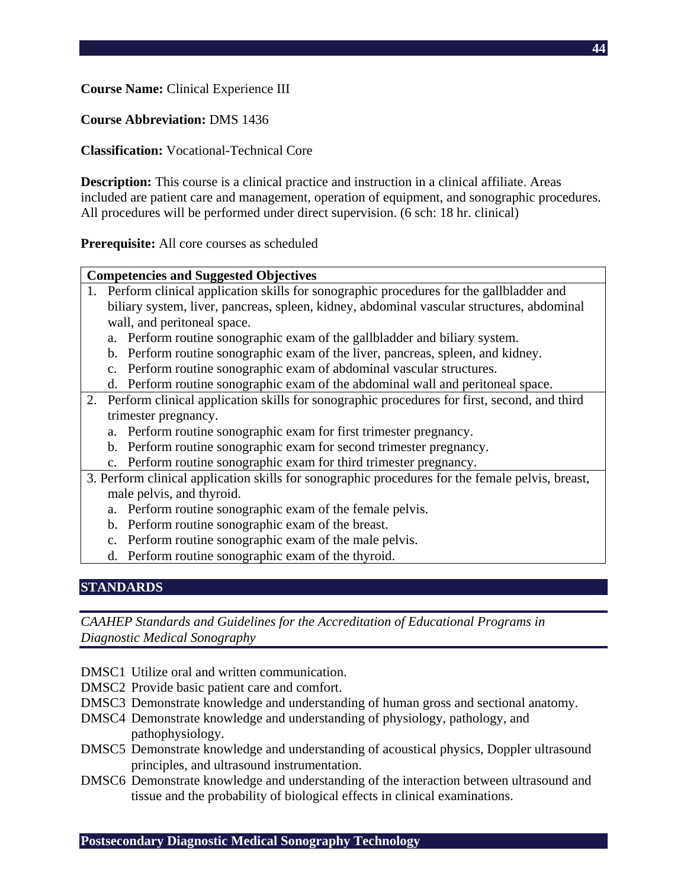**Course Name:** Clinical Experience III

**Course Abbreviation:** DMS 1436

**Classification:** Vocational-Technical Core

**Description:** This course is a clinical practice and instruction in a clinical affiliate. Areas included are patient care and management, operation of equipment, and sonographic procedures. All procedures will be performed under direct supervision. (6 sch: 18 hr. clinical)

**Prerequisite:** All core courses as scheduled

| **Competencies and Suggested Objectives** |
| --- |
| 1. Perform clinical application skills for sonographic procedures for the gallbladder and biliary system, liver, pancreas, spleen, kidney, abdominal vascular structures, abdominal wall, and peritoneal space.<br>a. Perform routine sonographic exam of the gallbladder and biliary system.<br>b. Perform routine sonographic exam of the liver, pancreas, spleen, and kidney.<br>c. Perform routine sonographic exam of abdominal vascular structures.<br>d. Perform routine sonographic exam of the abdominal wall and peritoneal space. |
| 2. Perform clinical application skills for sonographic procedures for first, second, and third trimester pregnancy.<br>a. Perform routine sonographic exam for first trimester pregnancy.<br>b. Perform routine sonographic exam for second trimester pregnancy.<br>c. Perform routine sonographic exam for third trimester pregnancy. |
| 3. Perform clinical application skills for sonographic procedures for the female pelvis, breast, male pelvis, and thyroid.<br>a. Perform routine sonographic exam of the female pelvis.<br>b. Perform routine sonographic exam of the breast.<br>c. Perform routine sonographic exam of the male pelvis.<br>d. Perform routine sonographic exam of the thyroid. |

## STANDARDS

*CAAHEP Standards and Guidelines for the Accreditation of Educational Programs in Diagnostic Medical Sonography*

DMSC1 Utilize oral and written communication.
DMSC2 Provide basic patient care and comfort.
DMSC3 Demonstrate knowledge and understanding of human gross and sectional anatomy.
DMSC4 Demonstrate knowledge and understanding of physiology, pathology, and pathophysiology.
DMSC5 Demonstrate knowledge and understanding of acoustical physics, Doppler ultrasound principles, and ultrasound instrumentation.
DMSC6 Demonstrate knowledge and understanding of the interaction between ultrasound and tissue and the probability of biological effects in clinical examinations.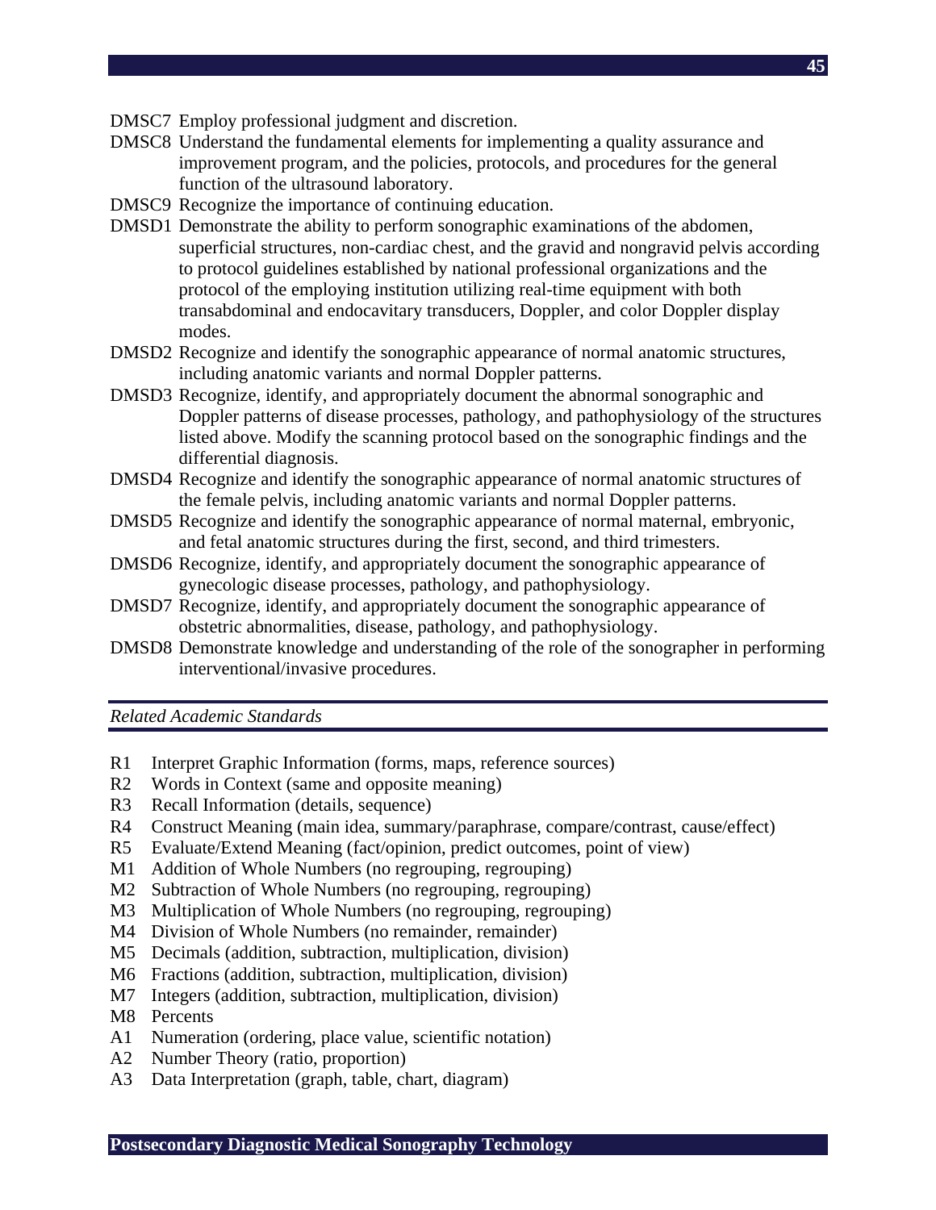DMSC7 Employ professional judgment and discretion.

DMSC8 Understand the fundamental elements for implementing a quality assurance and improvement program, and the policies, protocols, and procedures for the general function of the ultrasound laboratory.

DMSC9 Recognize the importance of continuing education.

DMSD1 Demonstrate the ability to perform sonographic examinations of the abdomen, superficial structures, non-cardiac chest, and the gravid and nongravid pelvis according to protocol guidelines established by national professional organizations and the protocol of the employing institution utilizing real-time equipment with both transabdominal and endocavitary transducers, Doppler, and color Doppler display modes.

DMSD2 Recognize and identify the sonographic appearance of normal anatomic structures, including anatomic variants and normal Doppler patterns.

DMSD3 Recognize, identify, and appropriately document the abnormal sonographic and Doppler patterns of disease processes, pathology, and pathophysiology of the structures listed above. Modify the scanning protocol based on the sonographic findings and the differential diagnosis.

DMSD4 Recognize and identify the sonographic appearance of normal anatomic structures of the female pelvis, including anatomic variants and normal Doppler patterns.

DMSD5 Recognize and identify the sonographic appearance of normal maternal, embryonic, and fetal anatomic structures during the first, second, and third trimesters.

DMSD6 Recognize, identify, and appropriately document the sonographic appearance of gynecologic disease processes, pathology, and pathophysiology.

DMSD7 Recognize, identify, and appropriately document the sonographic appearance of obstetric abnormalities, disease, pathology, and pathophysiology.

DMSD8 Demonstrate knowledge and understanding of the role of the sonographer in performing interventional/invasive procedures.

*Related Academic Standards*

- R1 Interpret Graphic Information (forms, maps, reference sources)
- R2 Words in Context (same and opposite meaning)
- R3 Recall Information (details, sequence)
- R4 Construct Meaning (main idea, summary/paraphrase, compare/contrast, cause/effect)
- R5 Evaluate/Extend Meaning (fact/opinion, predict outcomes, point of view)
- M1 Addition of Whole Numbers (no regrouping, regrouping)
- M2 Subtraction of Whole Numbers (no regrouping, regrouping)
- M3 Multiplication of Whole Numbers (no regrouping, regrouping)
- M4 Division of Whole Numbers (no remainder, remainder)
- M5 Decimals (addition, subtraction, multiplication, division)
- M6 Fractions (addition, subtraction, multiplication, division)
- M7 Integers (addition, subtraction, multiplication, division)
- M8 Percents
- A1 Numeration (ordering, place value, scientific notation)
- A2 Number Theory (ratio, proportion)
- A3 Data Interpretation (graph, table, chart, diagram)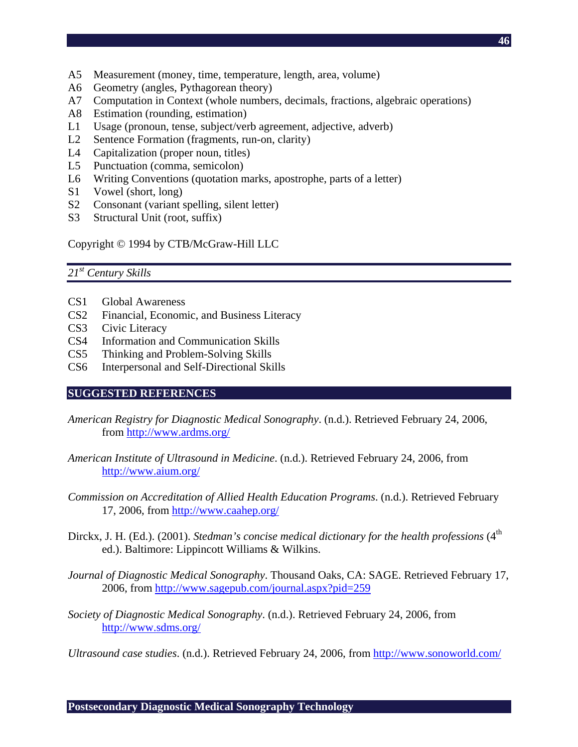A5 Measurement (money, time, temperature, length, area, volume)
A6 Geometry (angles, Pythagorean theory)
A7 Computation in Context (whole numbers, decimals, fractions, algebraic operations)
A8 Estimation (rounding, estimation)
L1 Usage (pronoun, tense, subject/verb agreement, adjective, adverb)
L2 Sentence Formation (fragments, run-on, clarity)
L4 Capitalization (proper noun, titles)
L5 Punctuation (comma, semicolon)
L6 Writing Conventions (quotation marks, apostrophe, parts of a letter)
S1 Vowel (short, long)
S2 Consonant (variant spelling, silent letter)
S3 Structural Unit (root, suffix)

Copyright © 1994 by CTB/McGraw-Hill LLC

*21st Century Skills*

CS1 Global Awareness
CS2 Financial, Economic, and Business Literacy
CS3 Civic Literacy
CS4 Information and Communication Skills
CS5 Thinking and Problem-Solving Skills
CS6 Interpersonal and Self-Directional Skills

## SUGGESTED REFERENCES

*American Registry for Diagnostic Medical Sonography*. (n.d.). Retrieved February 24, 2006, from http://www.ardms.org/

*American Institute of Ultrasound in Medicine*. (n.d.). Retrieved February 24, 2006, from http://www.aium.org/

*Commission on Accreditation of Allied Health Education Programs*. (n.d.). Retrieved February 17, 2006, from http://www.caahep.org/

Dirckx, J. H. (Ed.). (2001). *Stedman's concise medical dictionary for the health professions* (4th ed.). Baltimore: Lippincott Williams & Wilkins.

*Journal of Diagnostic Medical Sonography*. Thousand Oaks, CA: SAGE. Retrieved February 17, 2006, from http://www.sagepub.com/journal.aspx?pid=259

*Society of Diagnostic Medical Sonography*. (n.d.). Retrieved February 24, 2006, from http://www.sdms.org/

*Ultrasound case studies*. (n.d.). Retrieved February 24, 2006, from http://www.sonoworld.com/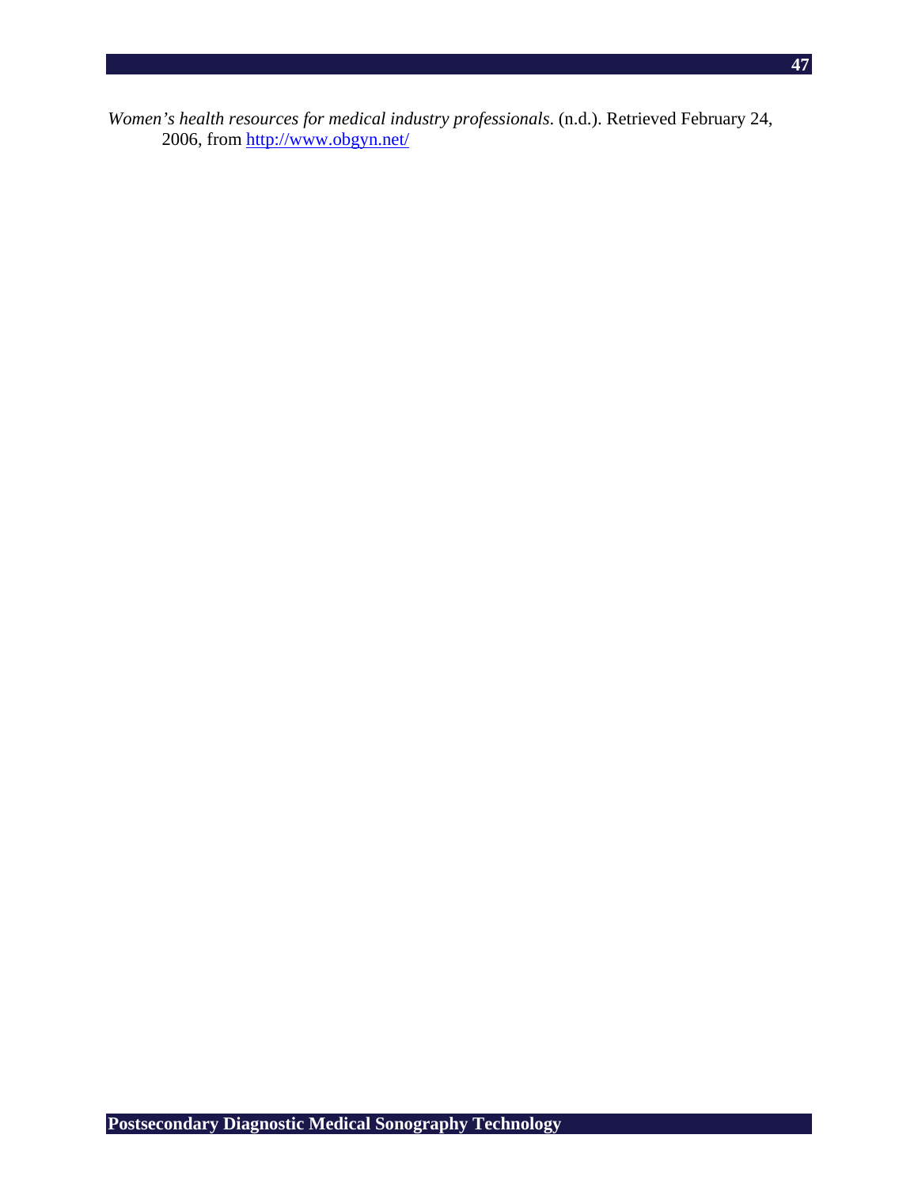*Women's health resources for medical industry professionals*. (n.d.). Retrieved February 24, 2006, from http://www.obgyn.net/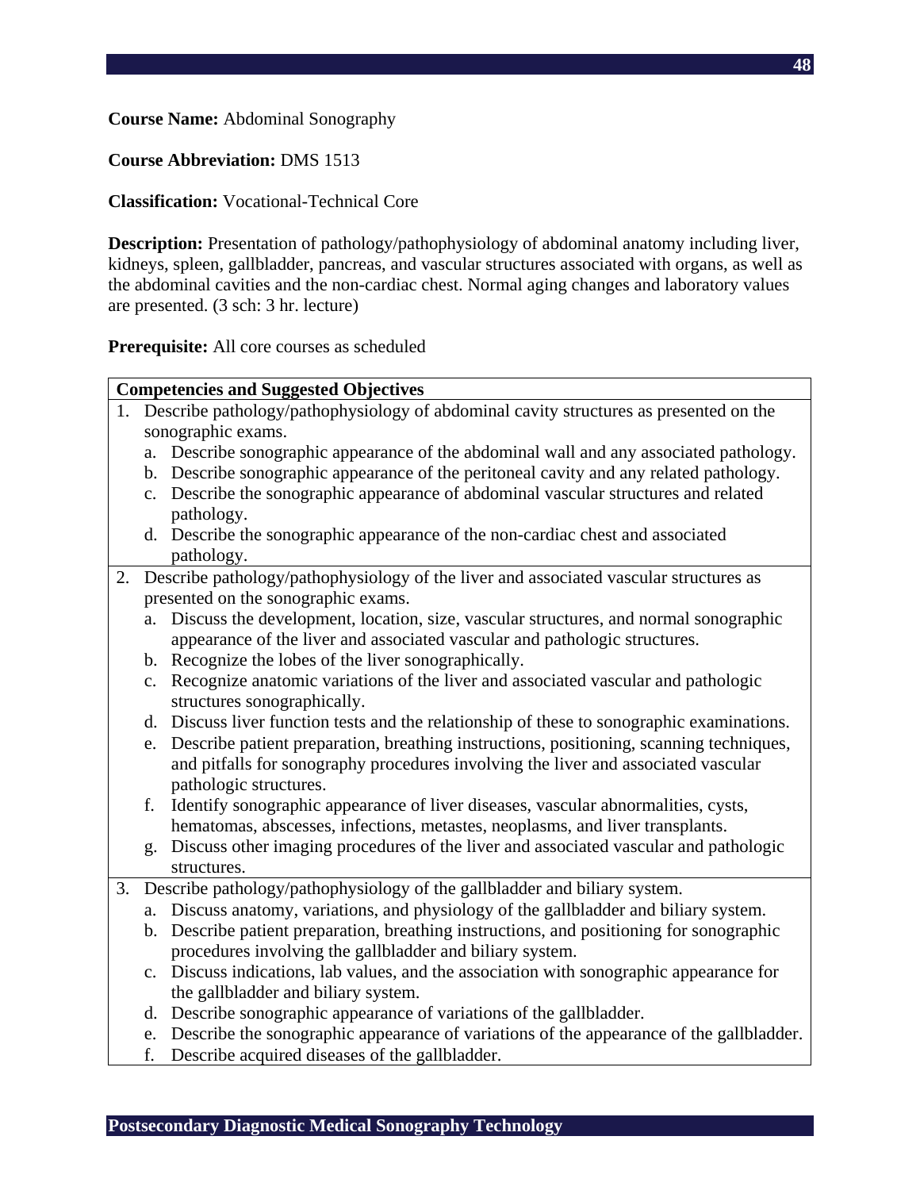**Course Name:** Abdominal Sonography

**Course Abbreviation:** DMS 1513

**Classification:** Vocational-Technical Core

**Description:** Presentation of pathology/pathophysiology of abdominal anatomy including liver, kidneys, spleen, gallbladder, pancreas, and vascular structures associated with organs, as well as the abdominal cavities and the non-cardiac chest. Normal aging changes and laboratory values are presented. (3 sch: 3 hr. lecture)

**Prerequisite:** All core courses as scheduled

| Competencies and Suggested Objectives |
|---|
| 1. Describe pathology/pathophysiology of abdominal cavity structures as presented on the sonographic exams.<br>a. Describe sonographic appearance of the abdominal wall and any associated pathology.<br>b. Describe sonographic appearance of the peritoneal cavity and any related pathology.<br>c. Describe the sonographic appearance of abdominal vascular structures and related pathology.<br>d. Describe the sonographic appearance of the non-cardiac chest and associated pathology. |
| 2. Describe pathology/pathophysiology of the liver and associated vascular structures as presented on the sonographic exams.<br>a. Discuss the development, location, size, vascular structures, and normal sonographic appearance of the liver and associated vascular and pathologic structures.<br>b. Recognize the lobes of the liver sonographically.<br>c. Recognize anatomic variations of the liver and associated vascular and pathologic structures sonographically.<br>d. Discuss liver function tests and the relationship of these to sonographic examinations.<br>e. Describe patient preparation, breathing instructions, positioning, scanning techniques, and pitfalls for sonography procedures involving the liver and associated vascular pathologic structures.<br>f. Identify sonographic appearance of liver diseases, vascular abnormalities, cysts, hematomas, abscesses, infections, metastes, neoplasms, and liver transplants.<br>g. Discuss other imaging procedures of the liver and associated vascular and pathologic structures. |
| 3. Describe pathology/pathophysiology of the gallbladder and biliary system.<br>a. Discuss anatomy, variations, and physiology of the gallbladder and biliary system.<br>b. Describe patient preparation, breathing instructions, and positioning for sonographic procedures involving the gallbladder and biliary system.<br>c. Discuss indications, lab values, and the association with sonographic appearance for the gallbladder and biliary system.<br>d. Describe sonographic appearance of variations of the gallbladder.<br>e. Describe the sonographic appearance of variations of the appearance of the gallbladder.<br>f. Describe acquired diseases of the gallbladder. |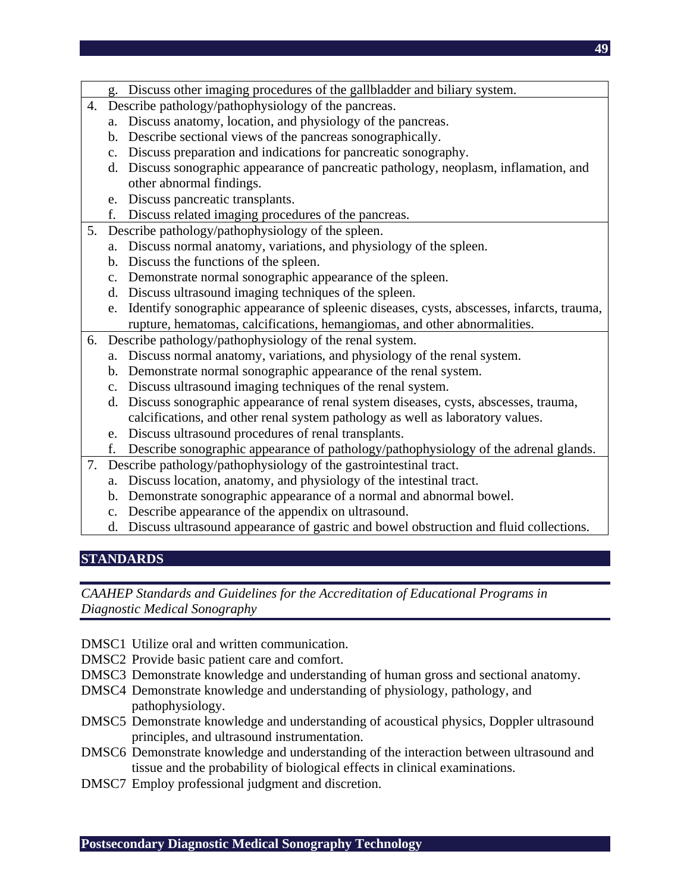- g. Discuss other imaging procedures of the gallbladder and biliary system.

4. Describe pathology/pathophysiology of the pancreas.
   - a. Discuss anatomy, location, and physiology of the pancreas.
   - b. Describe sectional views of the pancreas sonographically.
   - c. Discuss preparation and indications for pancreatic sonography.
   - d. Discuss sonographic appearance of pancreatic pathology, neoplasm, inflamation, and other abnormal findings.
   - e. Discuss pancreatic transplants.
   - f. Discuss related imaging procedures of the pancreas.
5. Describe pathology/pathophysiology of the spleen.
   - a. Discuss normal anatomy, variations, and physiology of the spleen.
   - b. Discuss the functions of the spleen.
   - c. Demonstrate normal sonographic appearance of the spleen.
   - d. Discuss ultrasound imaging techniques of the spleen.
   - e. Identify sonographic appearance of spleenic diseases, cysts, abscesses, infarcts, trauma, rupture, hematomas, calcifications, hemangiomas, and other abnormalities.
6. Describe pathology/pathophysiology of the renal system.
   - a. Discuss normal anatomy, variations, and physiology of the renal system.
   - b. Demonstrate normal sonographic appearance of the renal system.
   - c. Discuss ultrasound imaging techniques of the renal system.
   - d. Discuss sonographic appearance of renal system diseases, cysts, abscesses, trauma, calcifications, and other renal system pathology as well as laboratory values.
   - e. Discuss ultrasound procedures of renal transplants.
   - f. Describe sonographic appearance of pathology/pathophysiology of the adrenal glands.
7. Describe pathology/pathophysiology of the gastrointestinal tract.
   - a. Discuss location, anatomy, and physiology of the intestinal tract.
   - b. Demonstrate sonographic appearance of a normal and abnormal bowel.
   - c. Describe appearance of the appendix on ultrasound.
   - d. Discuss ultrasound appearance of gastric and bowel obstruction and fluid collections.

## STANDARDS

*CAAHEP Standards and Guidelines for the Accreditation of Educational Programs in Diagnostic Medical Sonography*

DMSC1 Utilize oral and written communication.
DMSC2 Provide basic patient care and comfort.
DMSC3 Demonstrate knowledge and understanding of human gross and sectional anatomy.
DMSC4 Demonstrate knowledge and understanding of physiology, pathology, and pathophysiology.
DMSC5 Demonstrate knowledge and understanding of acoustical physics, Doppler ultrasound principles, and ultrasound instrumentation.
DMSC6 Demonstrate knowledge and understanding of the interaction between ultrasound and tissue and the probability of biological effects in clinical examinations.
DMSC7 Employ professional judgment and discretion.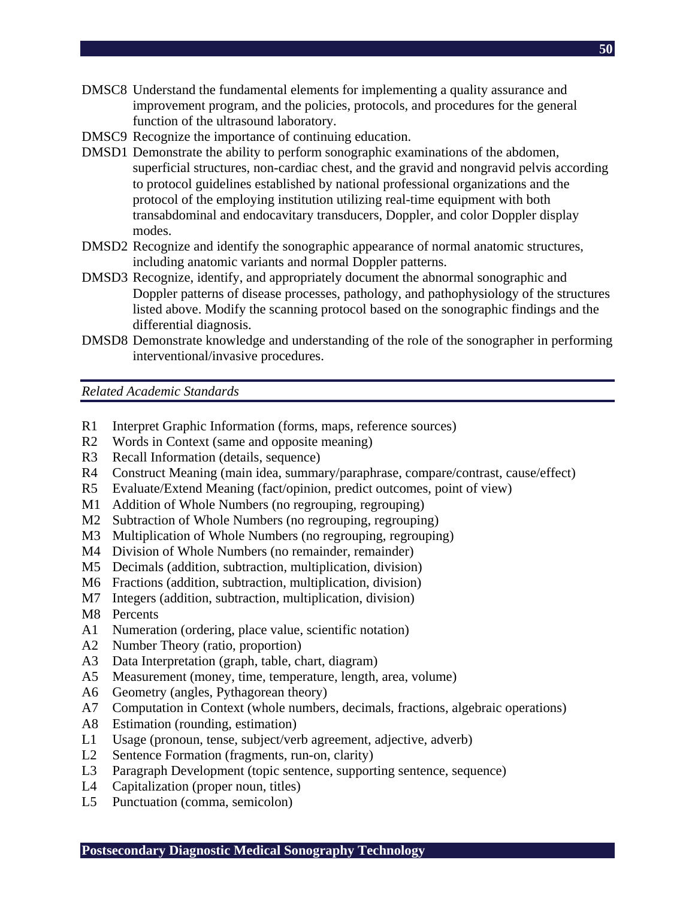DMSC8 Understand the fundamental elements for implementing a quality assurance and improvement program, and the policies, protocols, and procedures for the general function of the ultrasound laboratory.

DMSC9 Recognize the importance of continuing education.

DMSD1 Demonstrate the ability to perform sonographic examinations of the abdomen, superficial structures, non-cardiac chest, and the gravid and nongravid pelvis according to protocol guidelines established by national professional organizations and the protocol of the employing institution utilizing real-time equipment with both transabdominal and endocavitary transducers, Doppler, and color Doppler display modes.

DMSD2 Recognize and identify the sonographic appearance of normal anatomic structures, including anatomic variants and normal Doppler patterns.

DMSD3 Recognize, identify, and appropriately document the abnormal sonographic and Doppler patterns of disease processes, pathology, and pathophysiology of the structures listed above. Modify the scanning protocol based on the sonographic findings and the differential diagnosis.

DMSD8 Demonstrate knowledge and understanding of the role of the sonographer in performing interventional/invasive procedures.

*Related Academic Standards*

R1 Interpret Graphic Information (forms, maps, reference sources)
R2 Words in Context (same and opposite meaning)
R3 Recall Information (details, sequence)
R4 Construct Meaning (main idea, summary/paraphrase, compare/contrast, cause/effect)
R5 Evaluate/Extend Meaning (fact/opinion, predict outcomes, point of view)
M1 Addition of Whole Numbers (no regrouping, regrouping)
M2 Subtraction of Whole Numbers (no regrouping, regrouping)
M3 Multiplication of Whole Numbers (no regrouping, regrouping)
M4 Division of Whole Numbers (no remainder, remainder)
M5 Decimals (addition, subtraction, multiplication, division)
M6 Fractions (addition, subtraction, multiplication, division)
M7 Integers (addition, subtraction, multiplication, division)
M8 Percents
A1 Numeration (ordering, place value, scientific notation)
A2 Number Theory (ratio, proportion)
A3 Data Interpretation (graph, table, chart, diagram)
A5 Measurement (money, time, temperature, length, area, volume)
A6 Geometry (angles, Pythagorean theory)
A7 Computation in Context (whole numbers, decimals, fractions, algebraic operations)
A8 Estimation (rounding, estimation)
L1 Usage (pronoun, tense, subject/verb agreement, adjective, adverb)
L2 Sentence Formation (fragments, run-on, clarity)
L3 Paragraph Development (topic sentence, supporting sentence, sequence)
L4 Capitalization (proper noun, titles)
L5 Punctuation (comma, semicolon)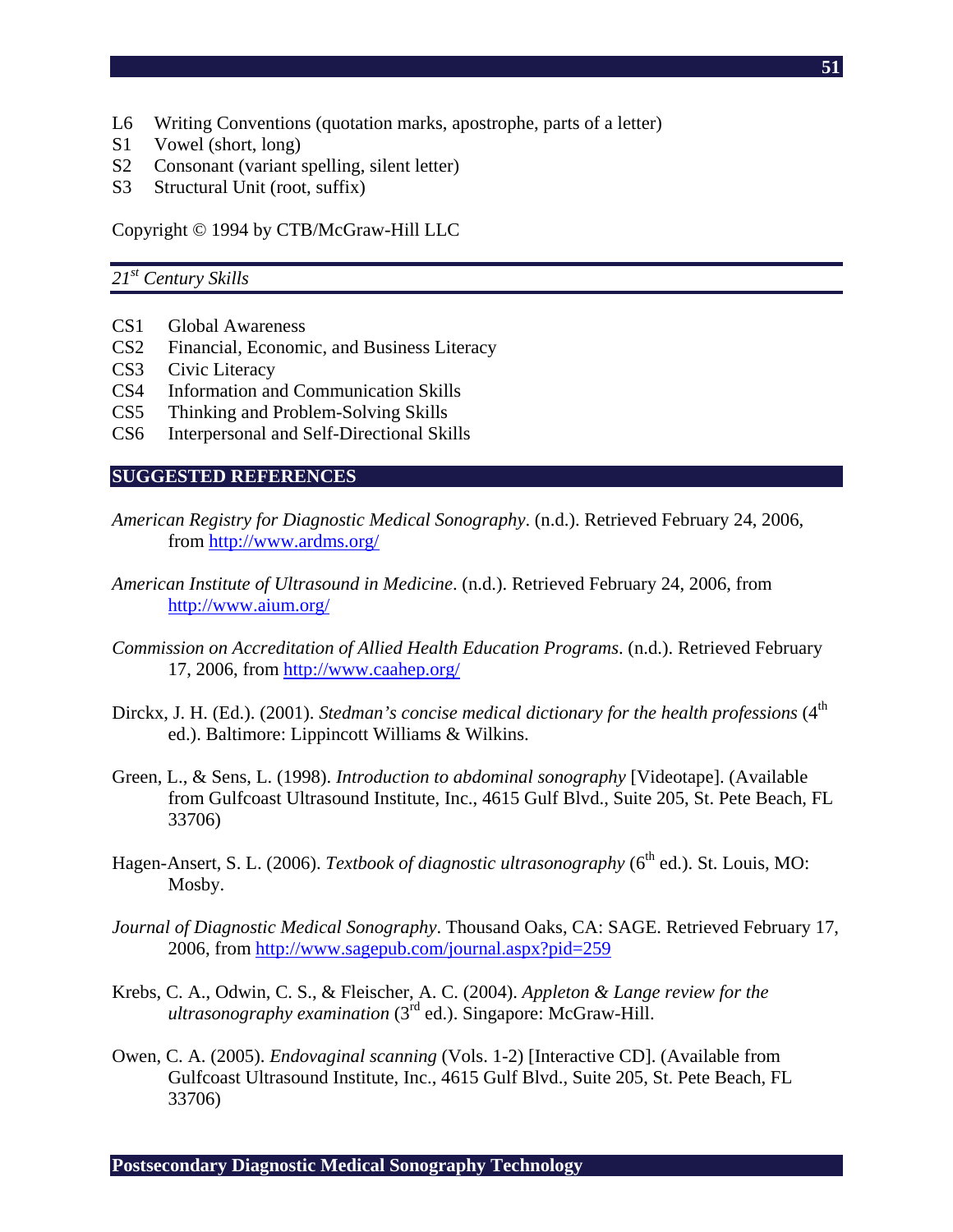L6 Writing Conventions (quotation marks, apostrophe, parts of a letter)
S1 Vowel (short, long)
S2 Consonant (variant spelling, silent letter)
S3 Structural Unit (root, suffix)

Copyright © 1994 by CTB/McGraw-Hill LLC

### *21st Century Skills*

CS1 Global Awareness
CS2 Financial, Economic, and Business Literacy
CS3 Civic Literacy
CS4 Information and Communication Skills
CS5 Thinking and Problem-Solving Skills
CS6 Interpersonal and Self-Directional Skills

## SUGGESTED REFERENCES

*American Registry for Diagnostic Medical Sonography*. (n.d.). Retrieved February 24, 2006, from http://www.ardms.org/

*American Institute of Ultrasound in Medicine*. (n.d.). Retrieved February 24, 2006, from http://www.aium.org/

*Commission on Accreditation of Allied Health Education Programs*. (n.d.). Retrieved February 17, 2006, from http://www.caahep.org/

Dirckx, J. H. (Ed.). (2001). *Stedman's concise medical dictionary for the health professions* (4th ed.). Baltimore: Lippincott Williams & Wilkins.

Green, L., & Sens, L. (1998). *Introduction to abdominal sonography* [Videotape]. (Available from Gulfcoast Ultrasound Institute, Inc., 4615 Gulf Blvd., Suite 205, St. Pete Beach, FL 33706)

Hagen-Ansert, S. L. (2006). *Textbook of diagnostic ultrasonography* (6th ed.). St. Louis, MO: Mosby.

*Journal of Diagnostic Medical Sonography*. Thousand Oaks, CA: SAGE. Retrieved February 17, 2006, from http://www.sagepub.com/journal.aspx?pid=259

Krebs, C. A., Odwin, C. S., & Fleischer, A. C. (2004). *Appleton & Lange review for the ultrasonography examination* (3rd ed.). Singapore: McGraw-Hill.

Owen, C. A. (2005). *Endovaginal scanning* (Vols. 1-2) [Interactive CD]. (Available from Gulfcoast Ultrasound Institute, Inc., 4615 Gulf Blvd., Suite 205, St. Pete Beach, FL 33706)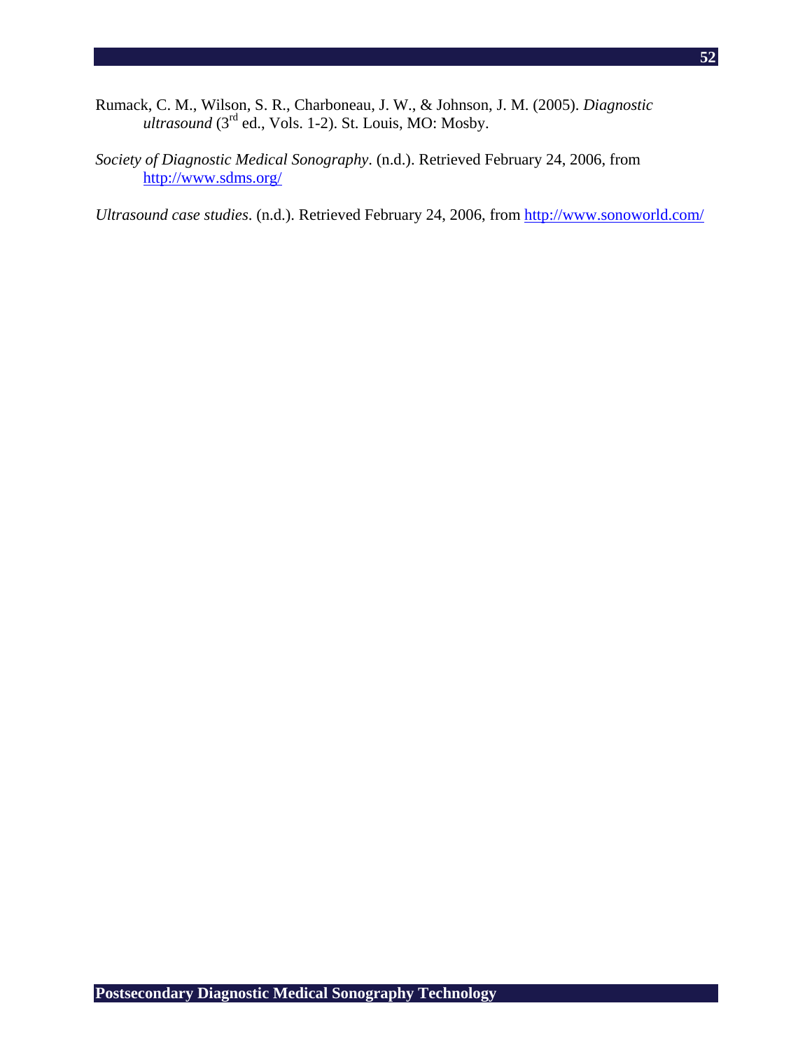Rumack, C. M., Wilson, S. R., Charboneau, J. W., & Johnson, J. M. (2005). *Diagnostic ultrasound* (3rd ed., Vols. 1-2). St. Louis, MO: Mosby.

*Society of Diagnostic Medical Sonography*. (n.d.). Retrieved February 24, 2006, from http://www.sdms.org/

*Ultrasound case studies*. (n.d.). Retrieved February 24, 2006, from http://www.sonoworld.com/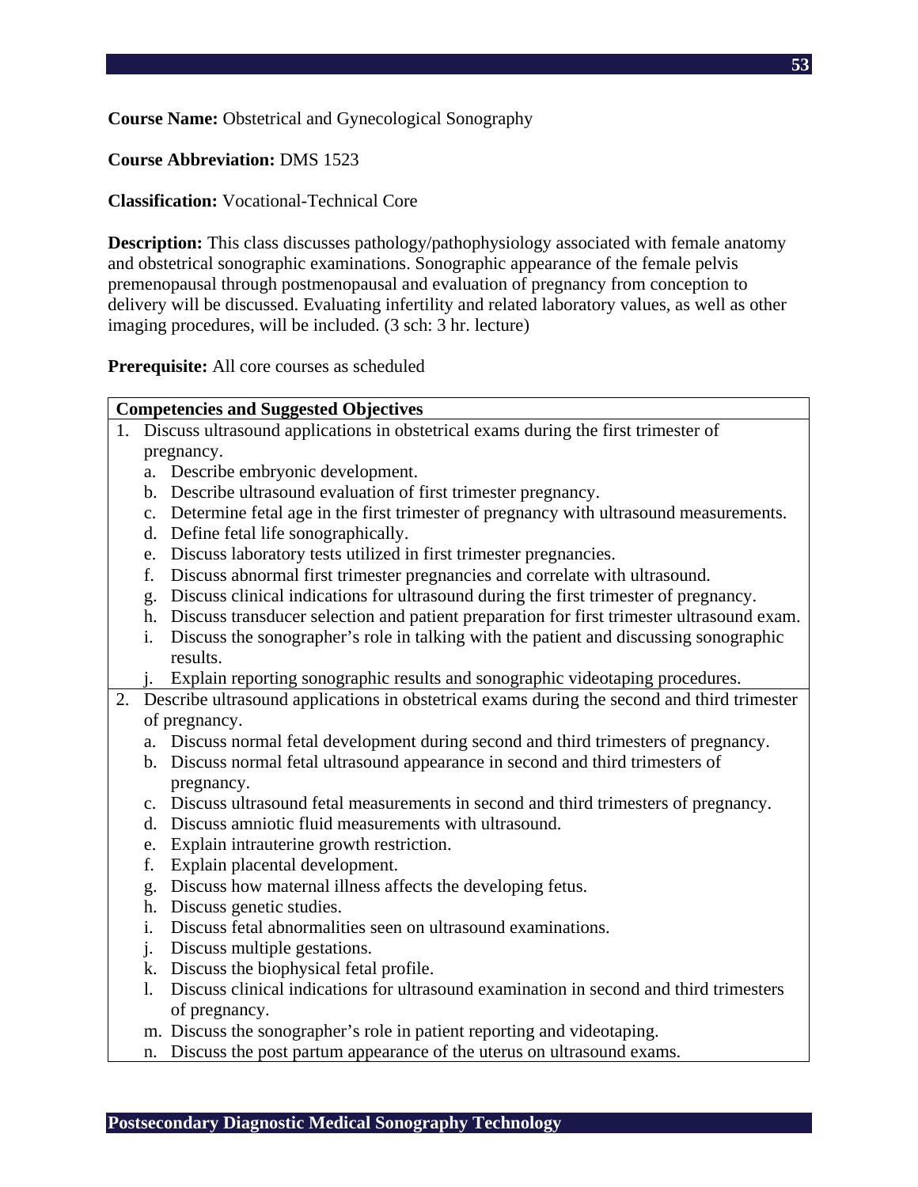**Course Name:** Obstetrical and Gynecological Sonography

**Course Abbreviation:** DMS 1523

**Classification:** Vocational-Technical Core

**Description:** This class discusses pathology/pathophysiology associated with female anatomy and obstetrical sonographic examinations. Sonographic appearance of the female pelvis premenopausal through postmenopausal and evaluation of pregnancy from conception to delivery will be discussed. Evaluating infertility and related laboratory values, as well as other imaging procedures, will be included. (3 sch: 3 hr. lecture)

**Prerequisite:** All core courses as scheduled

| **Competencies and Suggested Objectives** |
|---|
| 1. Discuss ultrasound applications in obstetrical exams during the first trimester of pregnancy.<br>a. Describe embryonic development.<br>b. Describe ultrasound evaluation of first trimester pregnancy.<br>c. Determine fetal age in the first trimester of pregnancy with ultrasound measurements.<br>d. Define fetal life sonographically.<br>e. Discuss laboratory tests utilized in first trimester pregnancies.<br>f. Discuss abnormal first trimester pregnancies and correlate with ultrasound.<br>g. Discuss clinical indications for ultrasound during the first trimester of pregnancy.<br>h. Discuss transducer selection and patient preparation for first trimester ultrasound exam.<br>i. Discuss the sonographer's role in talking with the patient and discussing sonographic results.<br>j. Explain reporting sonographic results and sonographic videotaping procedures. |
| 2. Describe ultrasound applications in obstetrical exams during the second and third trimester of pregnancy.<br>a. Discuss normal fetal development during second and third trimesters of pregnancy.<br>b. Discuss normal fetal ultrasound appearance in second and third trimesters of pregnancy.<br>c. Discuss ultrasound fetal measurements in second and third trimesters of pregnancy.<br>d. Discuss amniotic fluid measurements with ultrasound.<br>e. Explain intrauterine growth restriction.<br>f. Explain placental development.<br>g. Discuss how maternal illness affects the developing fetus.<br>h. Discuss genetic studies.<br>i. Discuss fetal abnormalities seen on ultrasound examinations.<br>j. Discuss multiple gestations.<br>k. Discuss the biophysical fetal profile.<br>l. Discuss clinical indications for ultrasound examination in second and third trimesters of pregnancy.<br>m. Discuss the sonographer's role in patient reporting and videotaping.<br>n. Discuss the post partum appearance of the uterus on ultrasound exams. |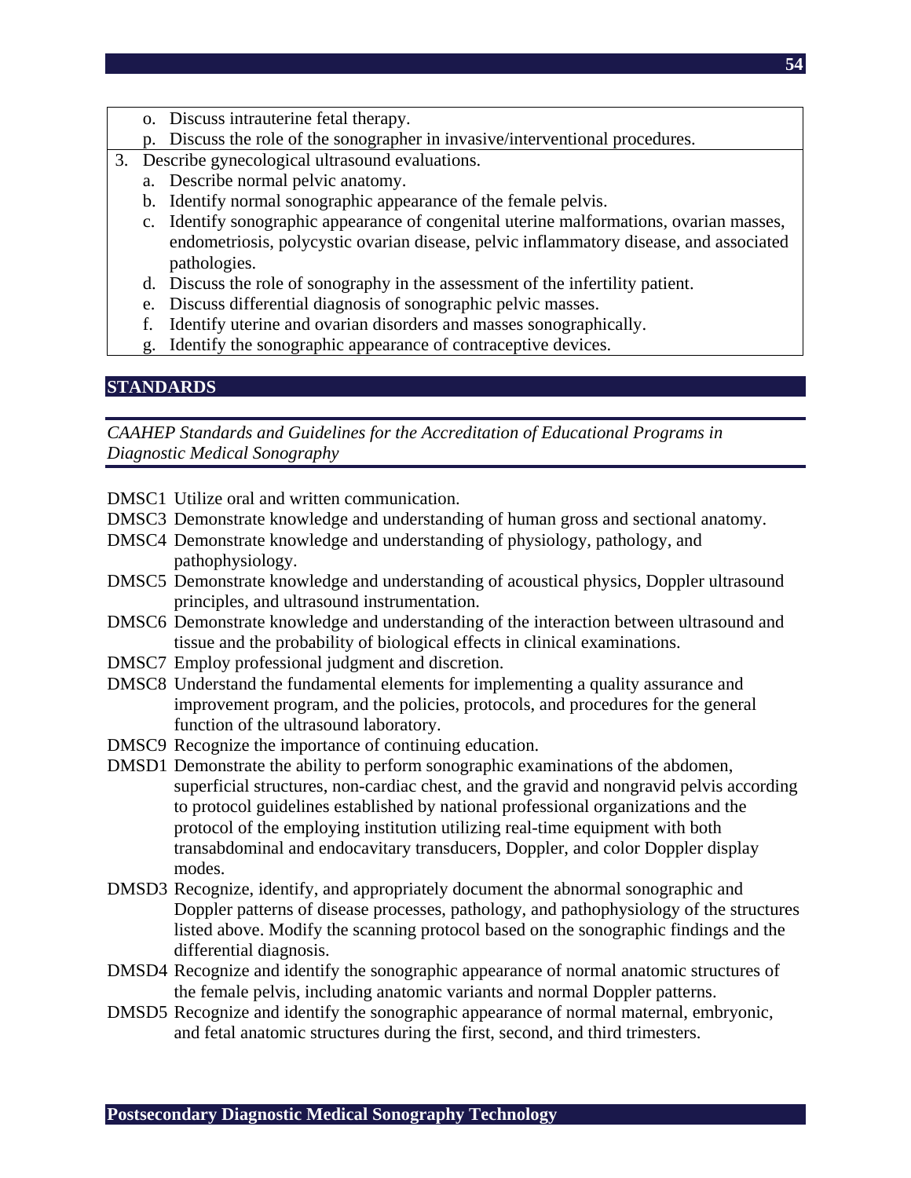- o. Discuss intrauterine fetal therapy.
- p. Discuss the role of the sonographer in invasive/interventional procedures.

3. Describe gynecological ultrasound evaluations.
   - a. Describe normal pelvic anatomy.
   - b. Identify normal sonographic appearance of the female pelvis.
   - c. Identify sonographic appearance of congenital uterine malformations, ovarian masses, endometriosis, polycystic ovarian disease, pelvic inflammatory disease, and associated pathologies.
   - d. Discuss the role of sonography in the assessment of the infertility patient.
   - e. Discuss differential diagnosis of sonographic pelvic masses.
   - f. Identify uterine and ovarian disorders and masses sonographically.
   - g. Identify the sonographic appearance of contraceptive devices.

## STANDARDS

*CAAHEP Standards and Guidelines for the Accreditation of Educational Programs in Diagnostic Medical Sonography*

DMSC1 Utilize oral and written communication.

DMSC3 Demonstrate knowledge and understanding of human gross and sectional anatomy.

DMSC4 Demonstrate knowledge and understanding of physiology, pathology, and pathophysiology.

DMSC5 Demonstrate knowledge and understanding of acoustical physics, Doppler ultrasound principles, and ultrasound instrumentation.

DMSC6 Demonstrate knowledge and understanding of the interaction between ultrasound and tissue and the probability of biological effects in clinical examinations.

DMSC7 Employ professional judgment and discretion.

DMSC8 Understand the fundamental elements for implementing a quality assurance and improvement program, and the policies, protocols, and procedures for the general function of the ultrasound laboratory.

DMSC9 Recognize the importance of continuing education.

DMSD1 Demonstrate the ability to perform sonographic examinations of the abdomen, superficial structures, non-cardiac chest, and the gravid and nongravid pelvis according to protocol guidelines established by national professional organizations and the protocol of the employing institution utilizing real-time equipment with both transabdominal and endocavitary transducers, Doppler, and color Doppler display modes.

DMSD3 Recognize, identify, and appropriately document the abnormal sonographic and Doppler patterns of disease processes, pathology, and pathophysiology of the structures listed above. Modify the scanning protocol based on the sonographic findings and the differential diagnosis.

DMSD4 Recognize and identify the sonographic appearance of normal anatomic structures of the female pelvis, including anatomic variants and normal Doppler patterns.

DMSD5 Recognize and identify the sonographic appearance of normal maternal, embryonic, and fetal anatomic structures during the first, second, and third trimesters.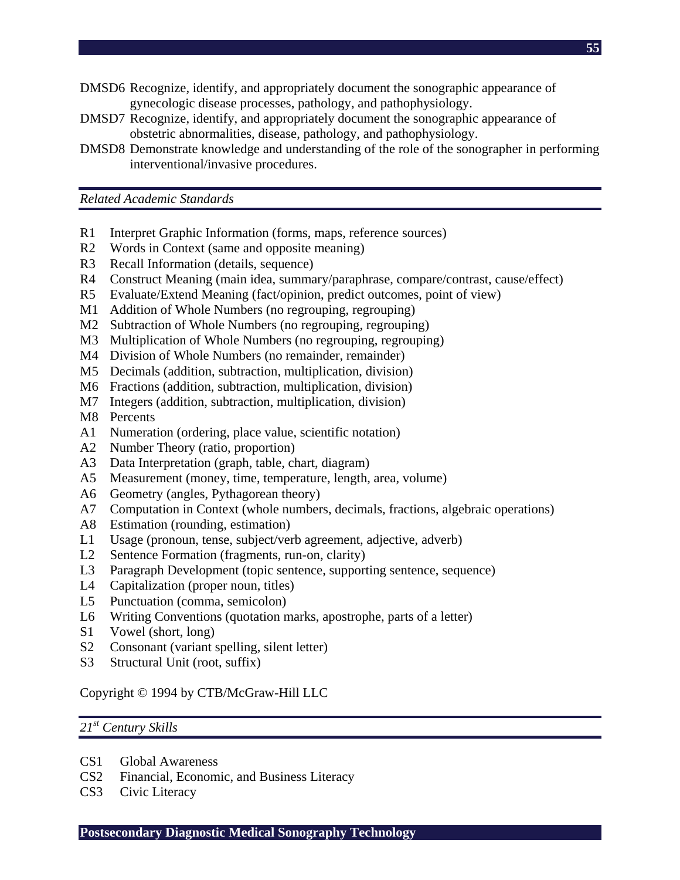DMSD6 Recognize, identify, and appropriately document the sonographic appearance of gynecologic disease processes, pathology, and pathophysiology.
DMSD7 Recognize, identify, and appropriately document the sonographic appearance of obstetric abnormalities, disease, pathology, and pathophysiology.
DMSD8 Demonstrate knowledge and understanding of the role of the sonographer in performing interventional/invasive procedures.

*Related Academic Standards*

R1 Interpret Graphic Information (forms, maps, reference sources)
R2 Words in Context (same and opposite meaning)
R3 Recall Information (details, sequence)
R4 Construct Meaning (main idea, summary/paraphrase, compare/contrast, cause/effect)
R5 Evaluate/Extend Meaning (fact/opinion, predict outcomes, point of view)
M1 Addition of Whole Numbers (no regrouping, regrouping)
M2 Subtraction of Whole Numbers (no regrouping, regrouping)
M3 Multiplication of Whole Numbers (no regrouping, regrouping)
M4 Division of Whole Numbers (no remainder, remainder)
M5 Decimals (addition, subtraction, multiplication, division)
M6 Fractions (addition, subtraction, multiplication, division)
M7 Integers (addition, subtraction, multiplication, division)
M8 Percents
A1 Numeration (ordering, place value, scientific notation)
A2 Number Theory (ratio, proportion)
A3 Data Interpretation (graph, table, chart, diagram)
A5 Measurement (money, time, temperature, length, area, volume)
A6 Geometry (angles, Pythagorean theory)
A7 Computation in Context (whole numbers, decimals, fractions, algebraic operations)
A8 Estimation (rounding, estimation)
L1 Usage (pronoun, tense, subject/verb agreement, adjective, adverb)
L2 Sentence Formation (fragments, run-on, clarity)
L3 Paragraph Development (topic sentence, supporting sentence, sequence)
L4 Capitalization (proper noun, titles)
L5 Punctuation (comma, semicolon)
L6 Writing Conventions (quotation marks, apostrophe, parts of a letter)
S1 Vowel (short, long)
S2 Consonant (variant spelling, silent letter)
S3 Structural Unit (root, suffix)

Copyright © 1994 by CTB/McGraw-Hill LLC

*21st Century Skills*

CS1 Global Awareness
CS2 Financial, Economic, and Business Literacy
CS3 Civic Literacy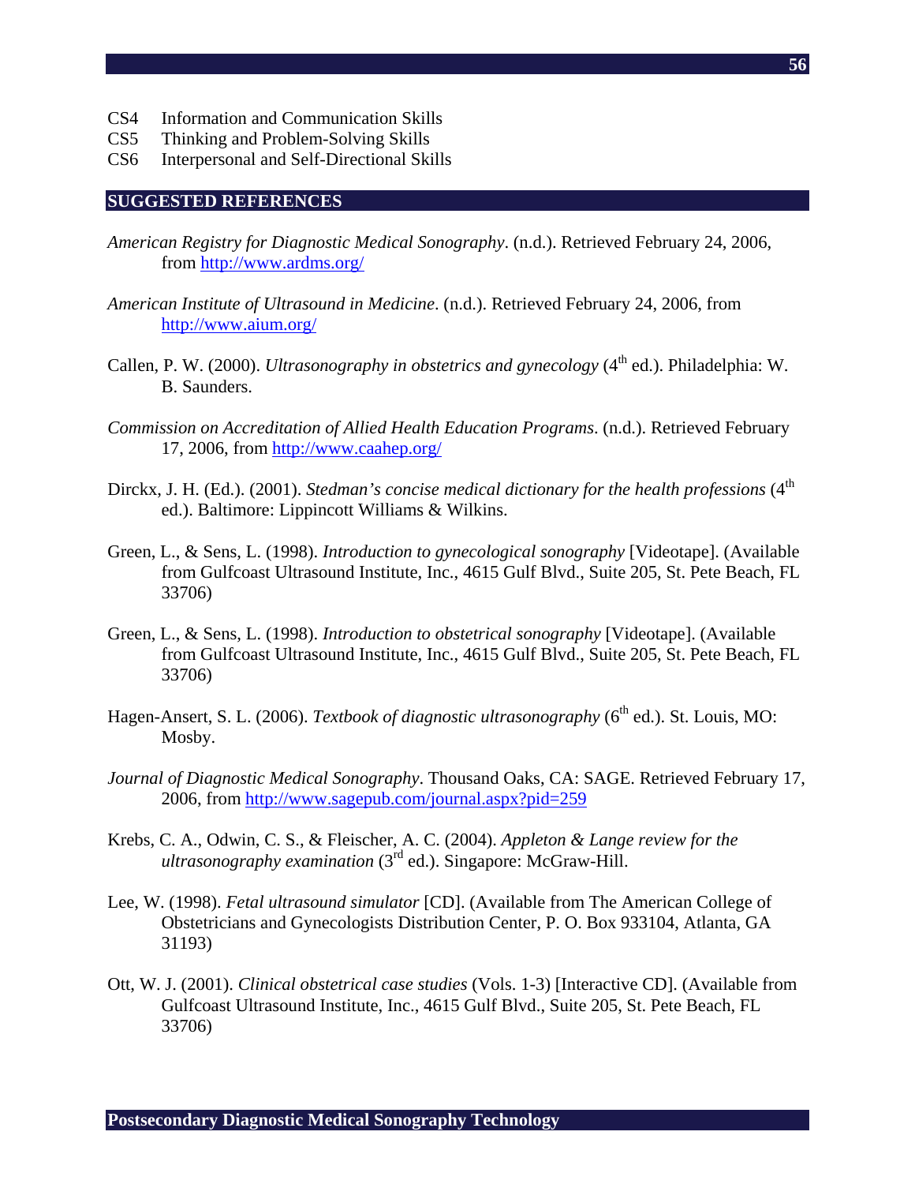CS4 Information and Communication Skills
CS5 Thinking and Problem-Solving Skills
CS6 Interpersonal and Self-Directional Skills

## SUGGESTED REFERENCES

*American Registry for Diagnostic Medical Sonography*. (n.d.). Retrieved February 24, 2006, from http://www.ardms.org/

*American Institute of Ultrasound in Medicine*. (n.d.). Retrieved February 24, 2006, from http://www.aium.org/

Callen, P. W. (2000). *Ultrasonography in obstetrics and gynecology* (4th ed.). Philadelphia: W. B. Saunders.

*Commission on Accreditation of Allied Health Education Programs*. (n.d.). Retrieved February 17, 2006, from http://www.caahep.org/

Dirckx, J. H. (Ed.). (2001). *Stedman's concise medical dictionary for the health professions* (4th ed.). Baltimore: Lippincott Williams & Wilkins.

Green, L., & Sens, L. (1998). *Introduction to gynecological sonography* [Videotape]. (Available from Gulfcoast Ultrasound Institute, Inc., 4615 Gulf Blvd., Suite 205, St. Pete Beach, FL 33706)

Green, L., & Sens, L. (1998). *Introduction to obstetrical sonography* [Videotape]. (Available from Gulfcoast Ultrasound Institute, Inc., 4615 Gulf Blvd., Suite 205, St. Pete Beach, FL 33706)

Hagen-Ansert, S. L. (2006). *Textbook of diagnostic ultrasonography* (6th ed.). St. Louis, MO: Mosby.

*Journal of Diagnostic Medical Sonography*. Thousand Oaks, CA: SAGE. Retrieved February 17, 2006, from http://www.sagepub.com/journal.aspx?pid=259

Krebs, C. A., Odwin, C. S., & Fleischer, A. C. (2004). *Appleton & Lange review for the ultrasonography examination* (3rd ed.). Singapore: McGraw-Hill.

Lee, W. (1998). *Fetal ultrasound simulator* [CD]. (Available from The American College of Obstetricians and Gynecologists Distribution Center, P. O. Box 933104, Atlanta, GA 31193)

Ott, W. J. (2001). *Clinical obstetrical case studies* (Vols. 1-3) [Interactive CD]. (Available from Gulfcoast Ultrasound Institute, Inc., 4615 Gulf Blvd., Suite 205, St. Pete Beach, FL 33706)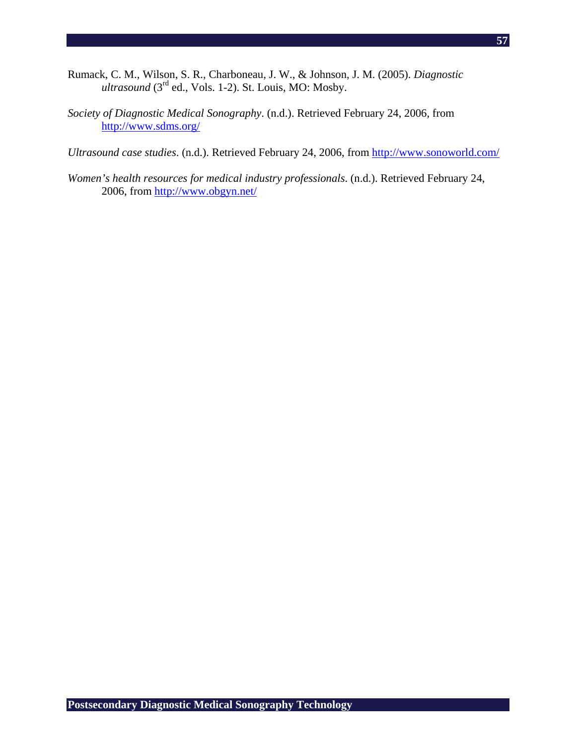Rumack, C. M., Wilson, S. R., Charboneau, J. W., & Johnson, J. M. (2005). *Diagnostic ultrasound* (3rd ed., Vols. 1-2). St. Louis, MO: Mosby.

*Society of Diagnostic Medical Sonography*. (n.d.). Retrieved February 24, 2006, from http://www.sdms.org/

*Ultrasound case studies*. (n.d.). Retrieved February 24, 2006, from http://www.sonoworld.com/

*Women's health resources for medical industry professionals*. (n.d.). Retrieved February 24, 2006, from http://www.obgyn.net/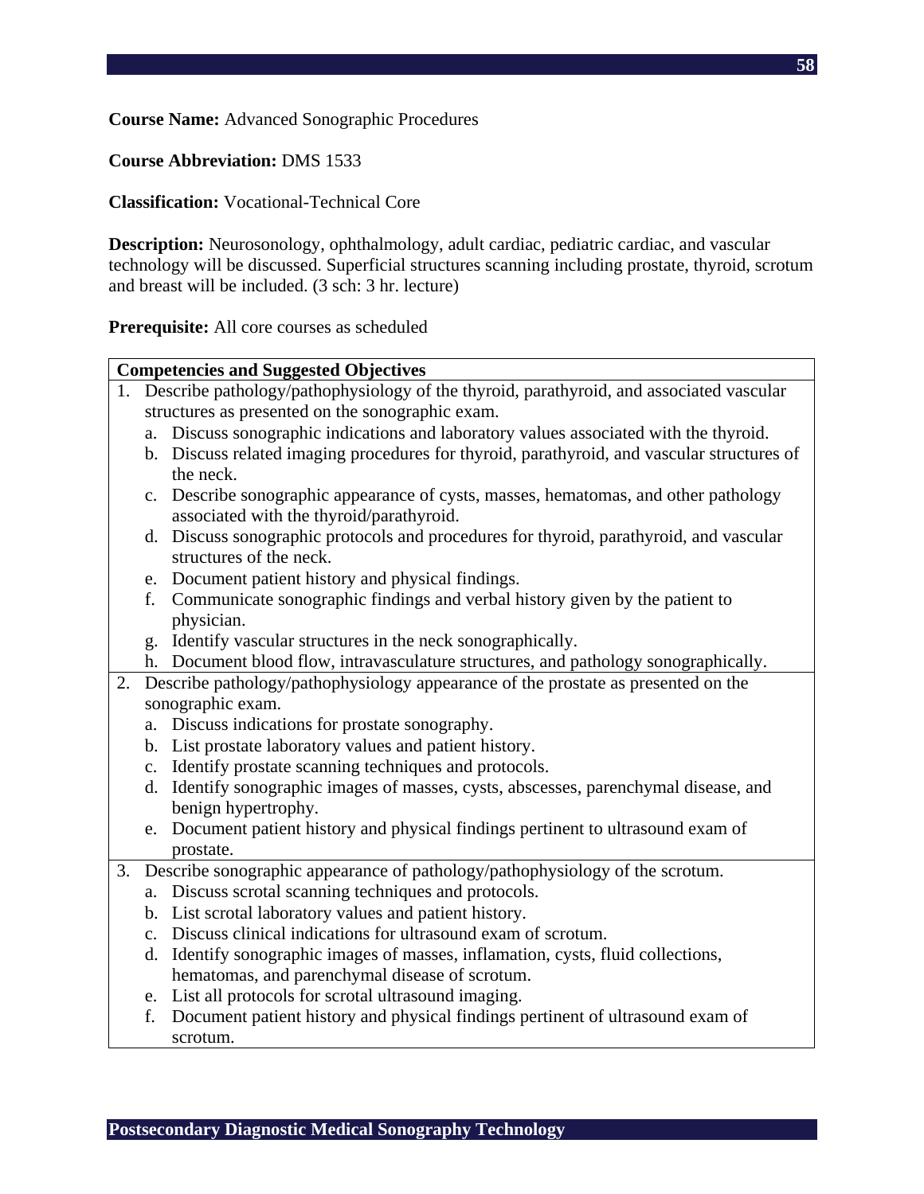**Course Name:** Advanced Sonographic Procedures

**Course Abbreviation:** DMS 1533

**Classification:** Vocational-Technical Core

**Description:** Neurosonology, ophthalmology, adult cardiac, pediatric cardiac, and vascular technology will be discussed. Superficial structures scanning including prostate, thyroid, scrotum and breast will be included. (3 sch: 3 hr. lecture)

**Prerequisite:** All core courses as scheduled

| **Competencies and Suggested Objectives** |
|---|
| 1. Describe pathology/pathophysiology of the thyroid, parathyroid, and associated vascular structures as presented on the sonographic exam.<br>a. Discuss sonographic indications and laboratory values associated with the thyroid.<br>b. Discuss related imaging procedures for thyroid, parathyroid, and vascular structures of the neck.<br>c. Describe sonographic appearance of cysts, masses, hematomas, and other pathology associated with the thyroid/parathyroid.<br>d. Discuss sonographic protocols and procedures for thyroid, parathyroid, and vascular structures of the neck.<br>e. Document patient history and physical findings.<br>f. Communicate sonographic findings and verbal history given by the patient to physician.<br>g. Identify vascular structures in the neck sonographically.<br>h. Document blood flow, intravasculature structures, and pathology sonographically. |
| 2. Describe pathology/pathophysiology appearance of the prostate as presented on the sonographic exam.<br>a. Discuss indications for prostate sonography.<br>b. List prostate laboratory values and patient history.<br>c. Identify prostate scanning techniques and protocols.<br>d. Identify sonographic images of masses, cysts, abscesses, parenchymal disease, and benign hypertrophy.<br>e. Document patient history and physical findings pertinent to ultrasound exam of prostate. |
| 3. Describe sonographic appearance of pathology/pathophysiology of the scrotum.<br>a. Discuss scrotal scanning techniques and protocols.<br>b. List scrotal laboratory values and patient history.<br>c. Discuss clinical indications for ultrasound exam of scrotum.<br>d. Identify sonographic images of masses, inflamation, cysts, fluid collections, hematomas, and parenchymal disease of scrotum.<br>e. List all protocols for scrotal ultrasound imaging.<br>f. Document patient history and physical findings pertinent of ultrasound exam of scrotum. |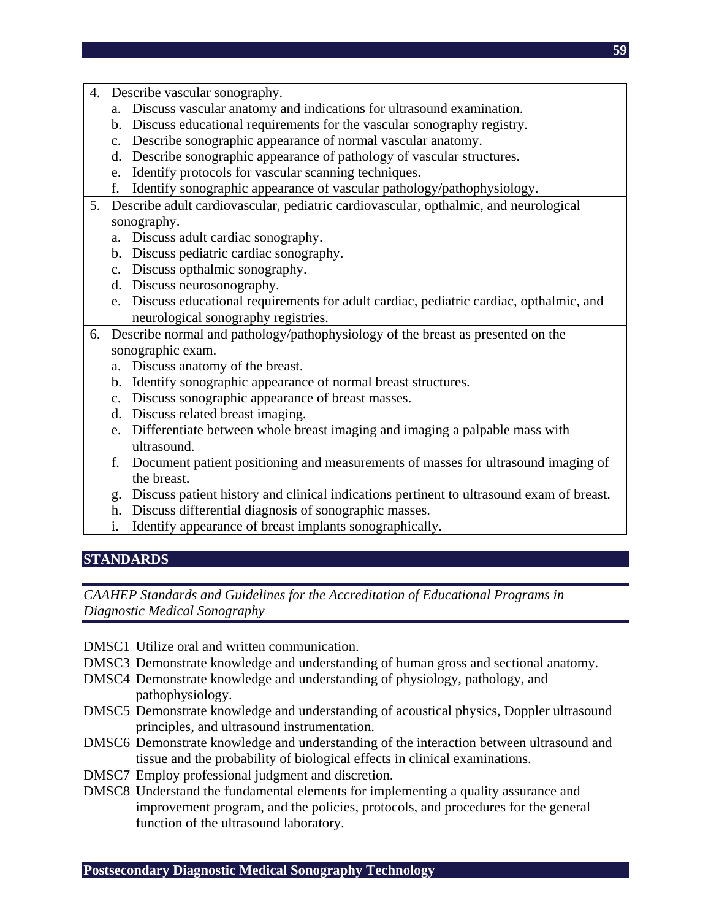4. Describe vascular sonography.
   a. Discuss vascular anatomy and indications for ultrasound examination.
   b. Discuss educational requirements for the vascular sonography registry.
   c. Describe sonographic appearance of normal vascular anatomy.
   d. Describe sonographic appearance of pathology of vascular structures.
   e. Identify protocols for vascular scanning techniques.
   f. Identify sonographic appearance of vascular pathology/pathophysiology.
5. Describe adult cardiovascular, pediatric cardiovascular, opthalmic, and neurological sonography.
   a. Discuss adult cardiac sonography.
   b. Discuss pediatric cardiac sonography.
   c. Discuss opthalmic sonography.
   d. Discuss neurosonography.
   e. Discuss educational requirements for adult cardiac, pediatric cardiac, opthalmic, and neurological sonography registries.
6. Describe normal and pathology/pathophysiology of the breast as presented on the sonographic exam.
   a. Discuss anatomy of the breast.
   b. Identify sonographic appearance of normal breast structures.
   c. Discuss sonographic appearance of breast masses.
   d. Discuss related breast imaging.
   e. Differentiate between whole breast imaging and imaging a palpable mass with ultrasound.
   f. Document patient positioning and measurements of masses for ultrasound imaging of the breast.
   g. Discuss patient history and clinical indications pertinent to ultrasound exam of breast.
   h. Discuss differential diagnosis of sonographic masses.
   i. Identify appearance of breast implants sonographically.

## STANDARDS

*CAAHEP Standards and Guidelines for the Accreditation of Educational Programs in Diagnostic Medical Sonography*

DMSC1 Utilize oral and written communication.

DMSC3 Demonstrate knowledge and understanding of human gross and sectional anatomy.

DMSC4 Demonstrate knowledge and understanding of physiology, pathology, and pathophysiology.

DMSC5 Demonstrate knowledge and understanding of acoustical physics, Doppler ultrasound principles, and ultrasound instrumentation.

DMSC6 Demonstrate knowledge and understanding of the interaction between ultrasound and tissue and the probability of biological effects in clinical examinations.

DMSC7 Employ professional judgment and discretion.

DMSC8 Understand the fundamental elements for implementing a quality assurance and improvement program, and the policies, protocols, and procedures for the general function of the ultrasound laboratory.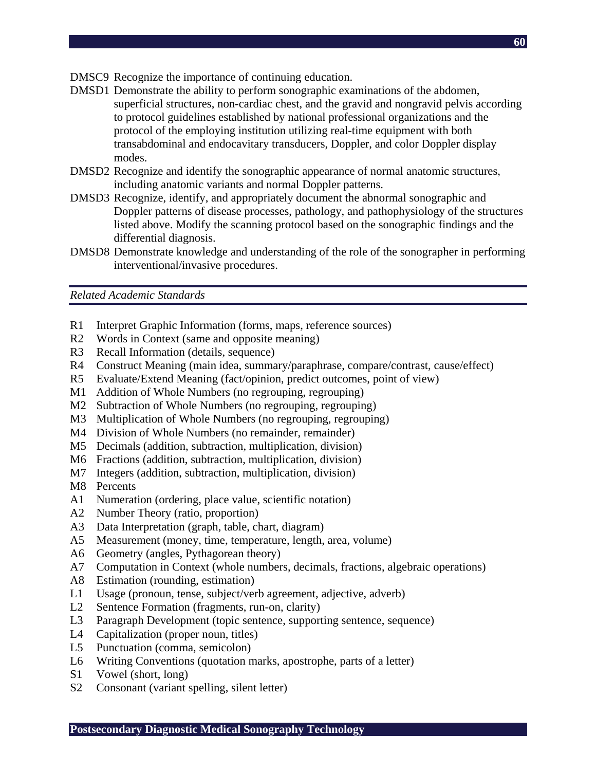DMSC9 Recognize the importance of continuing education.

DMSD1 Demonstrate the ability to perform sonographic examinations of the abdomen, superficial structures, non-cardiac chest, and the gravid and nongravid pelvis according to protocol guidelines established by national professional organizations and the protocol of the employing institution utilizing real-time equipment with both transabdominal and endocavitary transducers, Doppler, and color Doppler display modes.

DMSD2 Recognize and identify the sonographic appearance of normal anatomic structures, including anatomic variants and normal Doppler patterns.

DMSD3 Recognize, identify, and appropriately document the abnormal sonographic and Doppler patterns of disease processes, pathology, and pathophysiology of the structures listed above. Modify the scanning protocol based on the sonographic findings and the differential diagnosis.

DMSD8 Demonstrate knowledge and understanding of the role of the sonographer in performing interventional/invasive procedures.

*Related Academic Standards*

R1 Interpret Graphic Information (forms, maps, reference sources)
R2 Words in Context (same and opposite meaning)
R3 Recall Information (details, sequence)
R4 Construct Meaning (main idea, summary/paraphrase, compare/contrast, cause/effect)
R5 Evaluate/Extend Meaning (fact/opinion, predict outcomes, point of view)
M1 Addition of Whole Numbers (no regrouping, regrouping)
M2 Subtraction of Whole Numbers (no regrouping, regrouping)
M3 Multiplication of Whole Numbers (no regrouping, regrouping)
M4 Division of Whole Numbers (no remainder, remainder)
M5 Decimals (addition, subtraction, multiplication, division)
M6 Fractions (addition, subtraction, multiplication, division)
M7 Integers (addition, subtraction, multiplication, division)
M8 Percents
A1 Numeration (ordering, place value, scientific notation)
A2 Number Theory (ratio, proportion)
A3 Data Interpretation (graph, table, chart, diagram)
A5 Measurement (money, time, temperature, length, area, volume)
A6 Geometry (angles, Pythagorean theory)
A7 Computation in Context (whole numbers, decimals, fractions, algebraic operations)
A8 Estimation (rounding, estimation)
L1 Usage (pronoun, tense, subject/verb agreement, adjective, adverb)
L2 Sentence Formation (fragments, run-on, clarity)
L3 Paragraph Development (topic sentence, supporting sentence, sequence)
L4 Capitalization (proper noun, titles)
L5 Punctuation (comma, semicolon)
L6 Writing Conventions (quotation marks, apostrophe, parts of a letter)
S1 Vowel (short, long)
S2 Consonant (variant spelling, silent letter)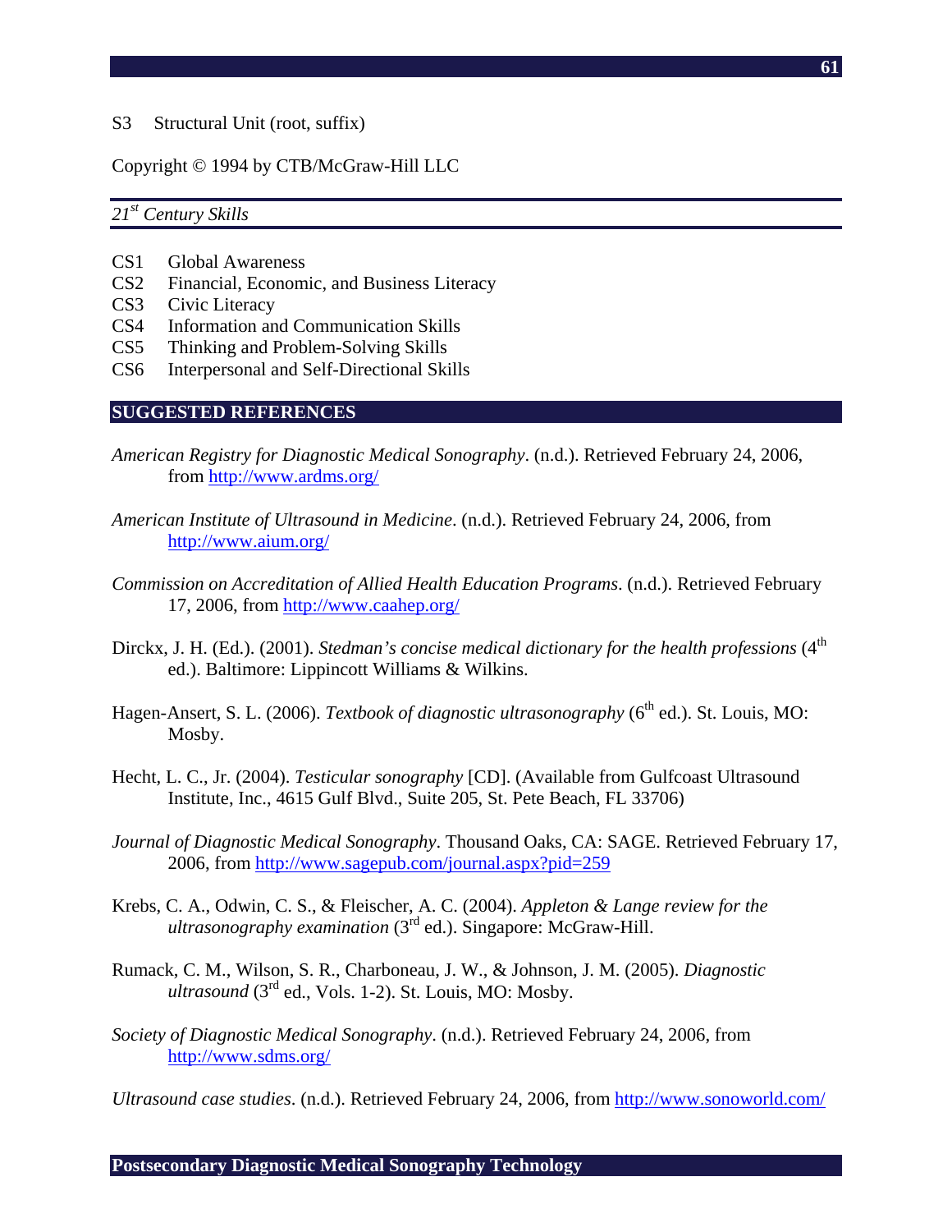S3 Structural Unit (root, suffix)

Copyright © 1994 by CTB/McGraw-Hill LLC

*21st Century Skills*

CS1 Global Awareness
CS2 Financial, Economic, and Business Literacy
CS3 Civic Literacy
CS4 Information and Communication Skills
CS5 Thinking and Problem-Solving Skills
CS6 Interpersonal and Self-Directional Skills

## SUGGESTED REFERENCES

*American Registry for Diagnostic Medical Sonography*. (n.d.). Retrieved February 24, 2006, from http://www.ardms.org/

*American Institute of Ultrasound in Medicine*. (n.d.). Retrieved February 24, 2006, from http://www.aium.org/

*Commission on Accreditation of Allied Health Education Programs*. (n.d.). Retrieved February 17, 2006, from http://www.caahep.org/

Dirckx, J. H. (Ed.). (2001). *Stedman's concise medical dictionary for the health professions* (4th ed.). Baltimore: Lippincott Williams & Wilkins.

Hagen-Ansert, S. L. (2006). *Textbook of diagnostic ultrasonography* (6th ed.). St. Louis, MO: Mosby.

Hecht, L. C., Jr. (2004). *Testicular sonography* [CD]. (Available from Gulfcoast Ultrasound Institute, Inc., 4615 Gulf Blvd., Suite 205, St. Pete Beach, FL 33706)

*Journal of Diagnostic Medical Sonography*. Thousand Oaks, CA: SAGE. Retrieved February 17, 2006, from http://www.sagepub.com/journal.aspx?pid=259

Krebs, C. A., Odwin, C. S., & Fleischer, A. C. (2004). *Appleton & Lange review for the ultrasonography examination* (3rd ed.). Singapore: McGraw-Hill.

Rumack, C. M., Wilson, S. R., Charboneau, J. W., & Johnson, J. M. (2005). *Diagnostic ultrasound* (3rd ed., Vols. 1-2). St. Louis, MO: Mosby.

*Society of Diagnostic Medical Sonography*. (n.d.). Retrieved February 24, 2006, from http://www.sdms.org/

*Ultrasound case studies*. (n.d.). Retrieved February 24, 2006, from http://www.sonoworld.com/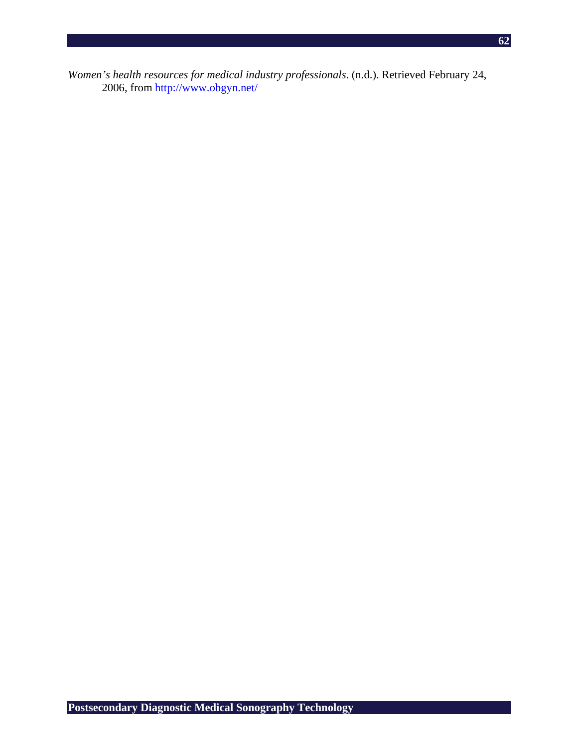*Women's health resources for medical industry professionals*. (n.d.). Retrieved February 24, 2006, from http://www.obgyn.net/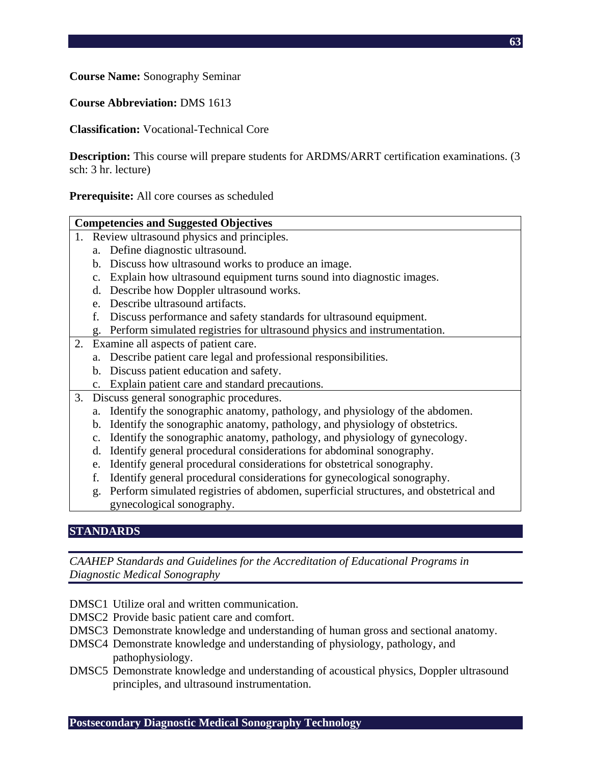**Course Name:** Sonography Seminar

**Course Abbreviation:** DMS 1613

**Classification:** Vocational-Technical Core

**Description:** This course will prepare students for ARDMS/ARRT certification examinations. (3 sch: 3 hr. lecture)

**Prerequisite:** All core courses as scheduled

| **Competencies and Suggested Objectives** |
|---|
| 1. Review ultrasound physics and principles.<br>a. Define diagnostic ultrasound.<br>b. Discuss how ultrasound works to produce an image.<br>c. Explain how ultrasound equipment turns sound into diagnostic images.<br>d. Describe how Doppler ultrasound works.<br>e. Describe ultrasound artifacts.<br>f. Discuss performance and safety standards for ultrasound equipment.<br>g. Perform simulated registries for ultrasound physics and instrumentation. |
| 2. Examine all aspects of patient care.<br>a. Describe patient care legal and professional responsibilities.<br>b. Discuss patient education and safety.<br>c. Explain patient care and standard precautions. |
| 3. Discuss general sonographic procedures.<br>a. Identify the sonographic anatomy, pathology, and physiology of the abdomen.<br>b. Identify the sonographic anatomy, pathology, and physiology of obstetrics.<br>c. Identify the sonographic anatomy, pathology, and physiology of gynecology.<br>d. Identify general procedural considerations for abdominal sonography.<br>e. Identify general procedural considerations for obstetrical sonography.<br>f. Identify general procedural considerations for gynecological sonography.<br>g. Perform simulated registries of abdomen, superficial structures, and obstetrical and gynecological sonography. |

## STANDARDS

*CAAHEP Standards and Guidelines for the Accreditation of Educational Programs in Diagnostic Medical Sonography*

DMSC1 Utilize oral and written communication.
DMSC2 Provide basic patient care and comfort.
DMSC3 Demonstrate knowledge and understanding of human gross and sectional anatomy.
DMSC4 Demonstrate knowledge and understanding of physiology, pathology, and pathophysiology.
DMSC5 Demonstrate knowledge and understanding of acoustical physics, Doppler ultrasound principles, and ultrasound instrumentation.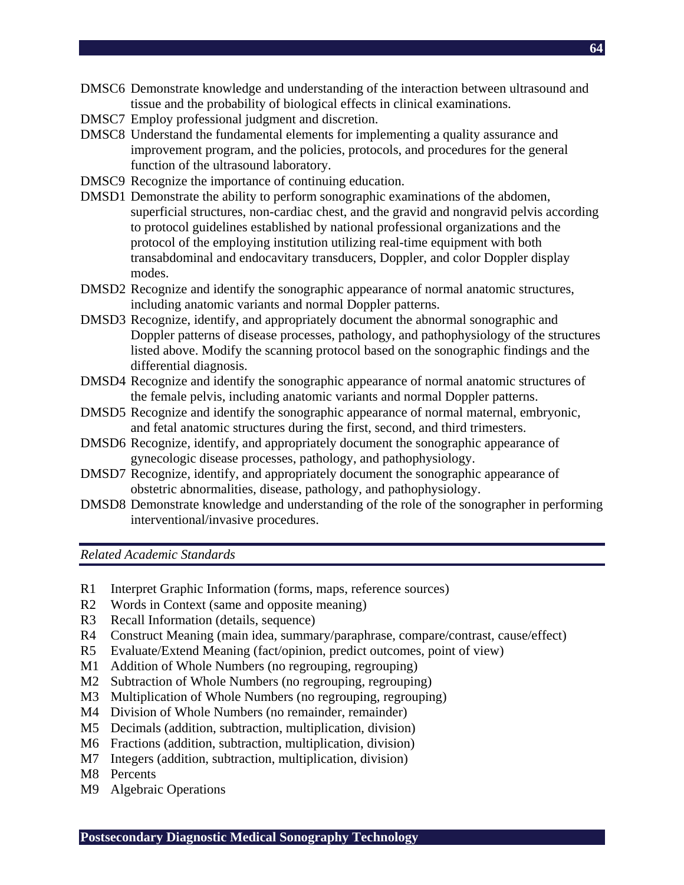DMSC6 Demonstrate knowledge and understanding of the interaction between ultrasound and tissue and the probability of biological effects in clinical examinations.

DMSC7 Employ professional judgment and discretion.

DMSC8 Understand the fundamental elements for implementing a quality assurance and improvement program, and the policies, protocols, and procedures for the general function of the ultrasound laboratory.

DMSC9 Recognize the importance of continuing education.

DMSD1 Demonstrate the ability to perform sonographic examinations of the abdomen, superficial structures, non-cardiac chest, and the gravid and nongravid pelvis according to protocol guidelines established by national professional organizations and the protocol of the employing institution utilizing real-time equipment with both transabdominal and endocavitary transducers, Doppler, and color Doppler display modes.

DMSD2 Recognize and identify the sonographic appearance of normal anatomic structures, including anatomic variants and normal Doppler patterns.

DMSD3 Recognize, identify, and appropriately document the abnormal sonographic and Doppler patterns of disease processes, pathology, and pathophysiology of the structures listed above. Modify the scanning protocol based on the sonographic findings and the differential diagnosis.

DMSD4 Recognize and identify the sonographic appearance of normal anatomic structures of the female pelvis, including anatomic variants and normal Doppler patterns.

DMSD5 Recognize and identify the sonographic appearance of normal maternal, embryonic, and fetal anatomic structures during the first, second, and third trimesters.

DMSD6 Recognize, identify, and appropriately document the sonographic appearance of gynecologic disease processes, pathology, and pathophysiology.

DMSD7 Recognize, identify, and appropriately document the sonographic appearance of obstetric abnormalities, disease, pathology, and pathophysiology.

DMSD8 Demonstrate knowledge and understanding of the role of the sonographer in performing interventional/invasive procedures.

*Related Academic Standards*

R1 Interpret Graphic Information (forms, maps, reference sources)

R2 Words in Context (same and opposite meaning)

R3 Recall Information (details, sequence)

R4 Construct Meaning (main idea, summary/paraphrase, compare/contrast, cause/effect)

R5 Evaluate/Extend Meaning (fact/opinion, predict outcomes, point of view)

M1 Addition of Whole Numbers (no regrouping, regrouping)

M2 Subtraction of Whole Numbers (no regrouping, regrouping)

M3 Multiplication of Whole Numbers (no regrouping, regrouping)

M4 Division of Whole Numbers (no remainder, remainder)

M5 Decimals (addition, subtraction, multiplication, division)

M6 Fractions (addition, subtraction, multiplication, division)

M7 Integers (addition, subtraction, multiplication, division)

M8 Percents

M9 Algebraic Operations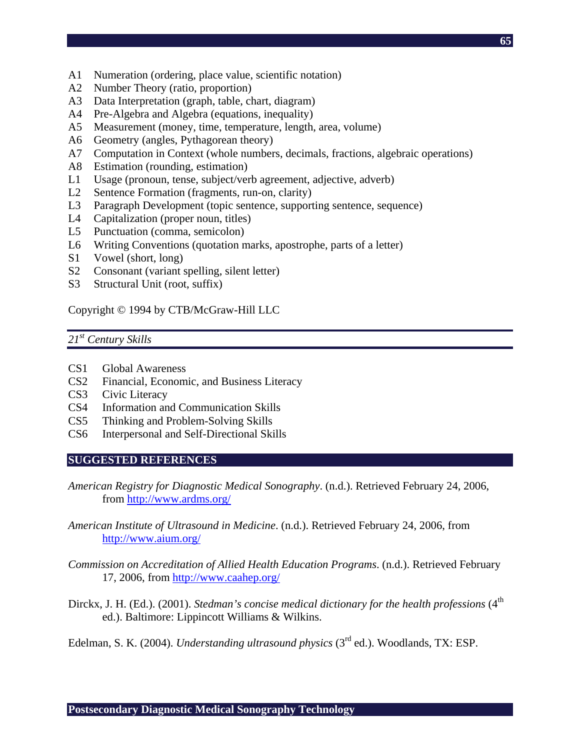A1 Numeration (ordering, place value, scientific notation)
A2 Number Theory (ratio, proportion)
A3 Data Interpretation (graph, table, chart, diagram)
A4 Pre-Algebra and Algebra (equations, inequality)
A5 Measurement (money, time, temperature, length, area, volume)
A6 Geometry (angles, Pythagorean theory)
A7 Computation in Context (whole numbers, decimals, fractions, algebraic operations)
A8 Estimation (rounding, estimation)
L1 Usage (pronoun, tense, subject/verb agreement, adjective, adverb)
L2 Sentence Formation (fragments, run-on, clarity)
L3 Paragraph Development (topic sentence, supporting sentence, sequence)
L4 Capitalization (proper noun, titles)
L5 Punctuation (comma, semicolon)
L6 Writing Conventions (quotation marks, apostrophe, parts of a letter)
S1 Vowel (short, long)
S2 Consonant (variant spelling, silent letter)
S3 Structural Unit (root, suffix)

Copyright © 1994 by CTB/McGraw-Hill LLC

### *21st Century Skills*

CS1 Global Awareness
CS2 Financial, Economic, and Business Literacy
CS3 Civic Literacy
CS4 Information and Communication Skills
CS5 Thinking and Problem-Solving Skills
CS6 Interpersonal and Self-Directional Skills

## SUGGESTED REFERENCES

*American Registry for Diagnostic Medical Sonography*. (n.d.). Retrieved February 24, 2006, from http://www.ardms.org/

*American Institute of Ultrasound in Medicine*. (n.d.). Retrieved February 24, 2006, from http://www.aium.org/

*Commission on Accreditation of Allied Health Education Programs*. (n.d.). Retrieved February 17, 2006, from http://www.caahep.org/

Dirckx, J. H. (Ed.). (2001). *Stedman's concise medical dictionary for the health professions* (4th ed.). Baltimore: Lippincott Williams & Wilkins.

Edelman, S. K. (2004). *Understanding ultrasound physics* (3rd ed.). Woodlands, TX: ESP.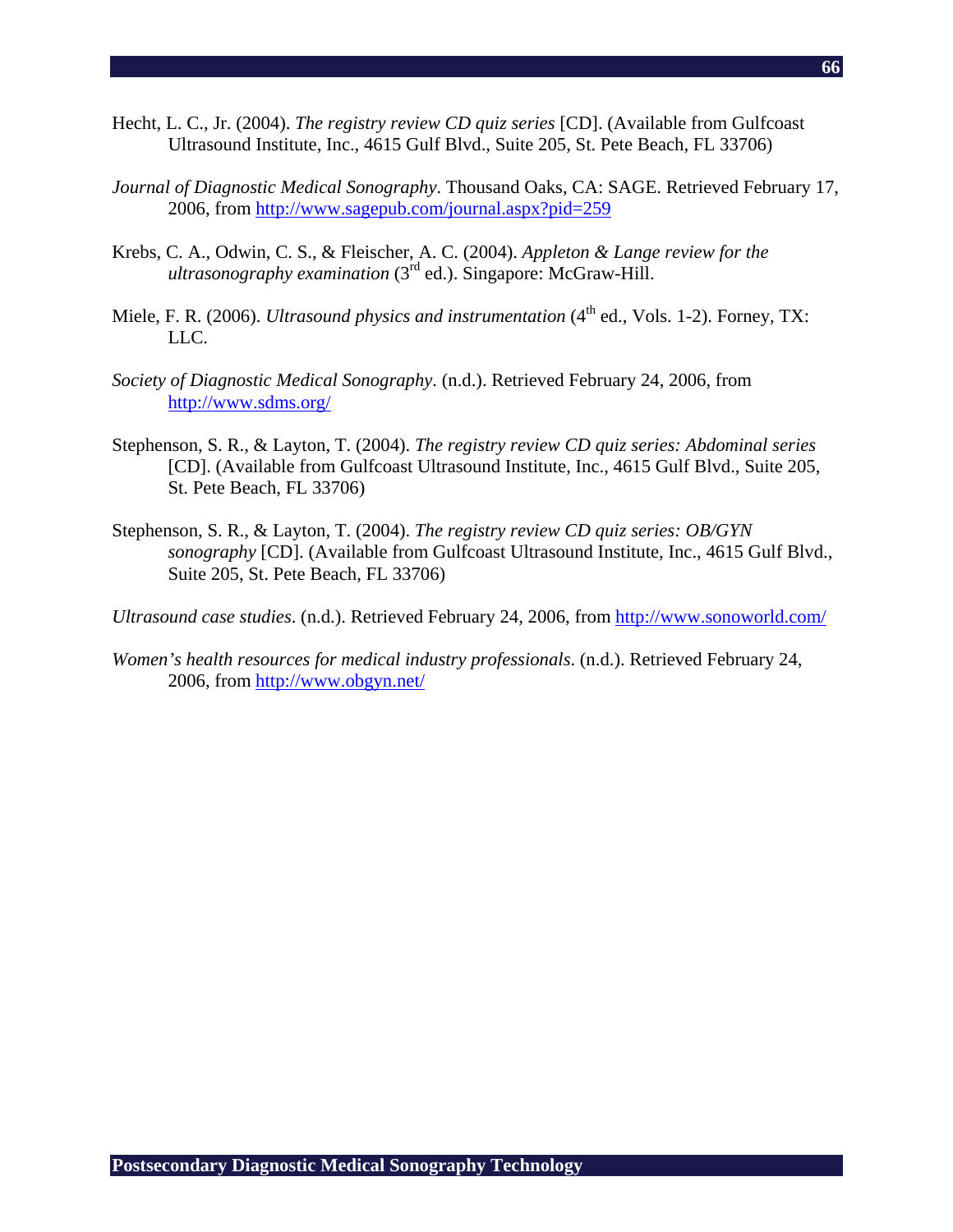Hecht, L. C., Jr. (2004). *The registry review CD quiz series* [CD]. (Available from Gulfcoast Ultrasound Institute, Inc., 4615 Gulf Blvd., Suite 205, St. Pete Beach, FL 33706)

*Journal of Diagnostic Medical Sonography*. Thousand Oaks, CA: SAGE. Retrieved February 17, 2006, from http://www.sagepub.com/journal.aspx?pid=259

Krebs, C. A., Odwin, C. S., & Fleischer, A. C. (2004). *Appleton & Lange review for the ultrasonography examination* (3rd ed.). Singapore: McGraw-Hill.

Miele, F. R. (2006). *Ultrasound physics and instrumentation* (4th ed., Vols. 1-2). Forney, TX: LLC.

*Society of Diagnostic Medical Sonography*. (n.d.). Retrieved February 24, 2006, from http://www.sdms.org/

Stephenson, S. R., & Layton, T. (2004). *The registry review CD quiz series: Abdominal series* [CD]. (Available from Gulfcoast Ultrasound Institute, Inc., 4615 Gulf Blvd., Suite 205, St. Pete Beach, FL 33706)

Stephenson, S. R., & Layton, T. (2004). *The registry review CD quiz series: OB/GYN sonography* [CD]. (Available from Gulfcoast Ultrasound Institute, Inc., 4615 Gulf Blvd., Suite 205, St. Pete Beach, FL 33706)

*Ultrasound case studies*. (n.d.). Retrieved February 24, 2006, from http://www.sonoworld.com/

*Women's health resources for medical industry professionals*. (n.d.). Retrieved February 24, 2006, from http://www.obgyn.net/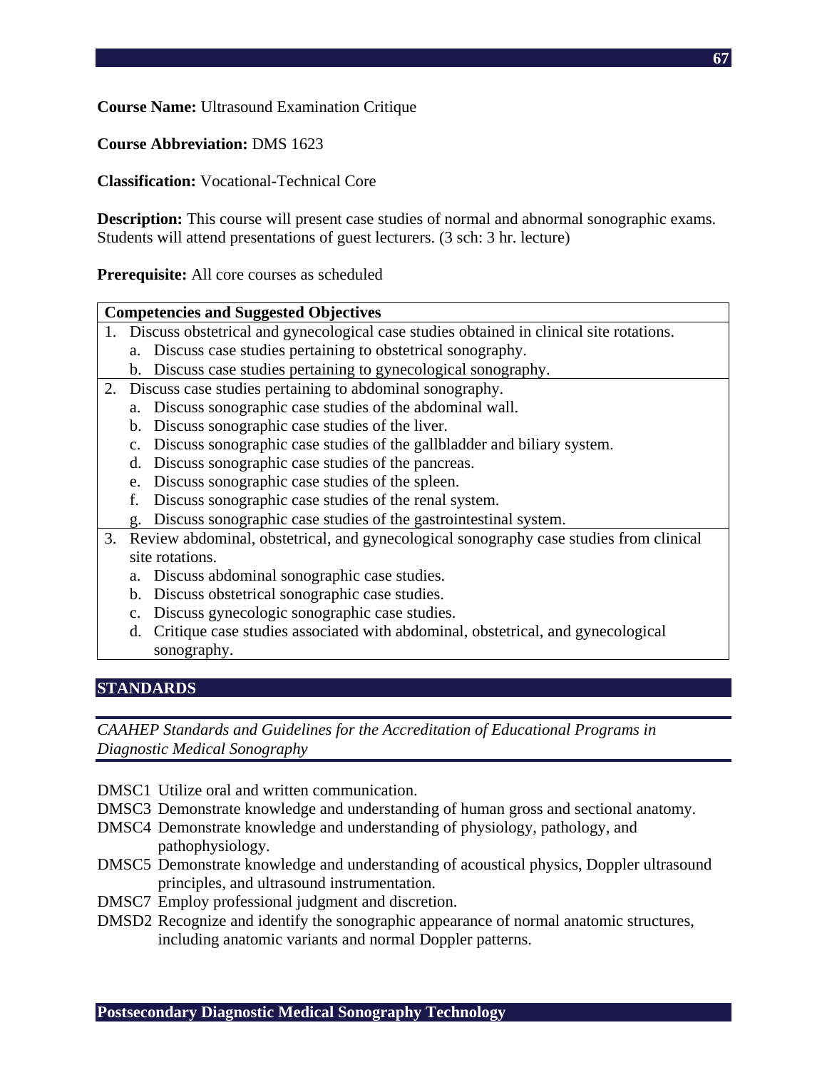**Course Name:** Ultrasound Examination Critique

**Course Abbreviation:** DMS 1623

**Classification:** Vocational-Technical Core

**Description:** This course will present case studies of normal and abnormal sonographic exams. Students will attend presentations of guest lecturers. (3 sch: 3 hr. lecture)

**Prerequisite:** All core courses as scheduled

| Competencies and Suggested Objectives |
|---|
| 1. Discuss obstetrical and gynecological case studies obtained in clinical site rotations.<br>a. Discuss case studies pertaining to obstetrical sonography.<br>b. Discuss case studies pertaining to gynecological sonography. |
| 2. Discuss case studies pertaining to abdominal sonography.<br>a. Discuss sonographic case studies of the abdominal wall.<br>b. Discuss sonographic case studies of the liver.<br>c. Discuss sonographic case studies of the gallbladder and biliary system.<br>d. Discuss sonographic case studies of the pancreas.<br>e. Discuss sonographic case studies of the spleen.<br>f. Discuss sonographic case studies of the renal system.<br>g. Discuss sonographic case studies of the gastrointestinal system. |
| 3. Review abdominal, obstetrical, and gynecological sonography case studies from clinical site rotations.<br>a. Discuss abdominal sonographic case studies.<br>b. Discuss obstetrical sonographic case studies.<br>c. Discuss gynecologic sonographic case studies.<br>d. Critique case studies associated with abdominal, obstetrical, and gynecological sonography. |

## STANDARDS

*CAAHEP Standards and Guidelines for the Accreditation of Educational Programs in Diagnostic Medical Sonography*

- DMSC1 Utilize oral and written communication.
- DMSC3 Demonstrate knowledge and understanding of human gross and sectional anatomy.
- DMSC4 Demonstrate knowledge and understanding of physiology, pathology, and pathophysiology.
- DMSC5 Demonstrate knowledge and understanding of acoustical physics, Doppler ultrasound principles, and ultrasound instrumentation.
- DMSC7 Employ professional judgment and discretion.
- DMSD2 Recognize and identify the sonographic appearance of normal anatomic structures, including anatomic variants and normal Doppler patterns.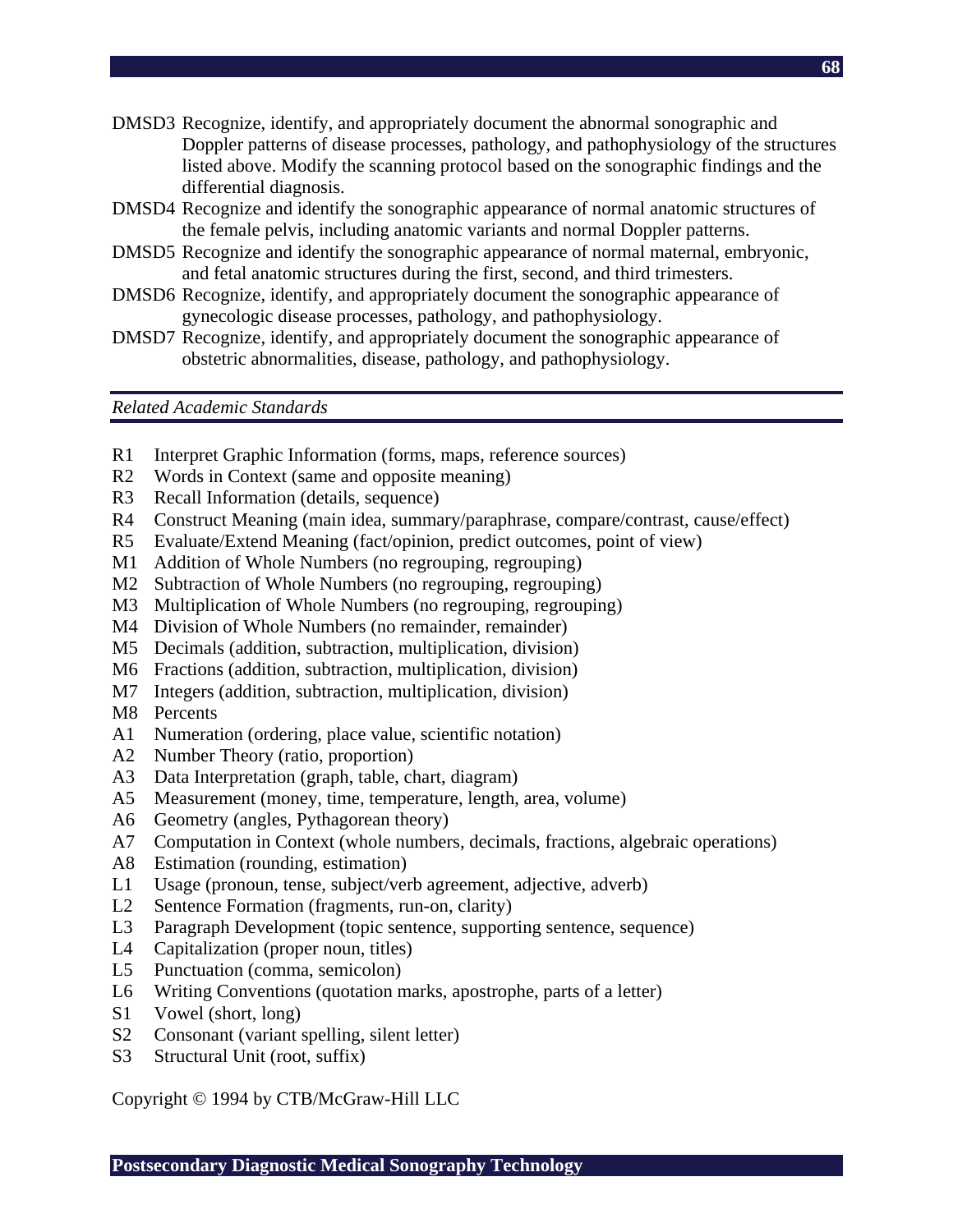DMSD3 Recognize, identify, and appropriately document the abnormal sonographic and Doppler patterns of disease processes, pathology, and pathophysiology of the structures listed above. Modify the scanning protocol based on the sonographic findings and the differential diagnosis.

DMSD4 Recognize and identify the sonographic appearance of normal anatomic structures of the female pelvis, including anatomic variants and normal Doppler patterns.

DMSD5 Recognize and identify the sonographic appearance of normal maternal, embryonic, and fetal anatomic structures during the first, second, and third trimesters.

DMSD6 Recognize, identify, and appropriately document the sonographic appearance of gynecologic disease processes, pathology, and pathophysiology.

DMSD7 Recognize, identify, and appropriately document the sonographic appearance of obstetric abnormalities, disease, pathology, and pathophysiology.

*Related Academic Standards*

R1 Interpret Graphic Information (forms, maps, reference sources)
R2 Words in Context (same and opposite meaning)
R3 Recall Information (details, sequence)
R4 Construct Meaning (main idea, summary/paraphrase, compare/contrast, cause/effect)
R5 Evaluate/Extend Meaning (fact/opinion, predict outcomes, point of view)
M1 Addition of Whole Numbers (no regrouping, regrouping)
M2 Subtraction of Whole Numbers (no regrouping, regrouping)
M3 Multiplication of Whole Numbers (no regrouping, regrouping)
M4 Division of Whole Numbers (no remainder, remainder)
M5 Decimals (addition, subtraction, multiplication, division)
M6 Fractions (addition, subtraction, multiplication, division)
M7 Integers (addition, subtraction, multiplication, division)
M8 Percents
A1 Numeration (ordering, place value, scientific notation)
A2 Number Theory (ratio, proportion)
A3 Data Interpretation (graph, table, chart, diagram)
A5 Measurement (money, time, temperature, length, area, volume)
A6 Geometry (angles, Pythagorean theory)
A7 Computation in Context (whole numbers, decimals, fractions, algebraic operations)
A8 Estimation (rounding, estimation)
L1 Usage (pronoun, tense, subject/verb agreement, adjective, adverb)
L2 Sentence Formation (fragments, run-on, clarity)
L3 Paragraph Development (topic sentence, supporting sentence, sequence)
L4 Capitalization (proper noun, titles)
L5 Punctuation (comma, semicolon)
L6 Writing Conventions (quotation marks, apostrophe, parts of a letter)
S1 Vowel (short, long)
S2 Consonant (variant spelling, silent letter)
S3 Structural Unit (root, suffix)

Copyright © 1994 by CTB/McGraw-Hill LLC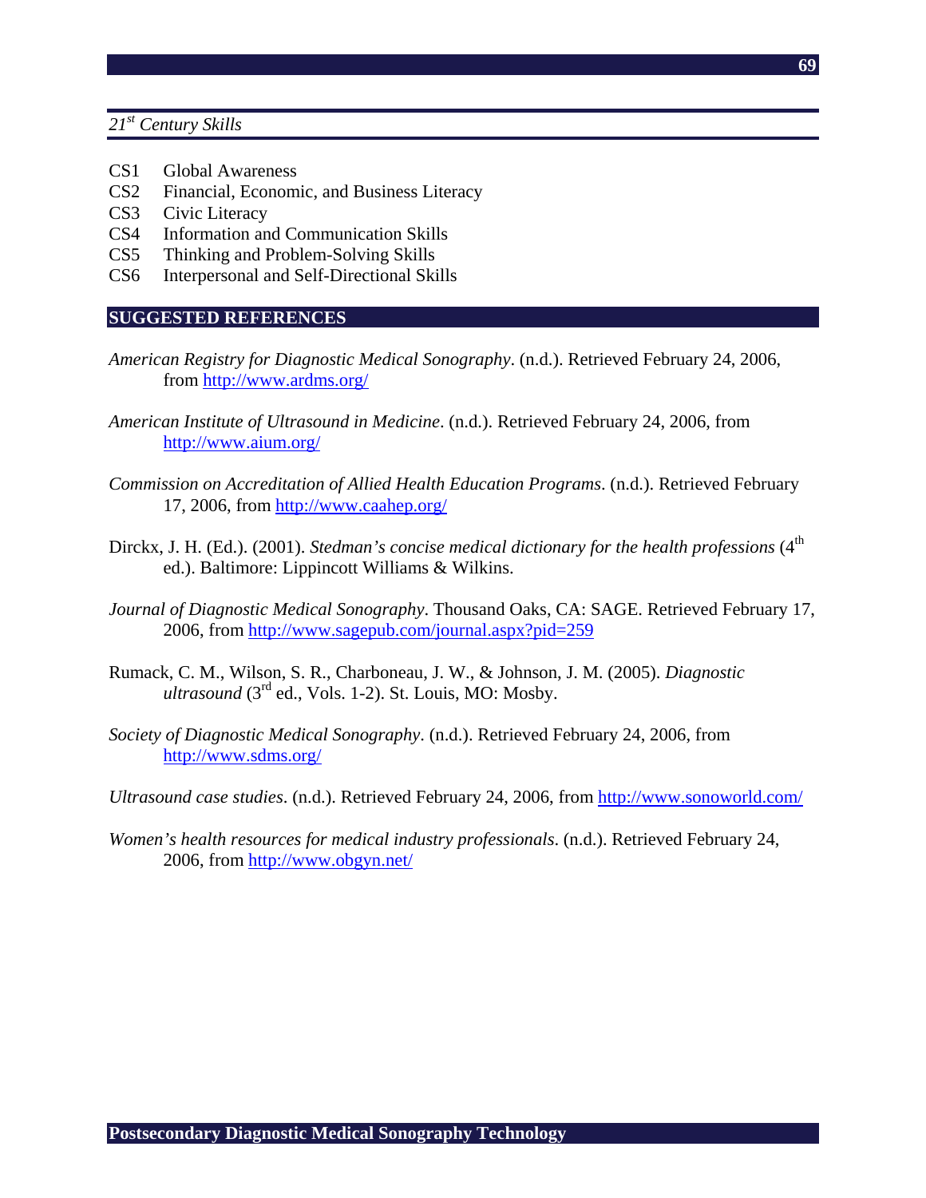*21st Century Skills*

- CS1 Global Awareness
- CS2 Financial, Economic, and Business Literacy
- CS3 Civic Literacy
- CS4 Information and Communication Skills
- CS5 Thinking and Problem-Solving Skills
- CS6 Interpersonal and Self-Directional Skills

## SUGGESTED REFERENCES

*American Registry for Diagnostic Medical Sonography*. (n.d.). Retrieved February 24, 2006, from http://www.ardms.org/

*American Institute of Ultrasound in Medicine*. (n.d.). Retrieved February 24, 2006, from http://www.aium.org/

*Commission on Accreditation of Allied Health Education Programs*. (n.d.). Retrieved February 17, 2006, from http://www.caahep.org/

Dirckx, J. H. (Ed.). (2001). *Stedman's concise medical dictionary for the health professions* (4th ed.). Baltimore: Lippincott Williams & Wilkins.

*Journal of Diagnostic Medical Sonography*. Thousand Oaks, CA: SAGE. Retrieved February 17, 2006, from http://www.sagepub.com/journal.aspx?pid=259

Rumack, C. M., Wilson, S. R., Charboneau, J. W., & Johnson, J. M. (2005). *Diagnostic ultrasound* (3rd ed., Vols. 1-2). St. Louis, MO: Mosby.

*Society of Diagnostic Medical Sonography*. (n.d.). Retrieved February 24, 2006, from http://www.sdms.org/

*Ultrasound case studies*. (n.d.). Retrieved February 24, 2006, from http://www.sonoworld.com/

*Women's health resources for medical industry professionals*. (n.d.). Retrieved February 24, 2006, from http://www.obgyn.net/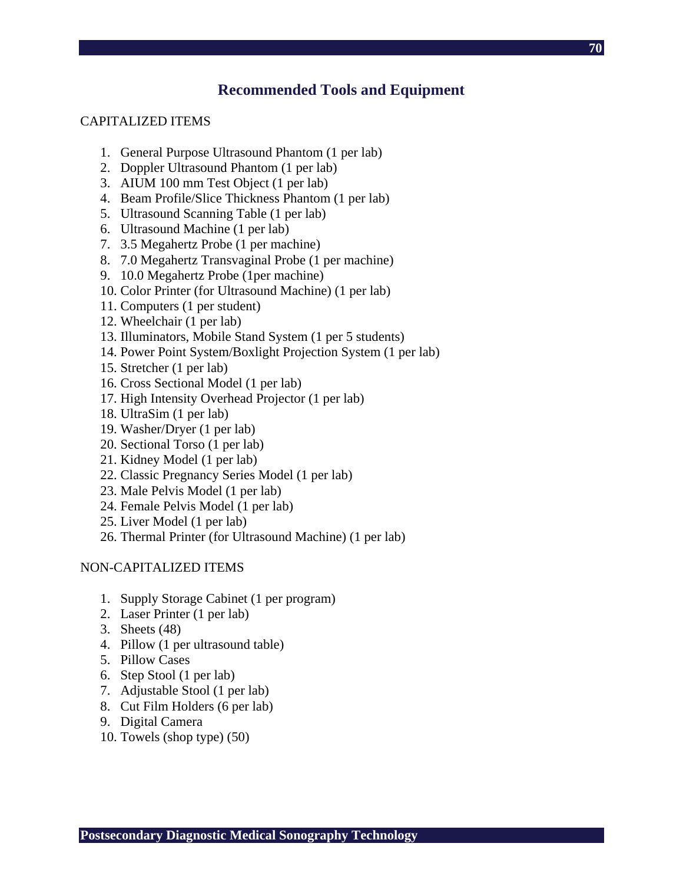## Recommended Tools and Equipment

CAPITALIZED ITEMS

1. General Purpose Ultrasound Phantom (1 per lab)
2. Doppler Ultrasound Phantom (1 per lab)
3. AIUM 100 mm Test Object (1 per lab)
4. Beam Profile/Slice Thickness Phantom (1 per lab)
5. Ultrasound Scanning Table (1 per lab)
6. Ultrasound Machine (1 per lab)
7. 3.5 Megahertz Probe (1 per machine)
8. 7.0 Megahertz Transvaginal Probe (1 per machine)
9. 10.0 Megahertz Probe (1per machine)
10. Color Printer (for Ultrasound Machine) (1 per lab)
11. Computers (1 per student)
12. Wheelchair (1 per lab)
13. Illuminators, Mobile Stand System (1 per 5 students)
14. Power Point System/Boxlight Projection System (1 per lab)
15. Stretcher (1 per lab)
16. Cross Sectional Model (1 per lab)
17. High Intensity Overhead Projector (1 per lab)
18. UltraSim (1 per lab)
19. Washer/Dryer (1 per lab)
20. Sectional Torso (1 per lab)
21. Kidney Model (1 per lab)
22. Classic Pregnancy Series Model (1 per lab)
23. Male Pelvis Model (1 per lab)
24. Female Pelvis Model (1 per lab)
25. Liver Model (1 per lab)
26. Thermal Printer (for Ultrasound Machine) (1 per lab)

NON-CAPITALIZED ITEMS

1. Supply Storage Cabinet (1 per program)
2. Laser Printer (1 per lab)
3. Sheets (48)
4. Pillow (1 per ultrasound table)
5. Pillow Cases
6. Step Stool (1 per lab)
7. Adjustable Stool (1 per lab)
8. Cut Film Holders (6 per lab)
9. Digital Camera
10. Towels (shop type) (50)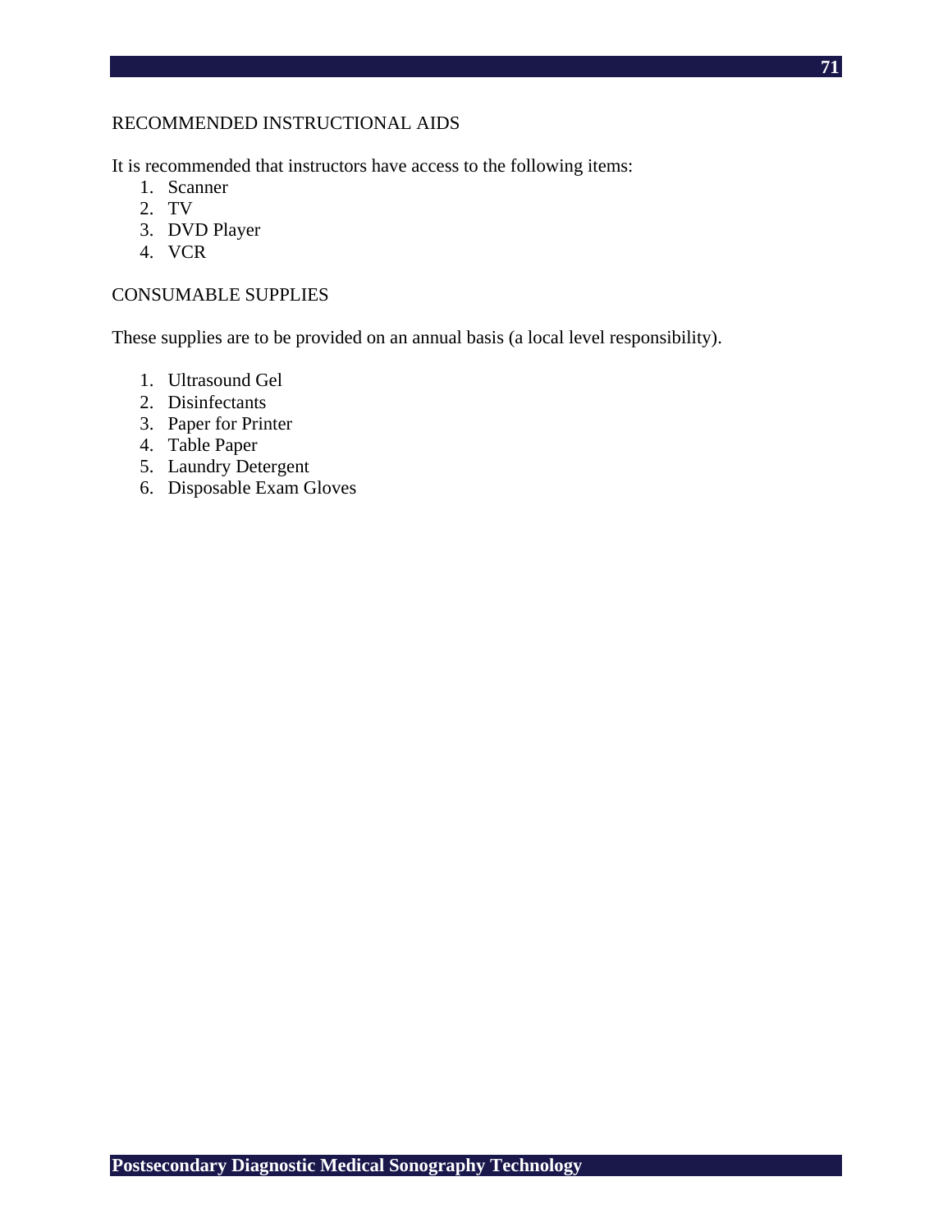## RECOMMENDED INSTRUCTIONAL AIDS

It is recommended that instructors have access to the following items:

1. Scanner
2. TV
3. DVD Player
4. VCR

## CONSUMABLE SUPPLIES

These supplies are to be provided on an annual basis (a local level responsibility).

1. Ultrasound Gel
2. Disinfectants
3. Paper for Printer
4. Table Paper
5. Laundry Detergent
6. Disposable Exam Gloves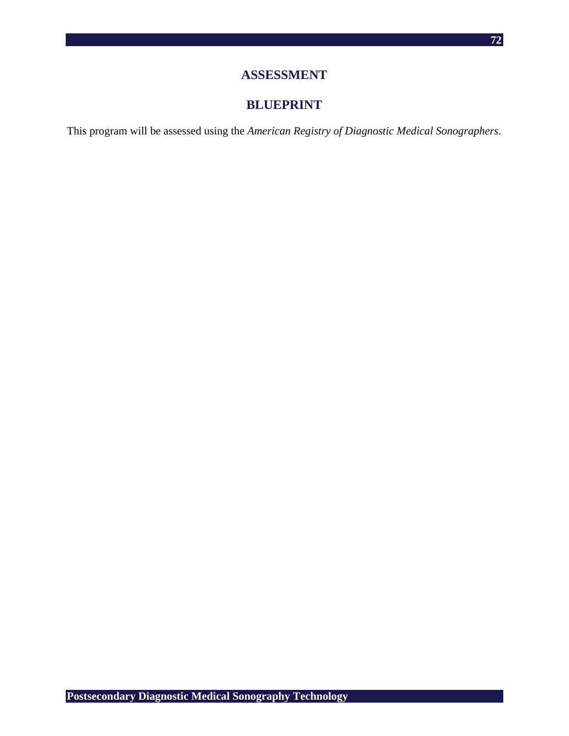# ASSESSMENT

## BLUEPRINT

This program will be assessed using the *American Registry of Diagnostic Medical Sonographers*.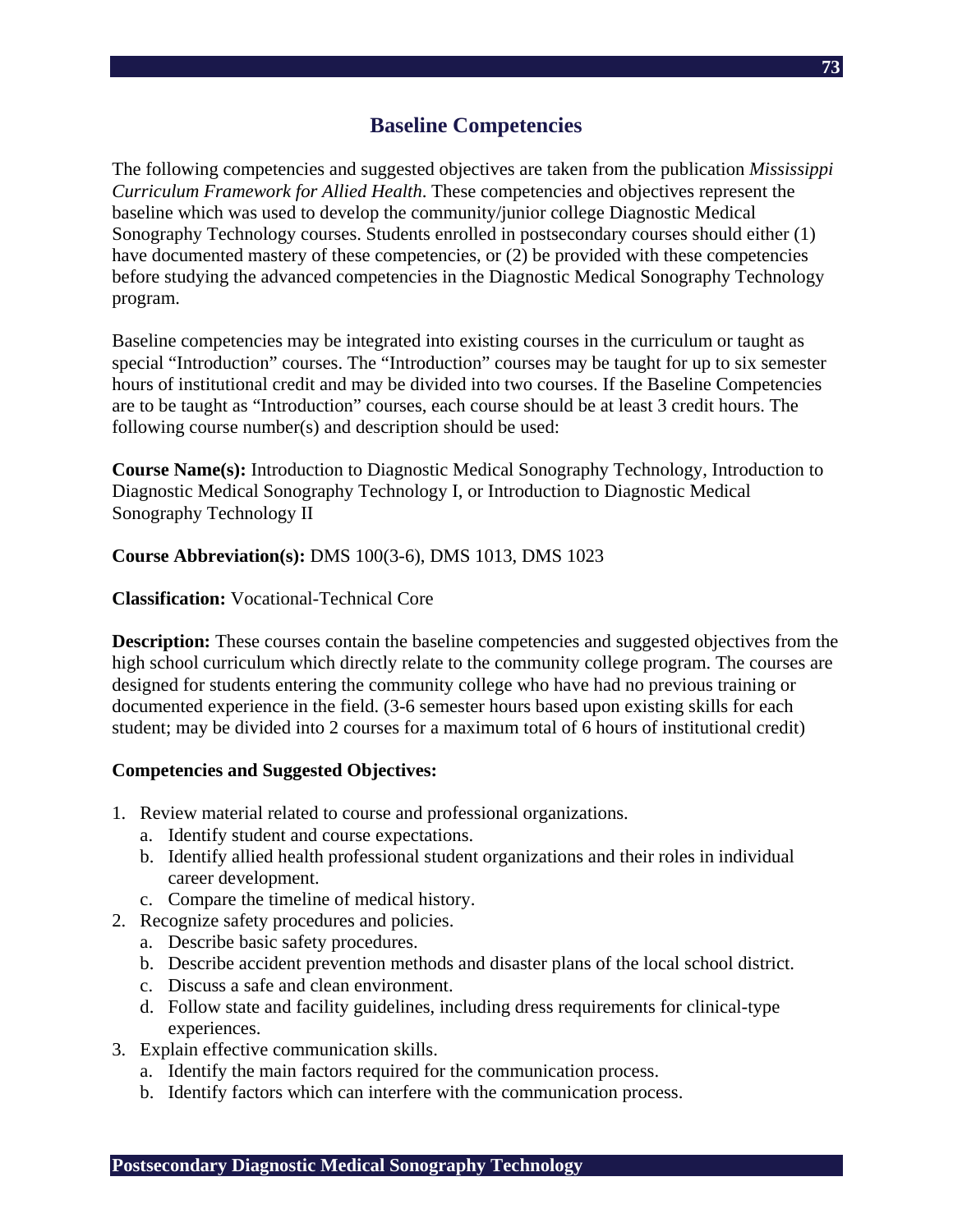# Baseline Competencies

The following competencies and suggested objectives are taken from the publication *Mississippi Curriculum Framework for Allied Health*. These competencies and objectives represent the baseline which was used to develop the community/junior college Diagnostic Medical Sonography Technology courses. Students enrolled in postsecondary courses should either (1) have documented mastery of these competencies, or (2) be provided with these competencies before studying the advanced competencies in the Diagnostic Medical Sonography Technology program.

Baseline competencies may be integrated into existing courses in the curriculum or taught as special "Introduction" courses. The "Introduction" courses may be taught for up to six semester hours of institutional credit and may be divided into two courses. If the Baseline Competencies are to be taught as "Introduction" courses, each course should be at least 3 credit hours. The following course number(s) and description should be used:

**Course Name(s):** Introduction to Diagnostic Medical Sonography Technology, Introduction to Diagnostic Medical Sonography Technology I, or Introduction to Diagnostic Medical Sonography Technology II

**Course Abbreviation(s):** DMS 100(3-6), DMS 1013, DMS 1023

**Classification:** Vocational-Technical Core

**Description:** These courses contain the baseline competencies and suggested objectives from the high school curriculum which directly relate to the community college program. The courses are designed for students entering the community college who have had no previous training or documented experience in the field. (3-6 semester hours based upon existing skills for each student; may be divided into 2 courses for a maximum total of 6 hours of institutional credit)

**Competencies and Suggested Objectives:**

1. Review material related to course and professional organizations.
   a. Identify student and course expectations.
   b. Identify allied health professional student organizations and their roles in individual career development.
   c. Compare the timeline of medical history.
2. Recognize safety procedures and policies.
   a. Describe basic safety procedures.
   b. Describe accident prevention methods and disaster plans of the local school district.
   c. Discuss a safe and clean environment.
   d. Follow state and facility guidelines, including dress requirements for clinical-type experiences.
3. Explain effective communication skills.
   a. Identify the main factors required for the communication process.
   b. Identify factors which can interfere with the communication process.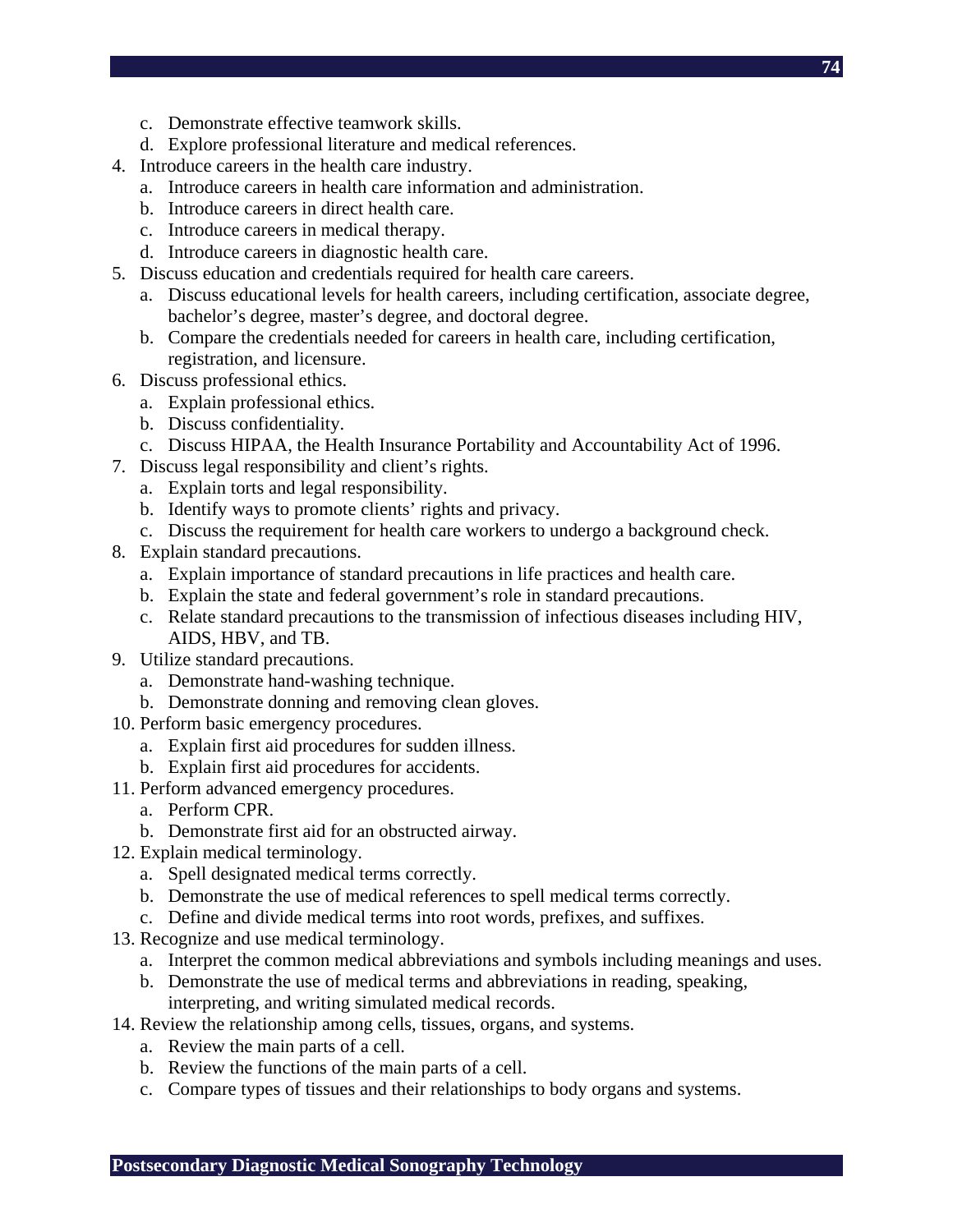c. Demonstrate effective teamwork skills.
   d. Explore professional literature and medical references.
4. Introduce careers in the health care industry.
   a. Introduce careers in health care information and administration.
   b. Introduce careers in direct health care.
   c. Introduce careers in medical therapy.
   d. Introduce careers in diagnostic health care.
5. Discuss education and credentials required for health care careers.
   a. Discuss educational levels for health careers, including certification, associate degree, bachelor’s degree, master’s degree, and doctoral degree.
   b. Compare the credentials needed for careers in health care, including certification, registration, and licensure.
6. Discuss professional ethics.
   a. Explain professional ethics.
   b. Discuss confidentiality.
   c. Discuss HIPAA, the Health Insurance Portability and Accountability Act of 1996.
7. Discuss legal responsibility and client’s rights.
   a. Explain torts and legal responsibility.
   b. Identify ways to promote clients’ rights and privacy.
   c. Discuss the requirement for health care workers to undergo a background check.
8. Explain standard precautions.
   a. Explain importance of standard precautions in life practices and health care.
   b. Explain the state and federal government’s role in standard precautions.
   c. Relate standard precautions to the transmission of infectious diseases including HIV, AIDS, HBV, and TB.
9. Utilize standard precautions.
   a. Demonstrate hand-washing technique.
   b. Demonstrate donning and removing clean gloves.
10. Perform basic emergency procedures.
    a. Explain first aid procedures for sudden illness.
    b. Explain first aid procedures for accidents.
11. Perform advanced emergency procedures.
    a. Perform CPR.
    b. Demonstrate first aid for an obstructed airway.
12. Explain medical terminology.
    a. Spell designated medical terms correctly.
    b. Demonstrate the use of medical references to spell medical terms correctly.
    c. Define and divide medical terms into root words, prefixes, and suffixes.
13. Recognize and use medical terminology.
    a. Interpret the common medical abbreviations and symbols including meanings and uses.
    b. Demonstrate the use of medical terms and abbreviations in reading, speaking, interpreting, and writing simulated medical records.
14. Review the relationship among cells, tissues, organs, and systems.
    a. Review the main parts of a cell.
    b. Review the functions of the main parts of a cell.
    c. Compare types of tissues and their relationships to body organs and systems.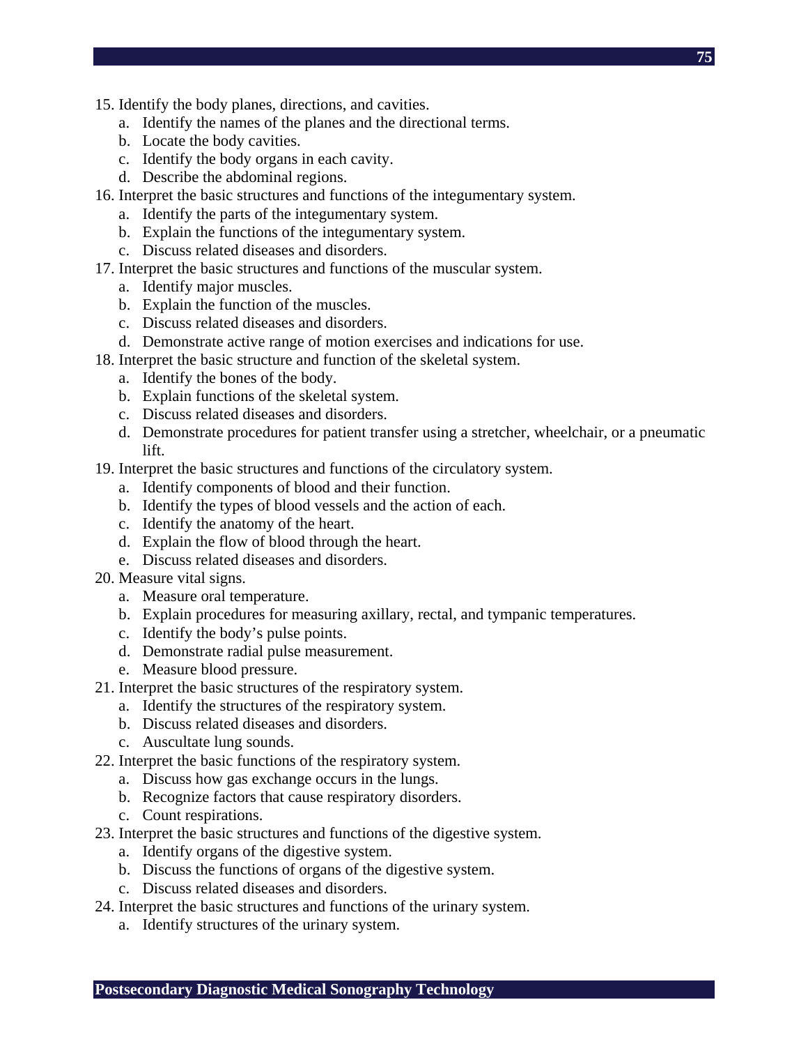15. Identify the body planes, directions, and cavities.
    a. Identify the names of the planes and the directional terms.
    b. Locate the body cavities.
    c. Identify the body organs in each cavity.
    d. Describe the abdominal regions.
16. Interpret the basic structures and functions of the integumentary system.
    a. Identify the parts of the integumentary system.
    b. Explain the functions of the integumentary system.
    c. Discuss related diseases and disorders.
17. Interpret the basic structures and functions of the muscular system.
    a. Identify major muscles.
    b. Explain the function of the muscles.
    c. Discuss related diseases and disorders.
    d. Demonstrate active range of motion exercises and indications for use.
18. Interpret the basic structure and function of the skeletal system.
    a. Identify the bones of the body.
    b. Explain functions of the skeletal system.
    c. Discuss related diseases and disorders.
    d. Demonstrate procedures for patient transfer using a stretcher, wheelchair, or a pneumatic lift.
19. Interpret the basic structures and functions of the circulatory system.
    a. Identify components of blood and their function.
    b. Identify the types of blood vessels and the action of each.
    c. Identify the anatomy of the heart.
    d. Explain the flow of blood through the heart.
    e. Discuss related diseases and disorders.
20. Measure vital signs.
    a. Measure oral temperature.
    b. Explain procedures for measuring axillary, rectal, and tympanic temperatures.
    c. Identify the body's pulse points.
    d. Demonstrate radial pulse measurement.
    e. Measure blood pressure.
21. Interpret the basic structures of the respiratory system.
    a. Identify the structures of the respiratory system.
    b. Discuss related diseases and disorders.
    c. Auscultate lung sounds.
22. Interpret the basic functions of the respiratory system.
    a. Discuss how gas exchange occurs in the lungs.
    b. Recognize factors that cause respiratory disorders.
    c. Count respirations.
23. Interpret the basic structures and functions of the digestive system.
    a. Identify organs of the digestive system.
    b. Discuss the functions of organs of the digestive system.
    c. Discuss related diseases and disorders.
24. Interpret the basic structures and functions of the urinary system.
    a. Identify structures of the urinary system.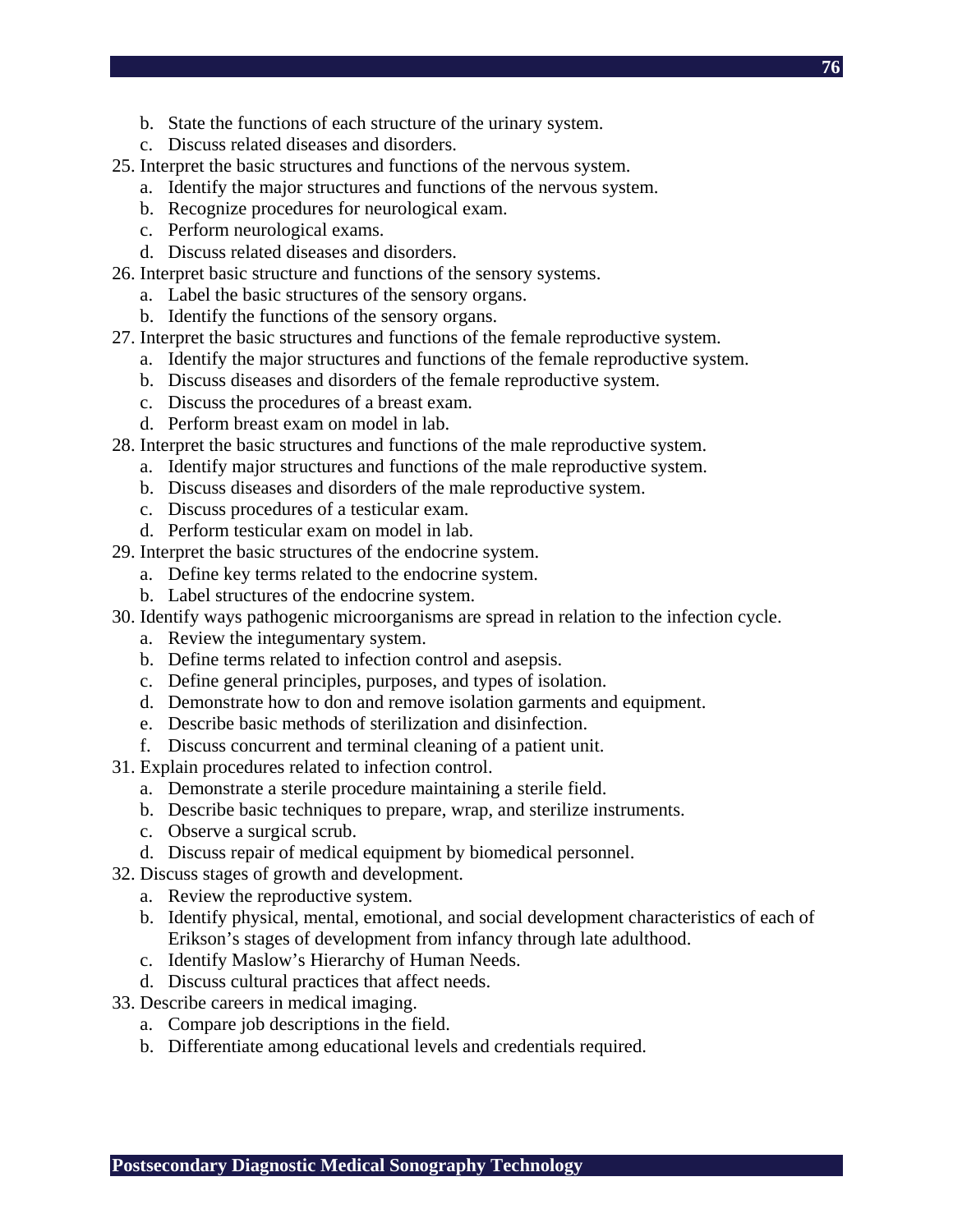b. State the functions of each structure of the urinary system.
   c. Discuss related diseases and disorders.

25. Interpret the basic structures and functions of the nervous system.
   a. Identify the major structures and functions of the nervous system.
   b. Recognize procedures for neurological exam.
   c. Perform neurological exams.
   d. Discuss related diseases and disorders.
26. Interpret basic structure and functions of the sensory systems.
   a. Label the basic structures of the sensory organs.
   b. Identify the functions of the sensory organs.
27. Interpret the basic structures and functions of the female reproductive system.
   a. Identify the major structures and functions of the female reproductive system.
   b. Discuss diseases and disorders of the female reproductive system.
   c. Discuss the procedures of a breast exam.
   d. Perform breast exam on model in lab.
28. Interpret the basic structures and functions of the male reproductive system.
   a. Identify major structures and functions of the male reproductive system.
   b. Discuss diseases and disorders of the male reproductive system.
   c. Discuss procedures of a testicular exam.
   d. Perform testicular exam on model in lab.
29. Interpret the basic structures of the endocrine system.
   a. Define key terms related to the endocrine system.
   b. Label structures of the endocrine system.
30. Identify ways pathogenic microorganisms are spread in relation to the infection cycle.
   a. Review the integumentary system.
   b. Define terms related to infection control and asepsis.
   c. Define general principles, purposes, and types of isolation.
   d. Demonstrate how to don and remove isolation garments and equipment.
   e. Describe basic methods of sterilization and disinfection.
   f. Discuss concurrent and terminal cleaning of a patient unit.
31. Explain procedures related to infection control.
   a. Demonstrate a sterile procedure maintaining a sterile field.
   b. Describe basic techniques to prepare, wrap, and sterilize instruments.
   c. Observe a surgical scrub.
   d. Discuss repair of medical equipment by biomedical personnel.
32. Discuss stages of growth and development.
   a. Review the reproductive system.
   b. Identify physical, mental, emotional, and social development characteristics of each of Erikson's stages of development from infancy through late adulthood.
   c. Identify Maslow's Hierarchy of Human Needs.
   d. Discuss cultural practices that affect needs.
33. Describe careers in medical imaging.
   a. Compare job descriptions in the field.
   b. Differentiate among educational levels and credentials required.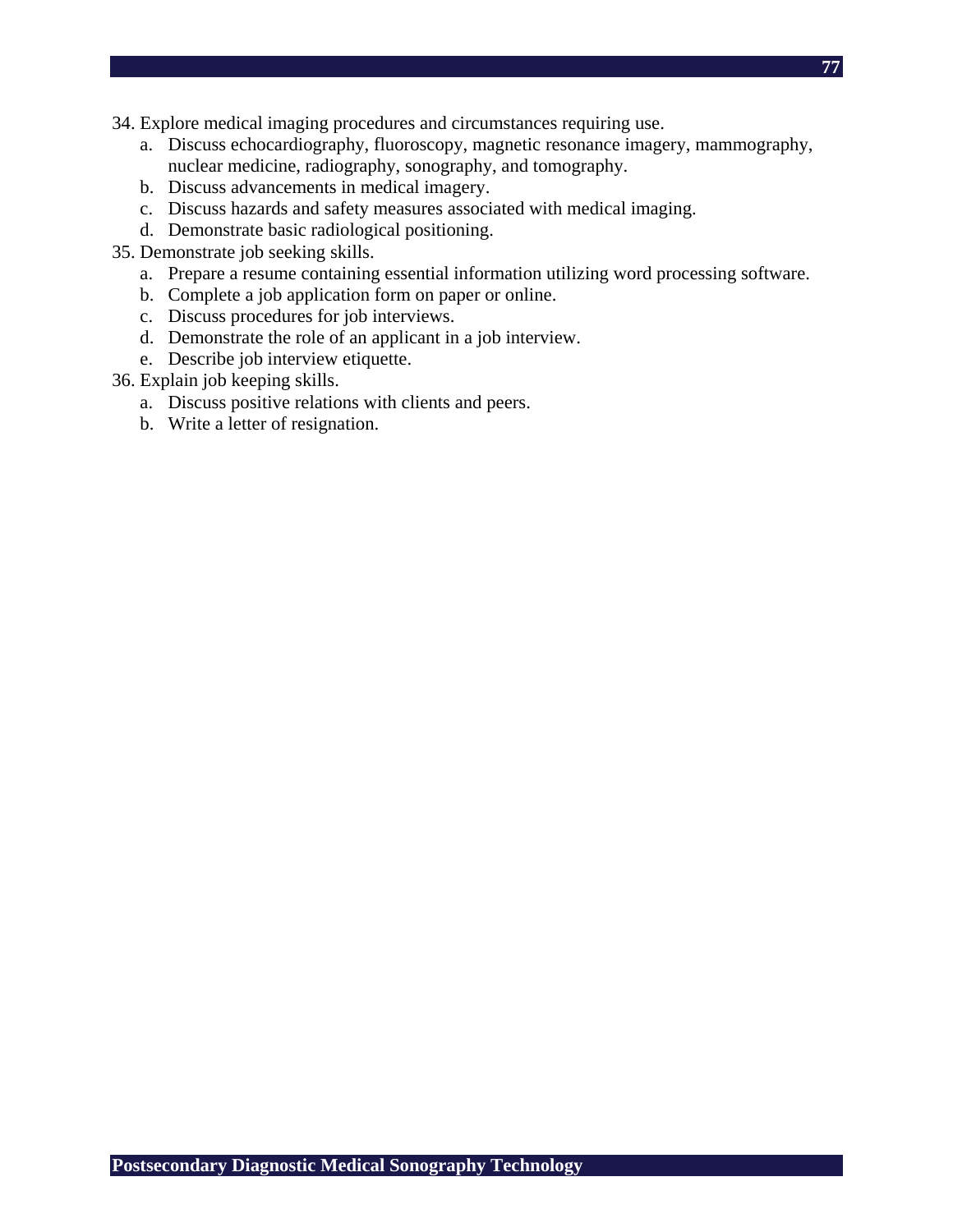34. Explore medical imaging procedures and circumstances requiring use.
    a. Discuss echocardiography, fluoroscopy, magnetic resonance imagery, mammography, nuclear medicine, radiography, sonography, and tomography.
    b. Discuss advancements in medical imagery.
    c. Discuss hazards and safety measures associated with medical imaging.
    d. Demonstrate basic radiological positioning.
35. Demonstrate job seeking skills.
    a. Prepare a resume containing essential information utilizing word processing software.
    b. Complete a job application form on paper or online.
    c. Discuss procedures for job interviews.
    d. Demonstrate the role of an applicant in a job interview.
    e. Describe job interview etiquette.
36. Explain job keeping skills.
    a. Discuss positive relations with clients and peers.
    b. Write a letter of resignation.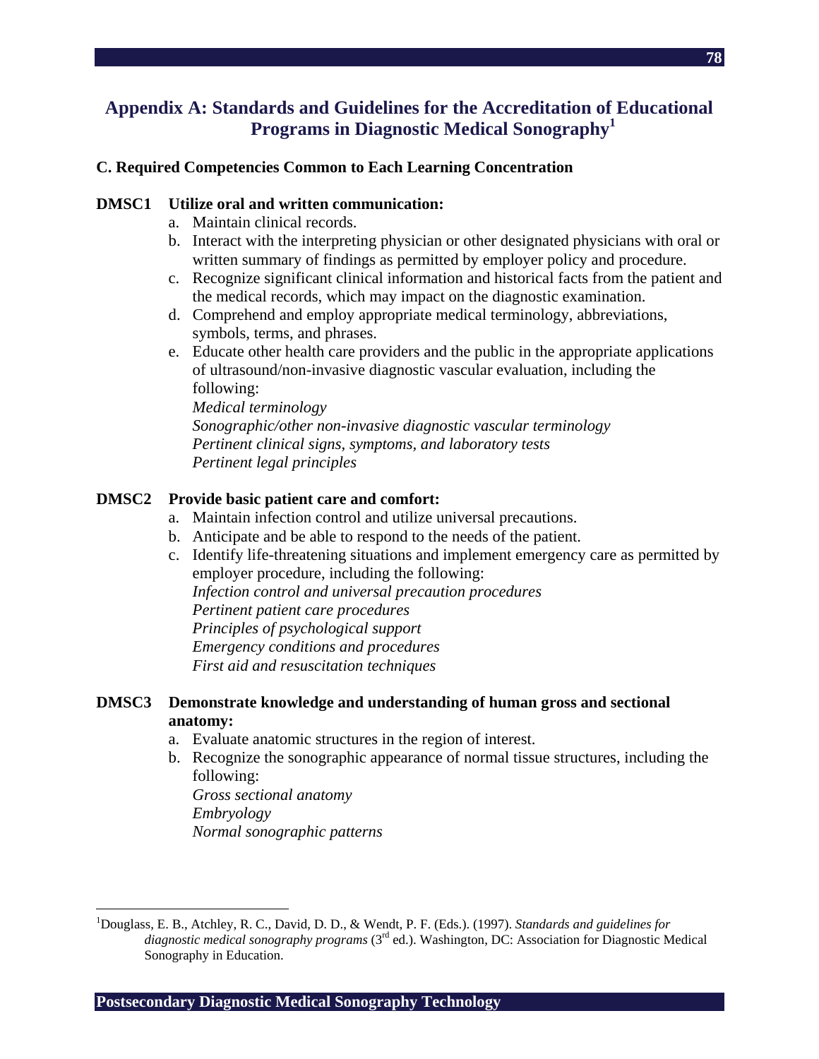# Appendix A: Standards and Guidelines for the Accreditation of Educational Programs in Diagnostic Medical Sonography[1]

**C. Required Competencies Common to Each Learning Concentration**

**DMSC1 Utilize oral and written communication:**

a. Maintain clinical records.
b. Interact with the interpreting physician or other designated physicians with oral or written summary of findings as permitted by employer policy and procedure.
c. Recognize significant clinical information and historical facts from the patient and the medical records, which may impact on the diagnostic examination.
d. Comprehend and employ appropriate medical terminology, abbreviations, symbols, terms, and phrases.
e. Educate other health care providers and the public in the appropriate applications of ultrasound/non-invasive diagnostic vascular evaluation, including the following:
*Medical terminology*
*Sonographic/other non-invasive diagnostic vascular terminology*
*Pertinent clinical signs, symptoms, and laboratory tests*
*Pertinent legal principles*

**DMSC2 Provide basic patient care and comfort:**

a. Maintain infection control and utilize universal precautions.
b. Anticipate and be able to respond to the needs of the patient.
c. Identify life-threatening situations and implement emergency care as permitted by employer procedure, including the following:
*Infection control and universal precaution procedures*
*Pertinent patient care procedures*
*Principles of psychological support*
*Emergency conditions and procedures*
*First aid and resuscitation techniques*

**DMSC3 Demonstrate knowledge and understanding of human gross and sectional anatomy:**

a. Evaluate anatomic structures in the region of interest.
b. Recognize the sonographic appearance of normal tissue structures, including the following:
*Gross sectional anatomy*
*Embryology*
*Normal sonographic patterns*

---

[1]Douglass, E. B., Atchley, R. C., David, D. D., & Wendt, P. F. (Eds.). (1997). *Standards and guidelines for diagnostic medical sonography programs* (3rd ed.). Washington, DC: Association for Diagnostic Medical Sonography in Education.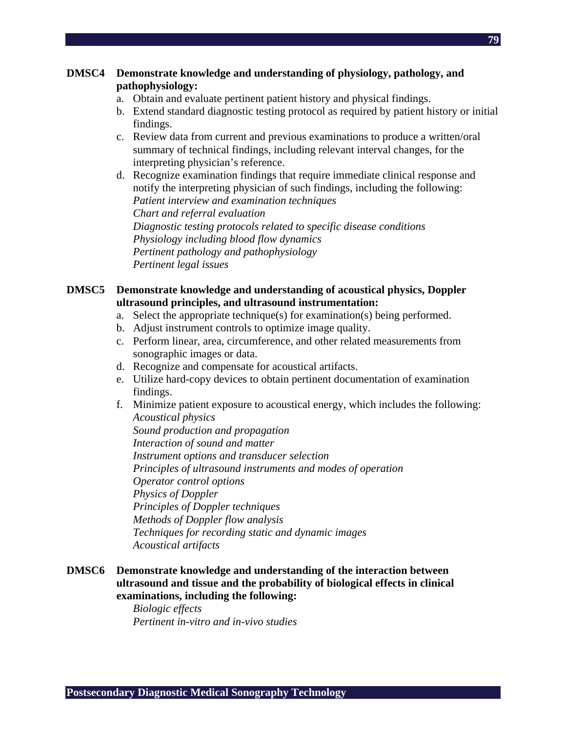**DMSC4 Demonstrate knowledge and understanding of physiology, pathology, and pathophysiology:**

a. Obtain and evaluate pertinent patient history and physical findings.
b. Extend standard diagnostic testing protocol as required by patient history or initial findings.
c. Review data from current and previous examinations to produce a written/oral summary of technical findings, including relevant interval changes, for the interpreting physician's reference.
d. Recognize examination findings that require immediate clinical response and notify the interpreting physician of such findings, including the following:
   *Patient interview and examination techniques*
   *Chart and referral evaluation*
   *Diagnostic testing protocols related to specific disease conditions*
   *Physiology including blood flow dynamics*
   *Pertinent pathology and pathophysiology*
   *Pertinent legal issues*

**DMSC5 Demonstrate knowledge and understanding of acoustical physics, Doppler ultrasound principles, and ultrasound instrumentation:**

a. Select the appropriate technique(s) for examination(s) being performed.
b. Adjust instrument controls to optimize image quality.
c. Perform linear, area, circumference, and other related measurements from sonographic images or data.
d. Recognize and compensate for acoustical artifacts.
e. Utilize hard-copy devices to obtain pertinent documentation of examination findings.
f. Minimize patient exposure to acoustical energy, which includes the following:
   *Acoustical physics*
   *Sound production and propagation*
   *Interaction of sound and matter*
   *Instrument options and transducer selection*
   *Principles of ultrasound instruments and modes of operation*
   *Operator control options*
   *Physics of Doppler*
   *Principles of Doppler techniques*
   *Methods of Doppler flow analysis*
   *Techniques for recording static and dynamic images*
   *Acoustical artifacts*

**DMSC6 Demonstrate knowledge and understanding of the interaction between ultrasound and tissue and the probability of biological effects in clinical examinations, including the following:**

*Biologic effects*
*Pertinent in-vitro and in-vivo studies*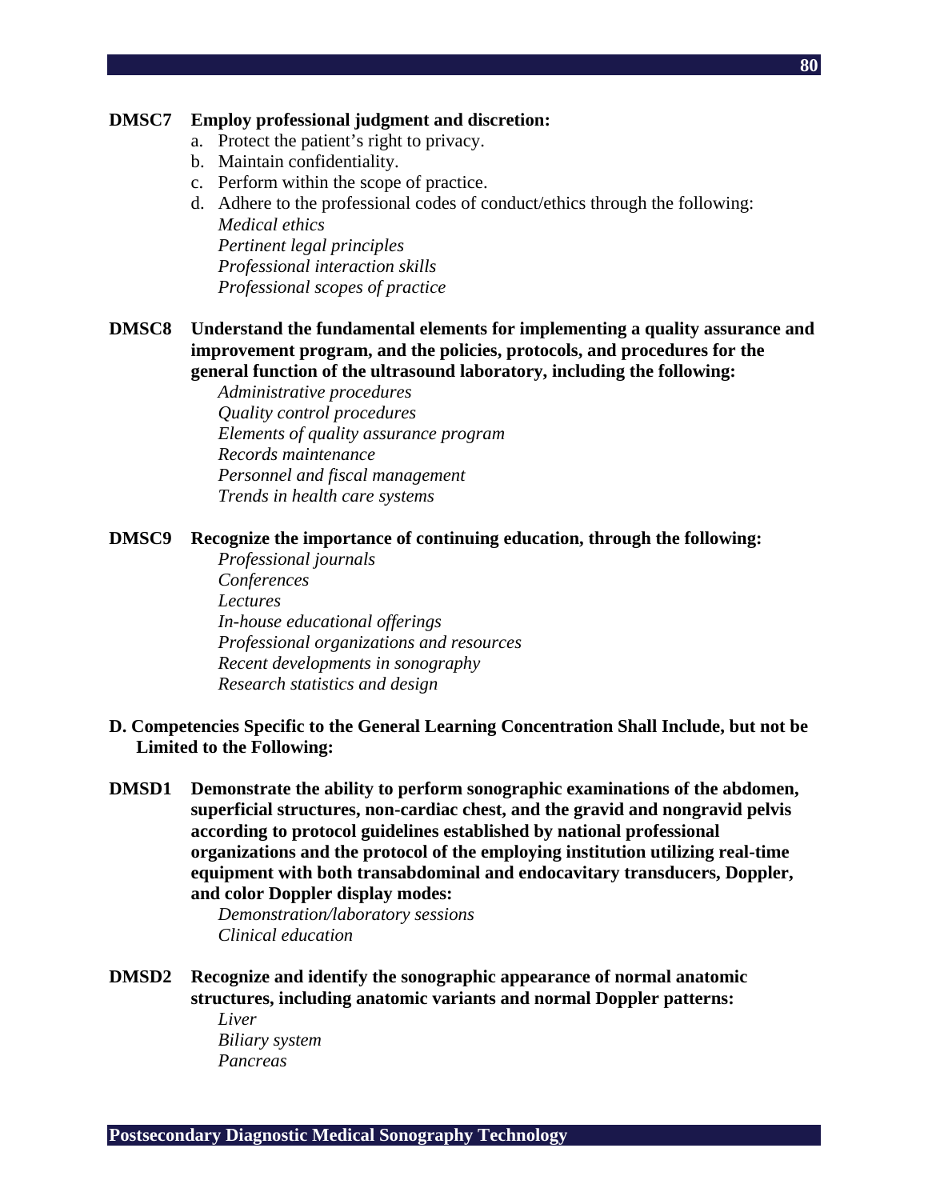**DMSC7 Employ professional judgment and discretion:**

a. Protect the patient's right to privacy.
b. Maintain confidentiality.
c. Perform within the scope of practice.
d. Adhere to the professional codes of conduct/ethics through the following:
   *Medical ethics*
   *Pertinent legal principles*
   *Professional interaction skills*
   *Professional scopes of practice*

**DMSC8 Understand the fundamental elements for implementing a quality assurance and improvement program, and the policies, protocols, and procedures for the general function of the ultrasound laboratory, including the following:**

*Administrative procedures*
*Quality control procedures*
*Elements of quality assurance program*
*Records maintenance*
*Personnel and fiscal management*
*Trends in health care systems*

**DMSC9 Recognize the importance of continuing education, through the following:**

*Professional journals*
*Conferences*
*Lectures*
*In-house educational offerings*
*Professional organizations and resources*
*Recent developments in sonography*
*Research statistics and design*

**D. Competencies Specific to the General Learning Concentration Shall Include, but not be Limited to the Following:**

**DMSD1 Demonstrate the ability to perform sonographic examinations of the abdomen, superficial structures, non-cardiac chest, and the gravid and nongravid pelvis according to protocol guidelines established by national professional organizations and the protocol of the employing institution utilizing real-time equipment with both transabdominal and endocavitary transducers, Doppler, and color Doppler display modes:**

*Demonstration/laboratory sessions*
*Clinical education*

**DMSD2 Recognize and identify the sonographic appearance of normal anatomic structures, including anatomic variants and normal Doppler patterns:**

*Liver*
*Biliary system*
*Pancreas*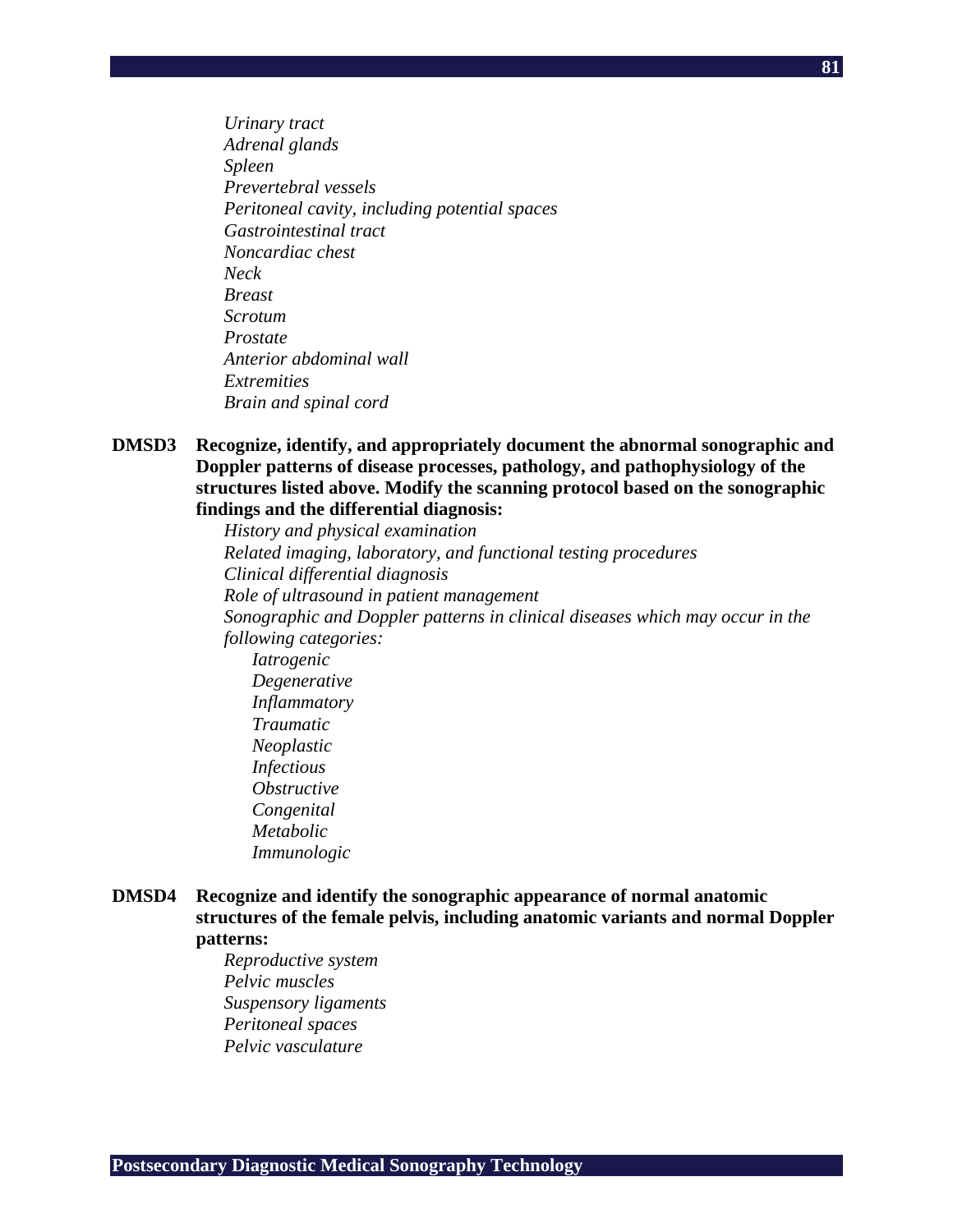*Urinary tract*
*Adrenal glands*
*Spleen*
*Prevertebral vessels*
*Peritoneal cavity, including potential spaces*
*Gastrointestinal tract*
*Noncardiac chest*
*Neck*
*Breast*
*Scrotum*
*Prostate*
*Anterior abdominal wall*
*Extremities*
*Brain and spinal cord*

**DMSD3 Recognize, identify, and appropriately document the abnormal sonographic and Doppler patterns of disease processes, pathology, and pathophysiology of the structures listed above. Modify the scanning protocol based on the sonographic findings and the differential diagnosis:**

*History and physical examination*
*Related imaging, laboratory, and functional testing procedures*
*Clinical differential diagnosis*
*Role of ultrasound in patient management*
*Sonographic and Doppler patterns in clinical diseases which may occur in the following categories:*

- *Iatrogenic*
- *Degenerative*
- *Inflammatory*
- *Traumatic*
- *Neoplastic*
- *Infectious*
- *Obstructive*
- *Congenital*
- *Metabolic*
- *Immunologic*

**DMSD4 Recognize and identify the sonographic appearance of normal anatomic structures of the female pelvis, including anatomic variants and normal Doppler patterns:**

*Reproductive system*
*Pelvic muscles*
*Suspensory ligaments*
*Peritoneal spaces*
*Pelvic vasculature*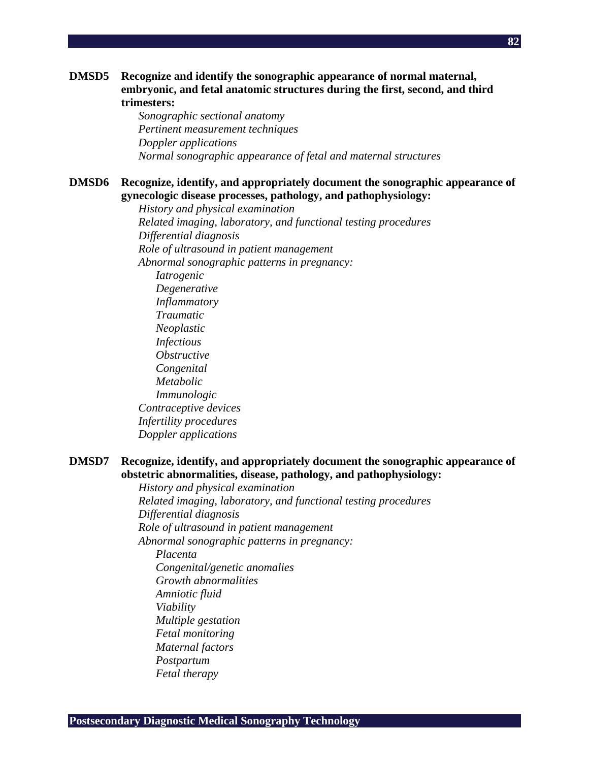**DMSD5 Recognize and identify the sonographic appearance of normal maternal, embryonic, and fetal anatomic structures during the first, second, and third trimesters:**

- *Sonographic sectional anatomy*
- *Pertinent measurement techniques*
- *Doppler applications*
- *Normal sonographic appearance of fetal and maternal structures*

**DMSD6 Recognize, identify, and appropriately document the sonographic appearance of gynecologic disease processes, pathology, and pathophysiology:**

- *History and physical examination*
- *Related imaging, laboratory, and functional testing procedures*
- *Differential diagnosis*
- *Role of ultrasound in patient management*
- *Abnormal sonographic patterns in pregnancy:*
    - *Iatrogenic*
    - *Degenerative*
    - *Inflammatory*
    - *Traumatic*
    - *Neoplastic*
    - *Infectious*
    - *Obstructive*
    - *Congenital*
    - *Metabolic*
    - *Immunologic*
- *Contraceptive devices*
- *Infertility procedures*
- *Doppler applications*

**DMSD7 Recognize, identify, and appropriately document the sonographic appearance of obstetric abnormalities, disease, pathology, and pathophysiology:**

- *History and physical examination*
- *Related imaging, laboratory, and functional testing procedures*
- *Differential diagnosis*
- *Role of ultrasound in patient management*
- *Abnormal sonographic patterns in pregnancy:*
    - *Placenta*
    - *Congenital/genetic anomalies*
    - *Growth abnormalities*
    - *Amniotic fluid*
    - *Viability*
    - *Multiple gestation*
    - *Fetal monitoring*
    - *Maternal factors*
    - *Postpartum*
    - *Fetal therapy*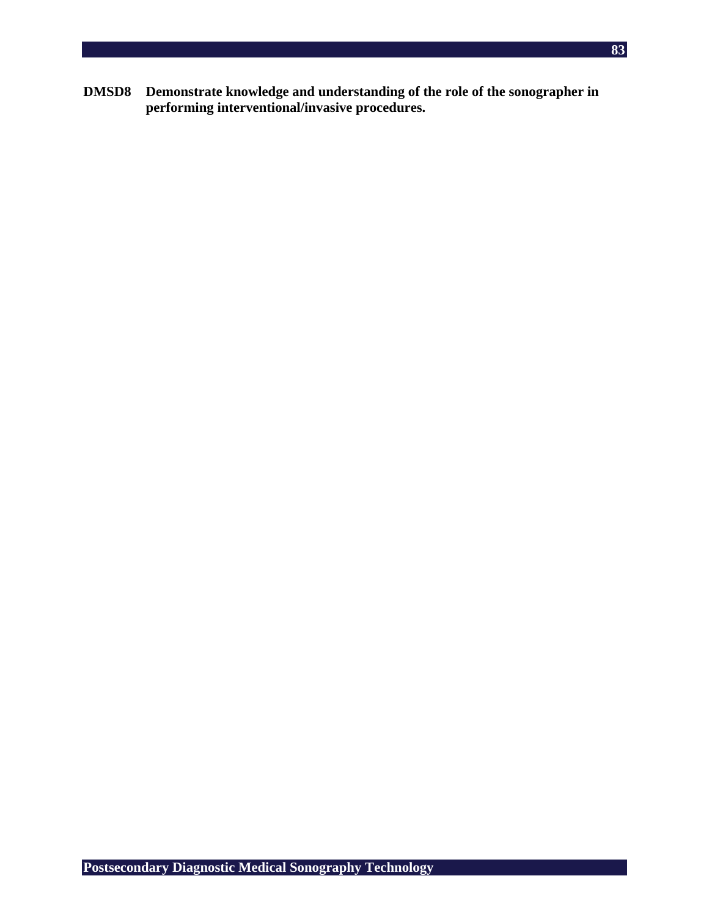**DMSD8 Demonstrate knowledge and understanding of the role of the sonographer in performing interventional/invasive procedures.**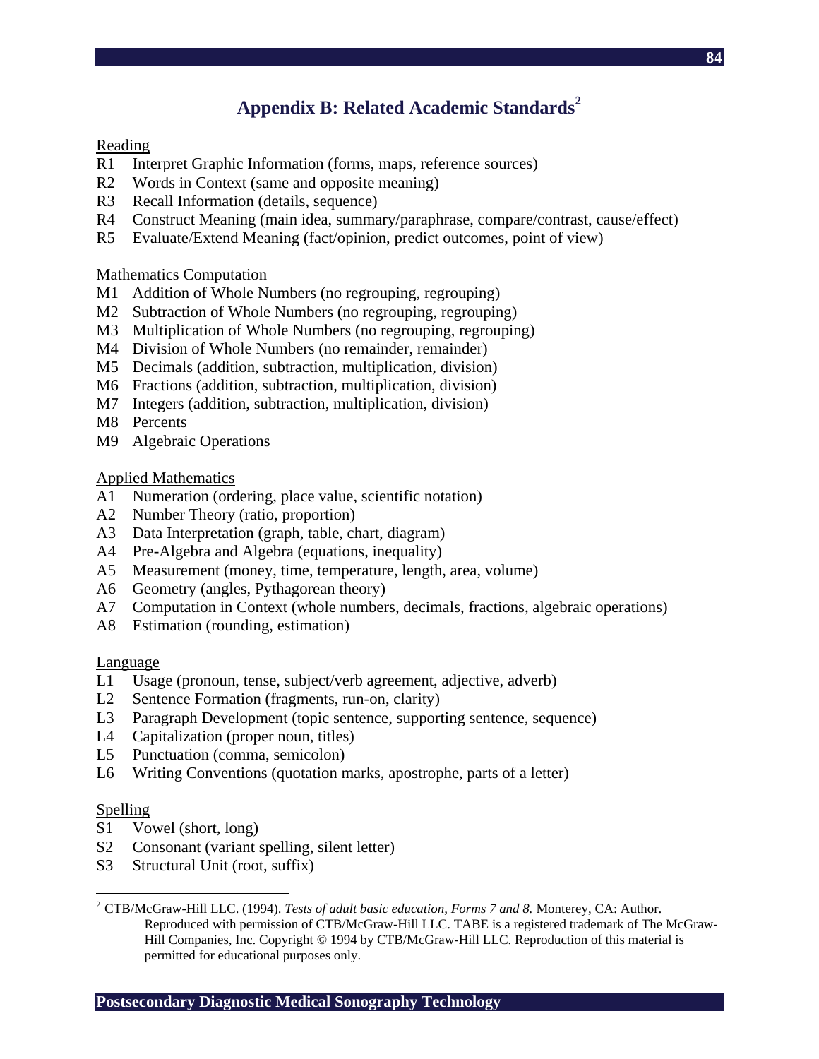# Appendix B: Related Academic Standards[2]

Reading

R1 Interpret Graphic Information (forms, maps, reference sources)
R2 Words in Context (same and opposite meaning)
R3 Recall Information (details, sequence)
R4 Construct Meaning (main idea, summary/paraphrase, compare/contrast, cause/effect)
R5 Evaluate/Extend Meaning (fact/opinion, predict outcomes, point of view)

Mathematics Computation

M1 Addition of Whole Numbers (no regrouping, regrouping)
M2 Subtraction of Whole Numbers (no regrouping, regrouping)
M3 Multiplication of Whole Numbers (no regrouping, regrouping)
M4 Division of Whole Numbers (no remainder, remainder)
M5 Decimals (addition, subtraction, multiplication, division)
M6 Fractions (addition, subtraction, multiplication, division)
M7 Integers (addition, subtraction, multiplication, division)
M8 Percents
M9 Algebraic Operations

Applied Mathematics

A1 Numeration (ordering, place value, scientific notation)
A2 Number Theory (ratio, proportion)
A3 Data Interpretation (graph, table, chart, diagram)
A4 Pre-Algebra and Algebra (equations, inequality)
A5 Measurement (money, time, temperature, length, area, volume)
A6 Geometry (angles, Pythagorean theory)
A7 Computation in Context (whole numbers, decimals, fractions, algebraic operations)
A8 Estimation (rounding, estimation)

Language

L1 Usage (pronoun, tense, subject/verb agreement, adjective, adverb)
L2 Sentence Formation (fragments, run-on, clarity)
L3 Paragraph Development (topic sentence, supporting sentence, sequence)
L4 Capitalization (proper noun, titles)
L5 Punctuation (comma, semicolon)
L6 Writing Conventions (quotation marks, apostrophe, parts of a letter)

Spelling

S1 Vowel (short, long)
S2 Consonant (variant spelling, silent letter)
S3 Structural Unit (root, suffix)

---

[2] CTB/McGraw-Hill LLC. (1994). *Tests of adult basic education, Forms 7 and 8.* Monterey, CA: Author. Reproduced with permission of CTB/McGraw-Hill LLC. TABE is a registered trademark of The McGraw-Hill Companies, Inc. Copyright © 1994 by CTB/McGraw-Hill LLC. Reproduction of this material is permitted for educational purposes only.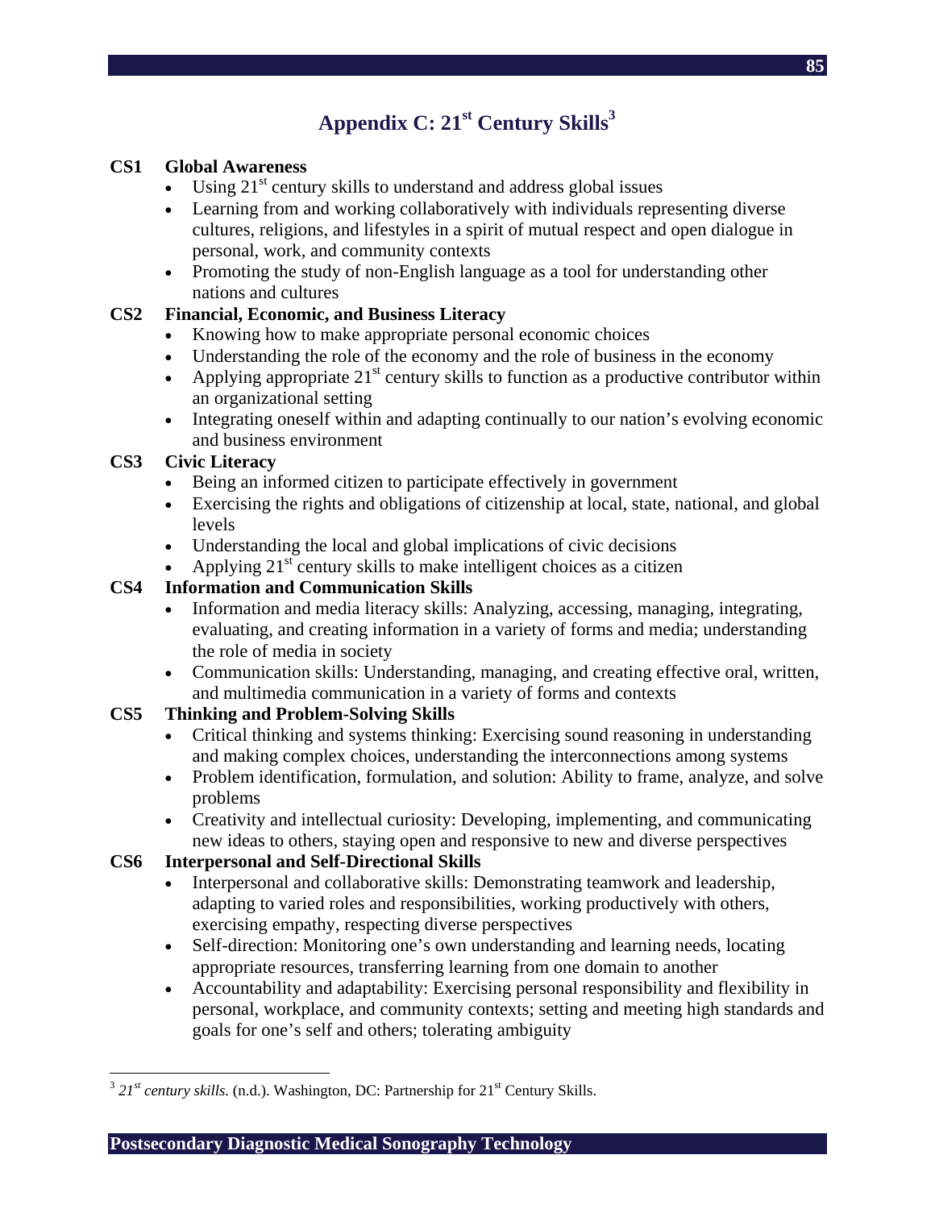# Appendix C: 21st Century Skills[3]

**CS1 Global Awareness**

- Using 21st century skills to understand and address global issues
- Learning from and working collaboratively with individuals representing diverse cultures, religions, and lifestyles in a spirit of mutual respect and open dialogue in personal, work, and community contexts
- Promoting the study of non-English language as a tool for understanding other nations and cultures

**CS2 Financial, Economic, and Business Literacy**

- Knowing how to make appropriate personal economic choices
- Understanding the role of the economy and the role of business in the economy
- Applying appropriate 21st century skills to function as a productive contributor within an organizational setting
- Integrating oneself within and adapting continually to our nation's evolving economic and business environment

**CS3 Civic Literacy**

- Being an informed citizen to participate effectively in government
- Exercising the rights and obligations of citizenship at local, state, national, and global levels
- Understanding the local and global implications of civic decisions
- Applying 21st century skills to make intelligent choices as a citizen

**CS4 Information and Communication Skills**

- Information and media literacy skills: Analyzing, accessing, managing, integrating, evaluating, and creating information in a variety of forms and media; understanding the role of media in society
- Communication skills: Understanding, managing, and creating effective oral, written, and multimedia communication in a variety of forms and contexts

**CS5 Thinking and Problem-Solving Skills**

- Critical thinking and systems thinking: Exercising sound reasoning in understanding and making complex choices, understanding the interconnections among systems
- Problem identification, formulation, and solution: Ability to frame, analyze, and solve problems
- Creativity and intellectual curiosity: Developing, implementing, and communicating new ideas to others, staying open and responsive to new and diverse perspectives

**CS6 Interpersonal and Self-Directional Skills**

- Interpersonal and collaborative skills: Demonstrating teamwork and leadership, adapting to varied roles and responsibilities, working productively with others, exercising empathy, respecting diverse perspectives
- Self-direction: Monitoring one's own understanding and learning needs, locating appropriate resources, transferring learning from one domain to another
- Accountability and adaptability: Exercising personal responsibility and flexibility in personal, workplace, and community contexts; setting and meeting high standards and goals for one's self and others; tolerating ambiguity

---

[3] *21st century skills.* (n.d.). Washington, DC: Partnership for 21st Century Skills.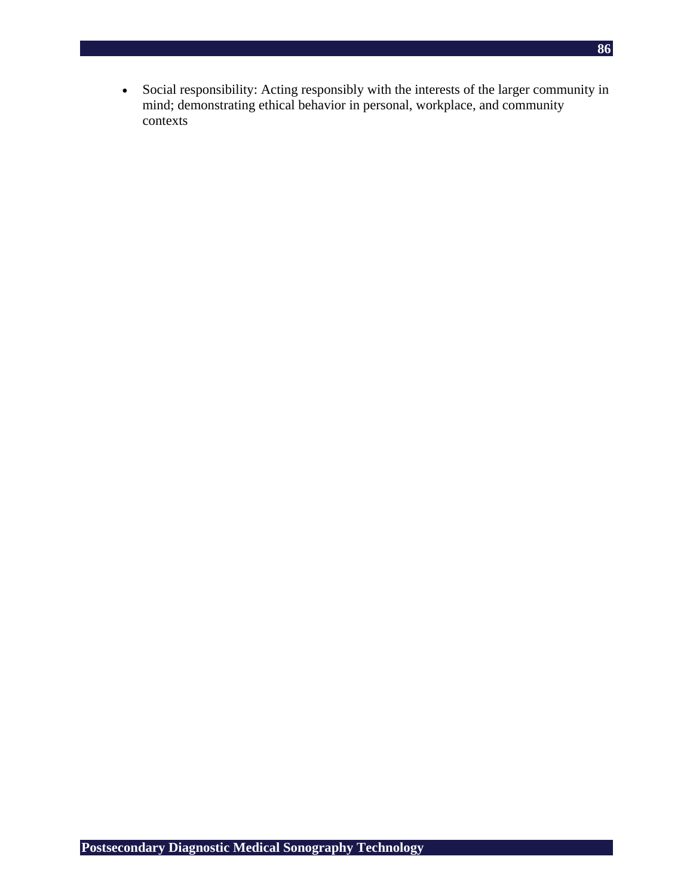- Social responsibility: Acting responsibly with the interests of the larger community in mind; demonstrating ethical behavior in personal, workplace, and community contexts